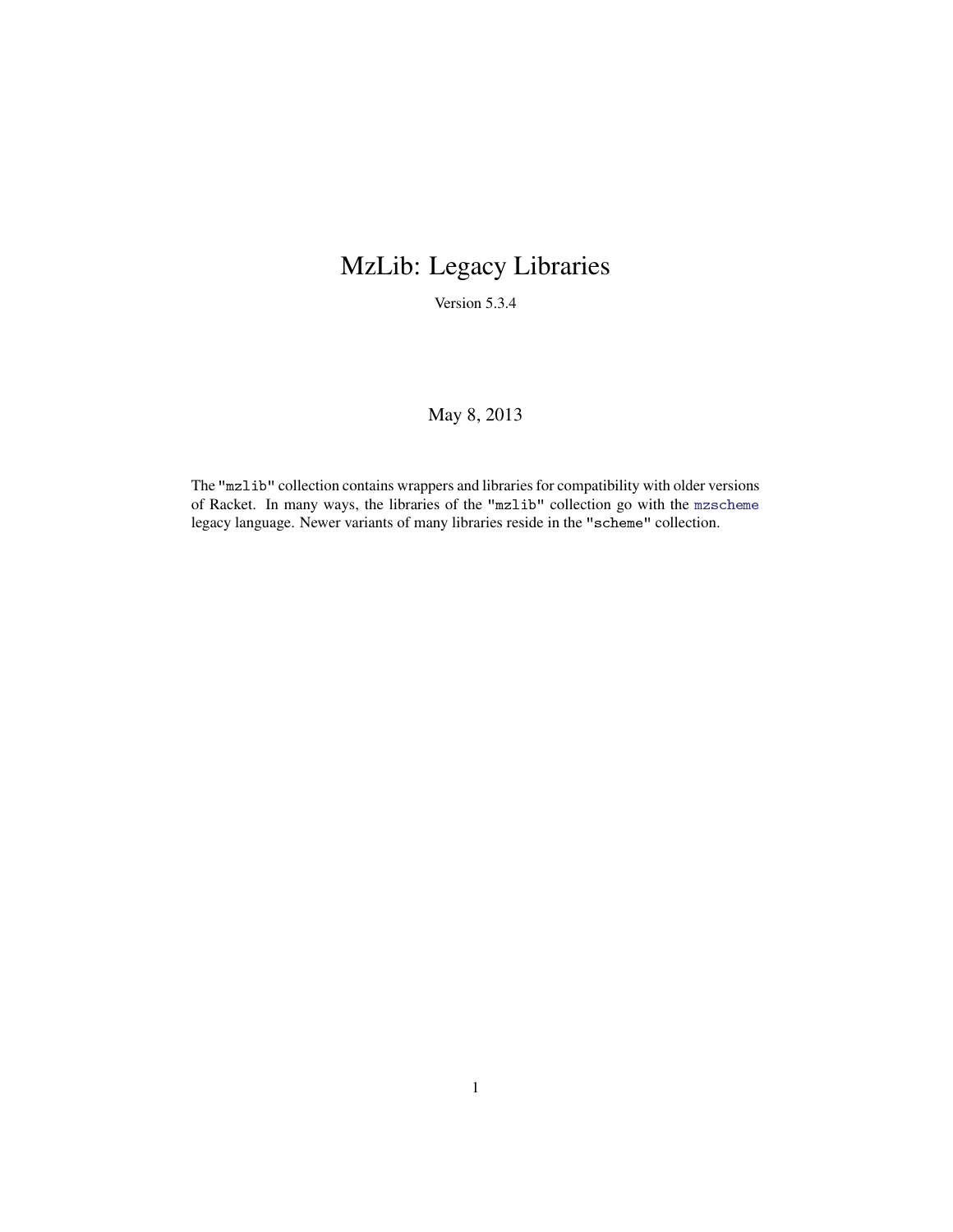# MzLib: Legacy Libraries

Version 5.3.4

May 8, 2013

The "mzlib" collection contains wrappers and libraries for compatibility with older versions of Racket. In many ways, the libraries of the "mzlib" collection go with the mzscheme legacy language. Newer variants of many libraries reside in the "scheme" collection.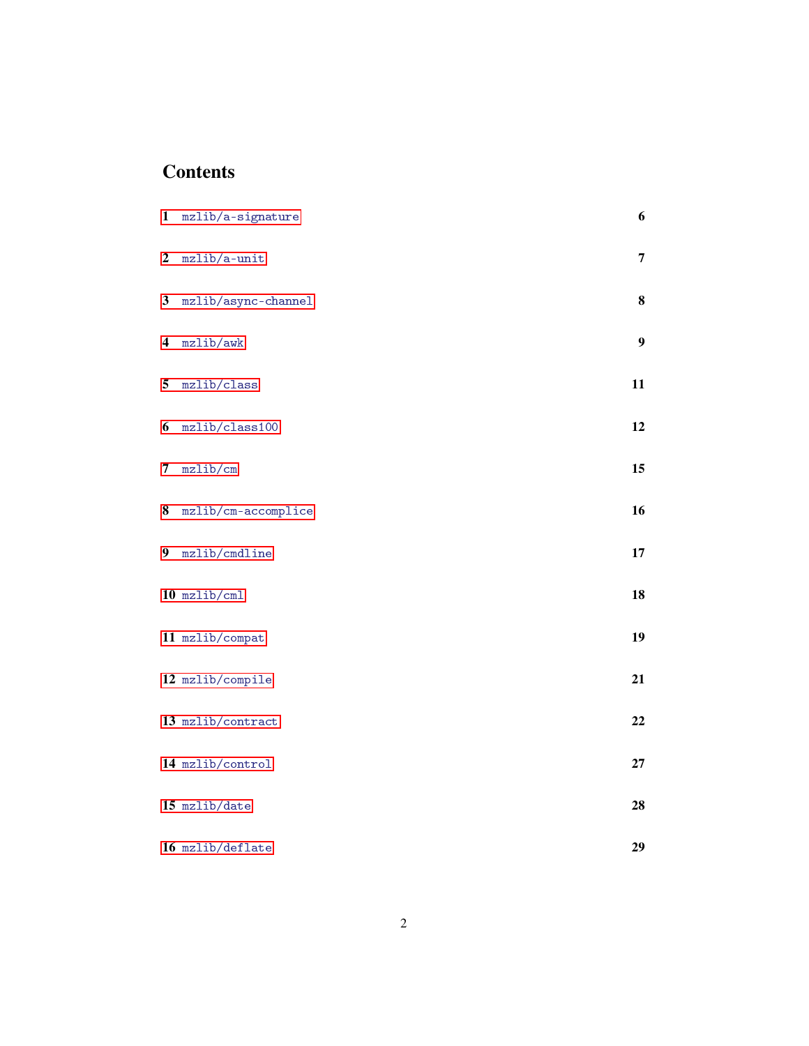# Contents

1 `mzlib/a-signature` 6

2 `mzlib/a-unit` 7

3 `mzlib/async-channel` 8

4 `mzlib/awk` 9

5 `mzlib/class` 11

6 `mzlib/class100` 12

7 `mzlib/cm` 15

8 `mzlib/cm-accomplice` 16

9 `mzlib/cmdline` 17

10 `mzlib/cml` 18

11 `mzlib/compat` 19

12 `mzlib/compile` 21

13 `mzlib/contract` 22

14 `mzlib/control` 27

15 `mzlib/date` 28

16 `mzlib/deflate` 29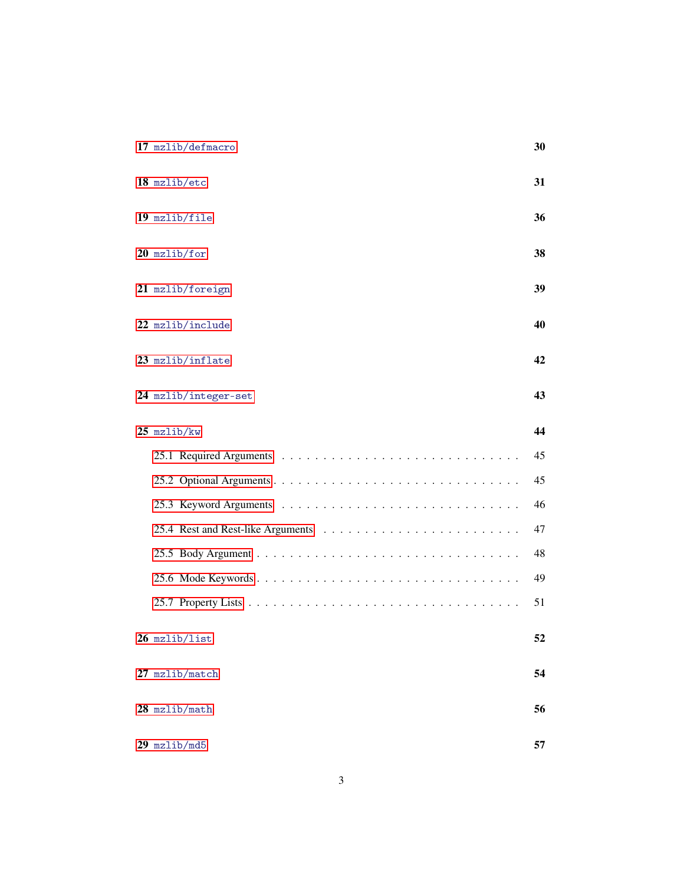17 `mzlib/defmacro` 30

18 `mzlib/etc` 31

19 `mzlib/file` 36

20 `mzlib/for` 38

21 `mzlib/foreign` 39

22 `mzlib/include` 40

23 `mzlib/inflate` 42

24 `mzlib/integer-set` 43

25 `mzlib/kw` 44

- 25.1 Required Arguments . . . . . . . . . . . . . . . . . . . . . . . . . . . 45
- 25.2 Optional Arguments . . . . . . . . . . . . . . . . . . . . . . . . . . . 45
- 25.3 Keyword Arguments . . . . . . . . . . . . . . . . . . . . . . . . . . . 46
- 25.4 Rest and Rest-like Arguments . . . . . . . . . . . . . . . . . . . . . . 47
- 25.5 Body Argument . . . . . . . . . . . . . . . . . . . . . . . . . . . . . 48
- 25.6 Mode Keywords . . . . . . . . . . . . . . . . . . . . . . . . . . . . . 49
- 25.7 Property Lists . . . . . . . . . . . . . . . . . . . . . . . . . . . . . . 51

26 `mzlib/list` 52

27 `mzlib/match` 54

28 `mzlib/math` 56

29 `mzlib/md5` 57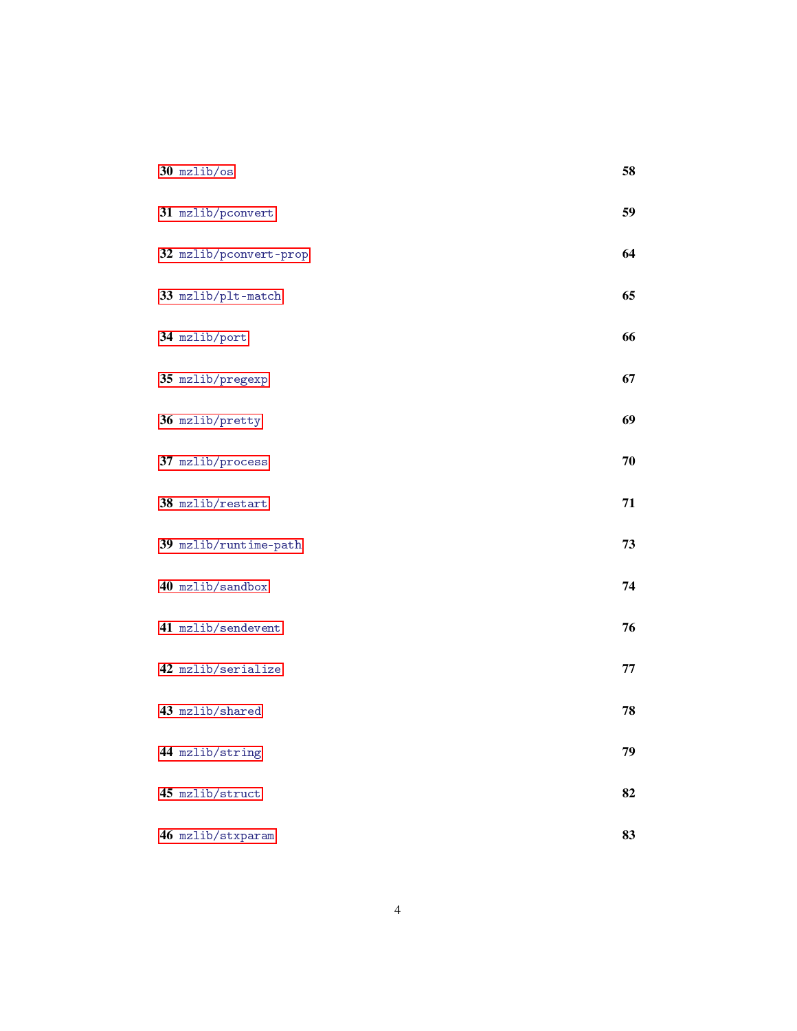**30** `mzlib/os` **58**

**31** `mzlib/pconvert` **59**

**32** `mzlib/pconvert-prop` **64**

**33** `mzlib/plt-match` **65**

**34** `mzlib/port` **66**

**35** `mzlib/pregexp` **67**

**36** `mzlib/pretty` **69**

**37** `mzlib/process` **70**

**38** `mzlib/restart` **71**

**39** `mzlib/runtime-path` **73**

**40** `mzlib/sandbox` **74**

**41** `mzlib/sendevent` **76**

**42** `mzlib/serialize` **77**

**43** `mzlib/shared` **78**

**44** `mzlib/string` **79**

**45** `mzlib/struct` **82**

**46** `mzlib/stxparam` **83**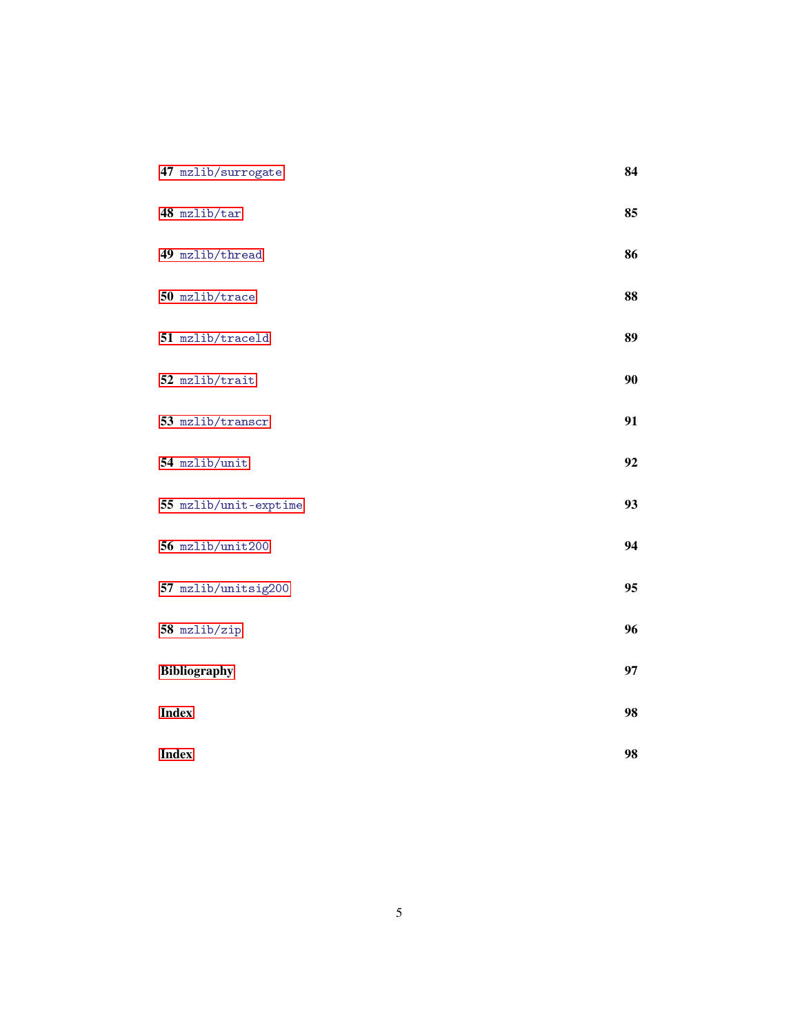47 `mzlib/surrogate` 84

48 `mzlib/tar` 85

49 `mzlib/thread` 86

50 `mzlib/trace` 88

51 `mzlib/traceld` 89

52 `mzlib/trait` 90

53 `mzlib/transcr` 91

54 `mzlib/unit` 92

55 `mzlib/unit-exptime` 93

56 `mzlib/unit200` 94

57 `mzlib/unitsig200` 95

58 `mzlib/zip` 96

**Bibliography** 97

**Index** 98

**Index** 98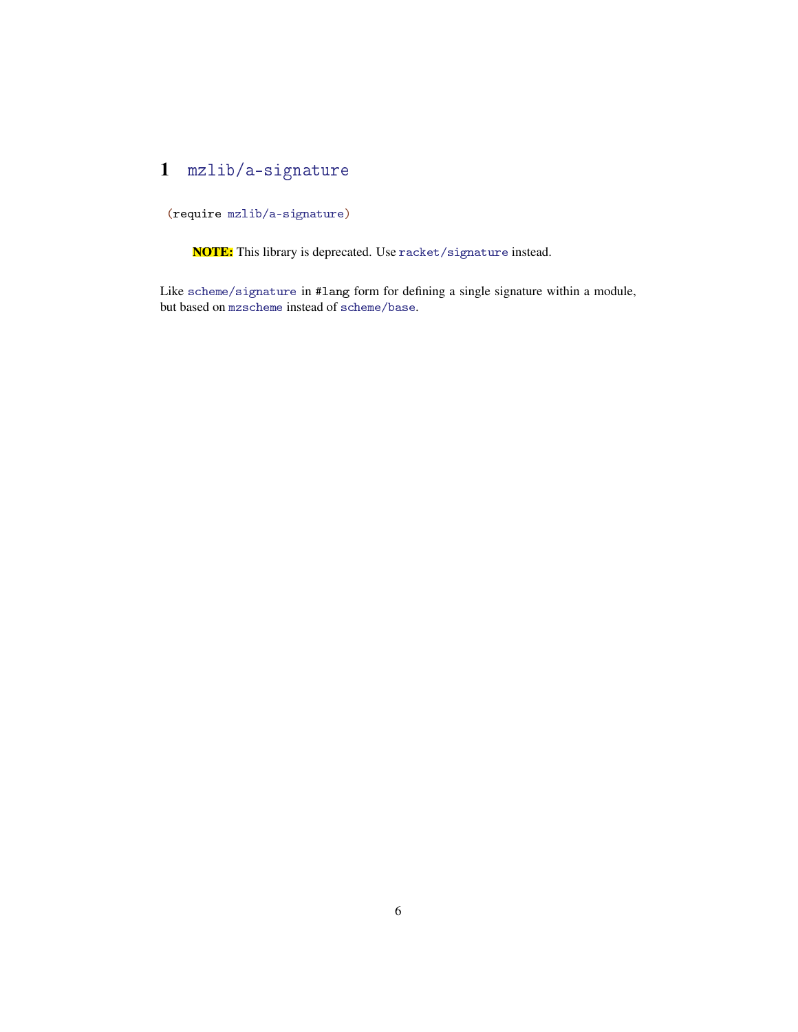# 1 mzlib/a-signature

```
(require mzlib/a-signature)
```

> **NOTE:** This library is deprecated. Use racket/signature instead.

Like scheme/signature in #lang form for defining a single signature within a module, but based on mzscheme instead of scheme/base.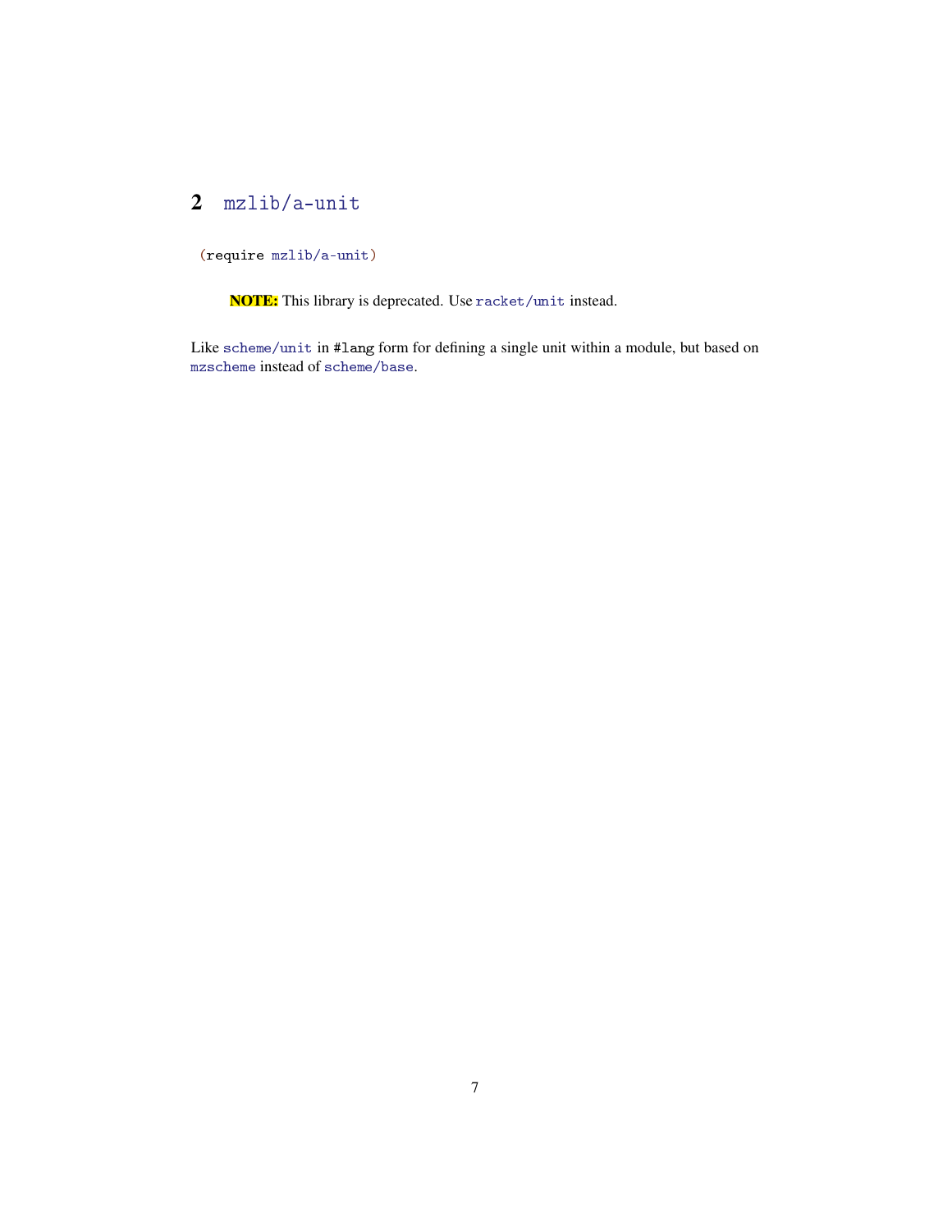# 2 mzlib/a-unit

```
(require mzlib/a-unit)
```

> **NOTE:** This library is deprecated. Use `racket/unit` instead.

Like `scheme/unit` in `#lang` form for defining a single unit within a module, but based on `mzscheme` instead of `scheme/base`.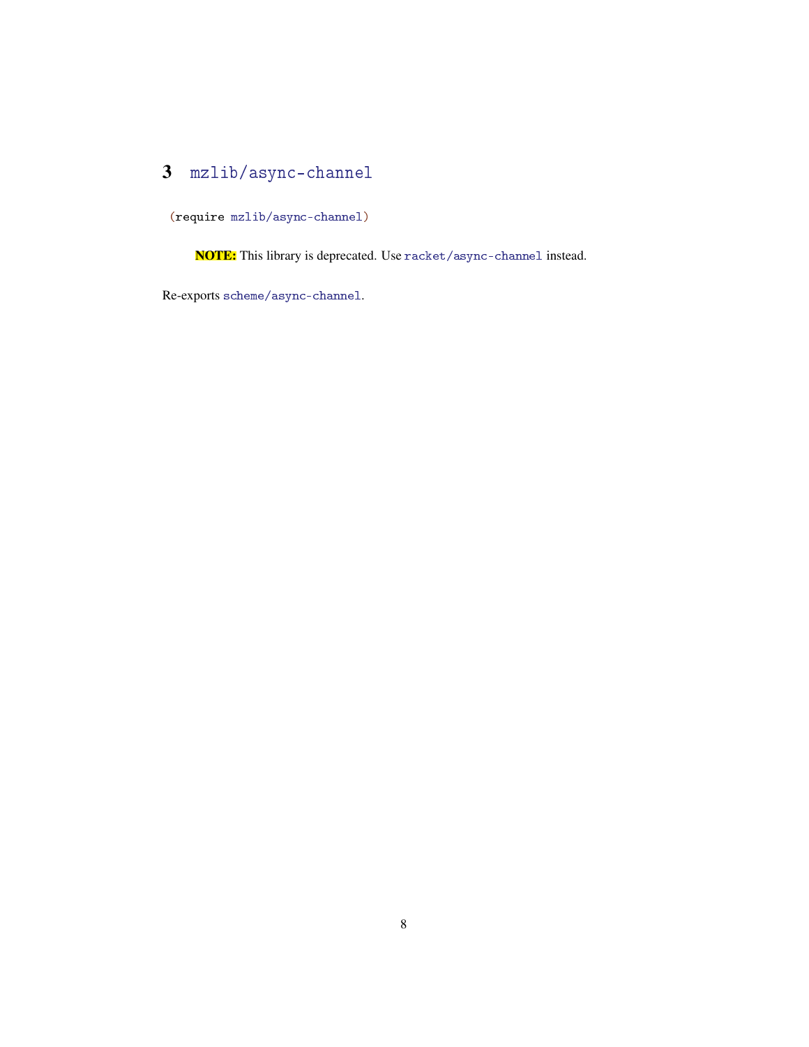# 3 mzlib/async-channel

```
(require mzlib/async-channel)
```

> **NOTE:** This library is deprecated. Use `racket/async-channel` instead.

Re-exports `scheme/async-channel`.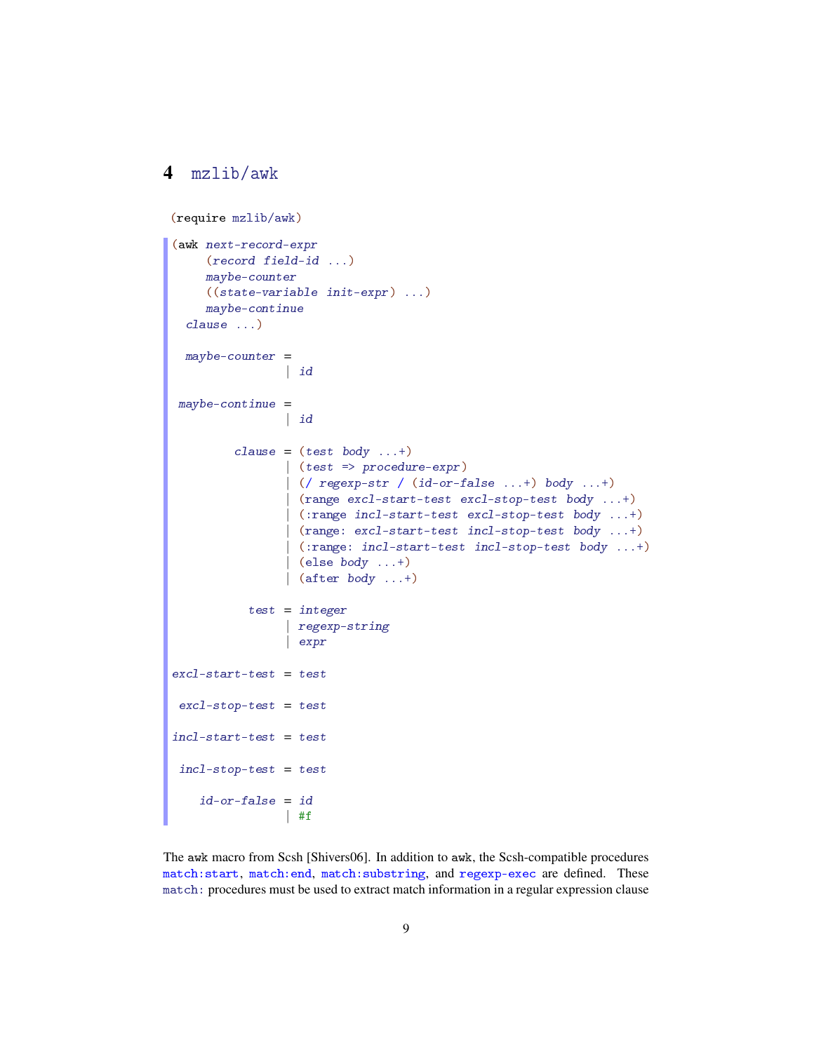# 4 mzlib/awk

```
(require mzlib/awk)
```

```
(awk next-record-expr
     (record field-id ...)
     maybe-counter
     ((state-variable init-expr) ...)
     maybe-continue
  clause ...)

  maybe-counter =
                | id

 maybe-continue =
                | id

         clause = (test body ...+)
                | (test => procedure-expr)
                | (/ regexp-str / (id-or-false ...+) body ...+)
                | (range excl-start-test excl-stop-test body ...+)
                | (:range incl-start-test excl-stop-test body ...+)
                | (range: excl-start-test incl-stop-test body ...+)
                | (:range: incl-start-test incl-stop-test body ...+)
                | (else body ...+)
                | (after body ...+)

           test = integer
                | regexp-string
                | expr

excl-start-test = test

 excl-stop-test = test

incl-start-test = test

 incl-stop-test = test

    id-or-false = id
                | #f
```

The `awk` macro from Scsh [Shivers06]. In addition to `awk`, the Scsh-compatible procedures `match:start`, `match:end`, `match:substring`, and `regexp-exec` are defined. These `match:` procedures must be used to extract match information in a regular expression clause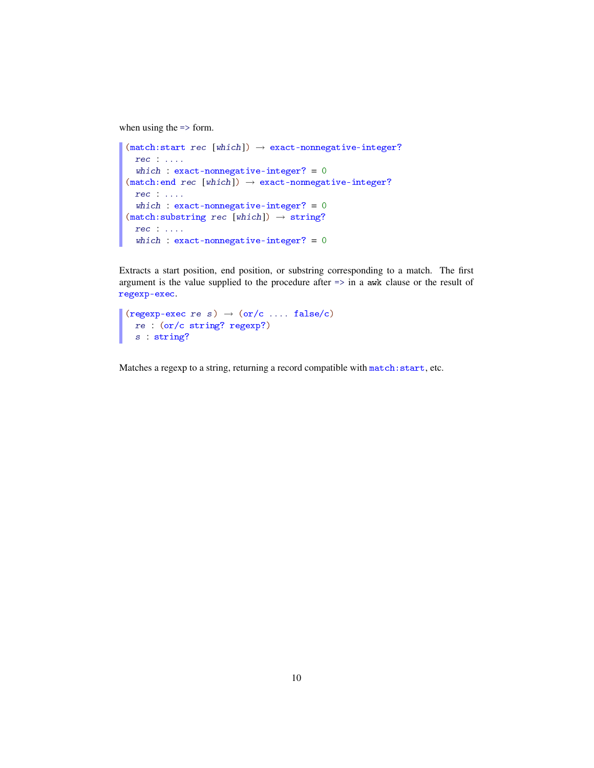when using the => form.

```
(match:start rec [which]) → exact-nonnegative-integer?
  rec : ....
  which : exact-nonnegative-integer? = 0
(match:end rec [which]) → exact-nonnegative-integer?
  rec : ....
  which : exact-nonnegative-integer? = 0
(match:substring rec [which]) → string?
  rec : ....
  which : exact-nonnegative-integer? = 0
```

Extracts a start position, end position, or substring corresponding to a match. The first argument is the value supplied to the procedure after => in a awk clause or the result of regexp-exec.

```
(regexp-exec re s) → (or/c .... false/c)
  re : (or/c string? regexp?)
  s : string?
```

Matches a regexp to a string, returning a record compatible with match:start, etc.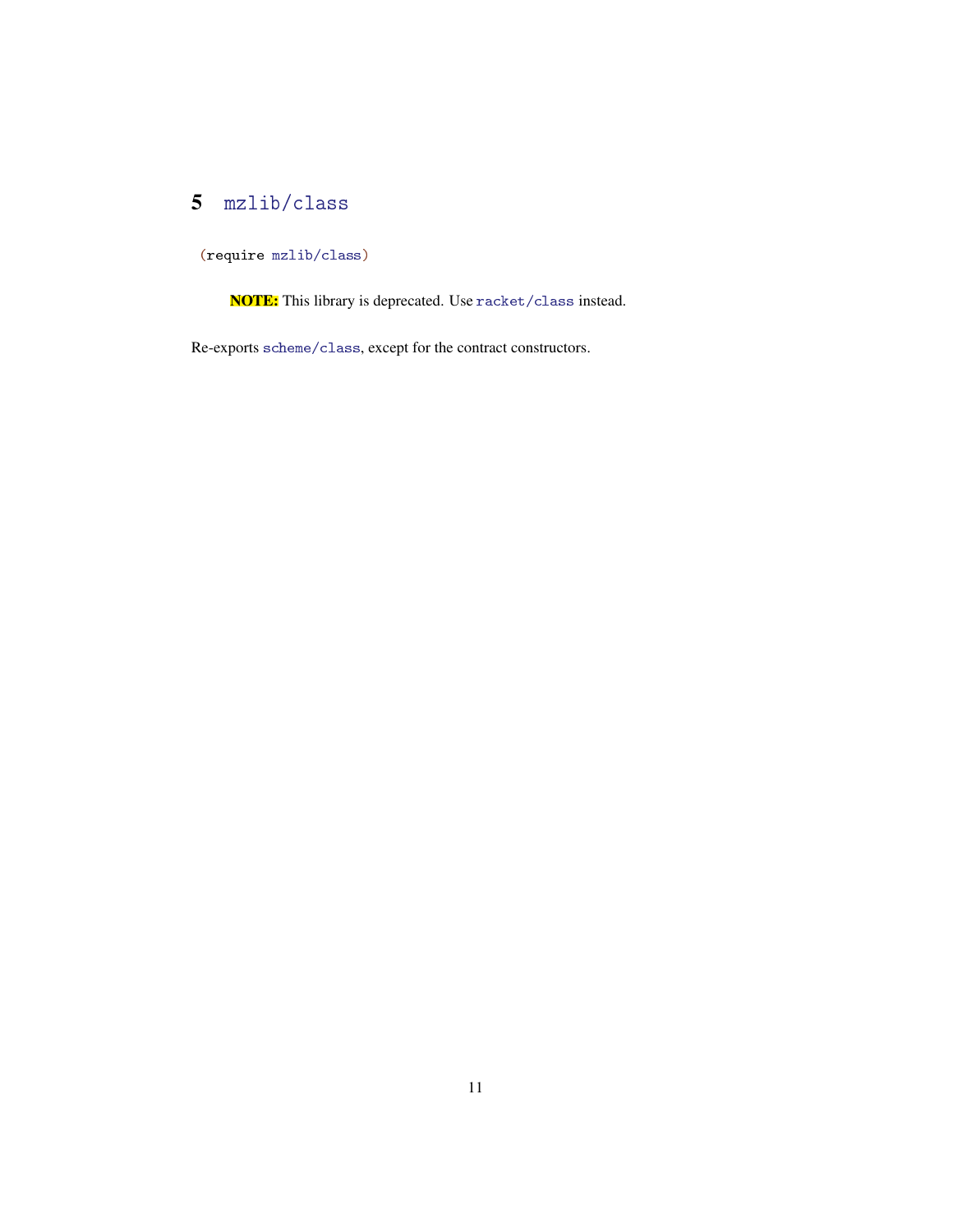# 5 mzlib/class

```
(require mzlib/class)
```

> **NOTE:** This library is deprecated. Use racket/class instead.

Re-exports scheme/class, except for the contract constructors.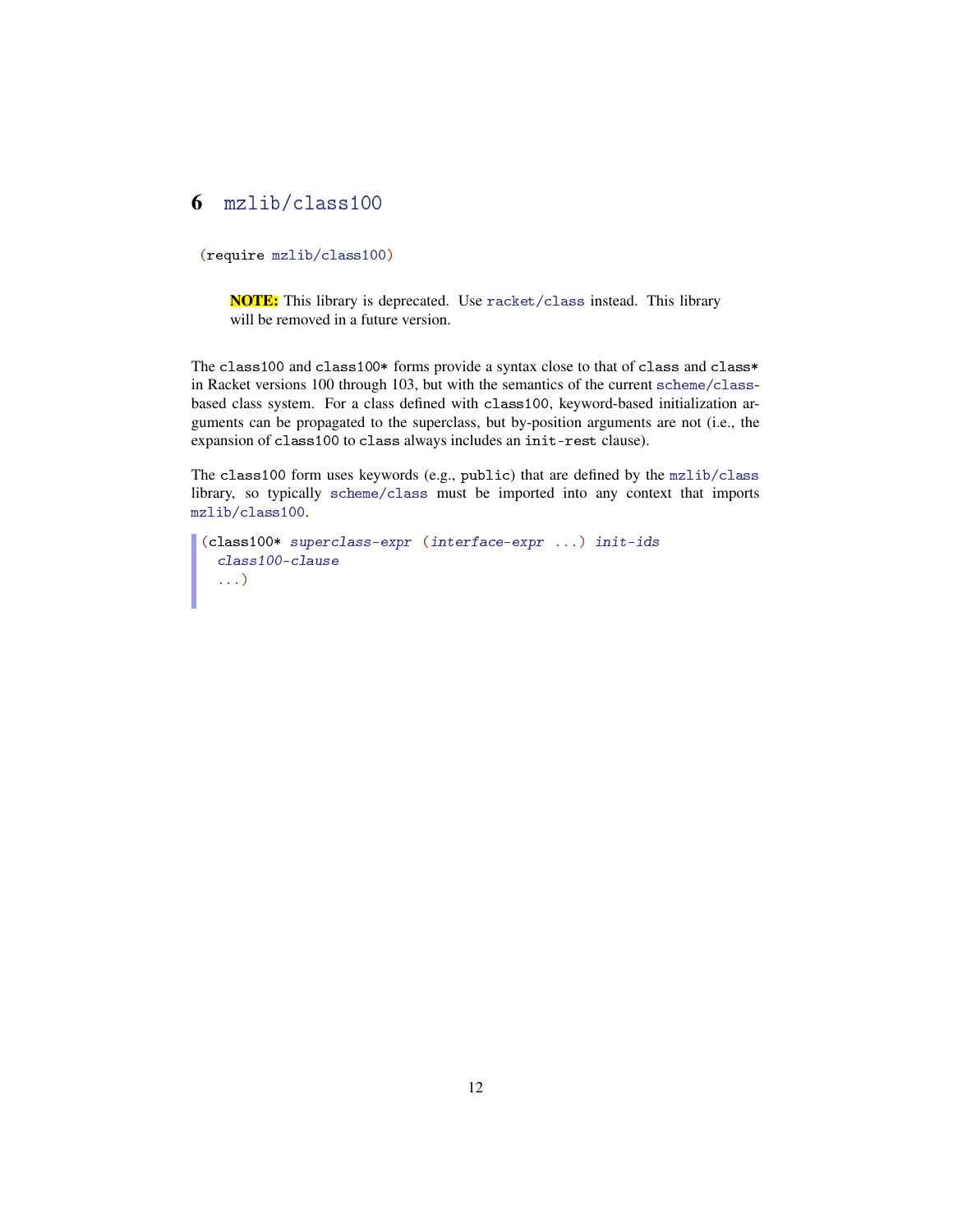# 6 mzlib/class100

```
(require mzlib/class100)
```

> **NOTE:** This library is deprecated. Use racket/class instead. This library will be removed in a future version.

The `class100` and `class100*` forms provide a syntax close to that of `class` and `class*` in Racket versions 100 through 103, but with the semantics of the current scheme/class-based class system. For a class defined with `class100`, keyword-based initialization arguments can be propagated to the superclass, but by-position arguments are not (i.e., the expansion of `class100` to `class` always includes an `init-rest` clause).

The `class100` form uses keywords (e.g., `public`) that are defined by the mzlib/class library, so typically scheme/class must be imported into any context that imports mzlib/class100.

```
(class100* superclass-expr (interface-expr ...) init-ids
  class100-clause
  ...)
```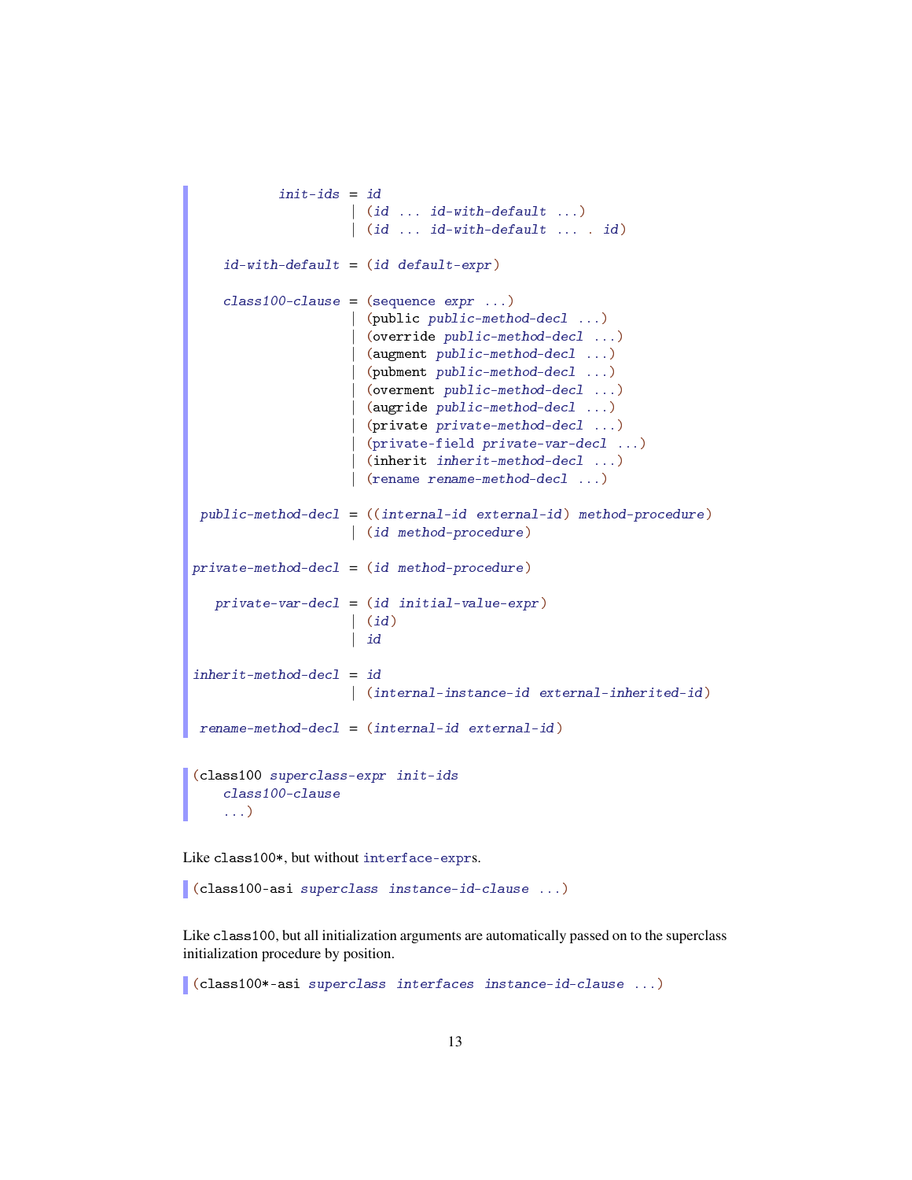```
           init-ids = id
                    | (id ... id-with-default ...)
                    | (id ... id-with-default ... . id)

    id-with-default = (id default-expr)

    class100-clause = (sequence expr ...)
                    | (public public-method-decl ...)
                    | (override public-method-decl ...)
                    | (augment public-method-decl ...)
                    | (pubment public-method-decl ...)
                    | (overment public-method-decl ...)
                    | (augride public-method-decl ...)
                    | (private private-method-decl ...)
                    | (private-field private-var-decl ...)
                    | (inherit inherit-method-decl ...)
                    | (rename rename-method-decl ...)

 public-method-decl = ((internal-id external-id) method-procedure)
                    | (id method-procedure)

private-method-decl = (id method-procedure)

   private-var-decl = (id initial-value-expr)
                    | (id)
                    | id

inherit-method-decl = id
                    | (internal-instance-id external-inherited-id)

 rename-method-decl = (internal-id external-id)
```

```
(class100 superclass-expr init-ids
    class100-clause
    ...)
```

Like `class100*`, but without `interface-expr`s.

```
(class100-asi superclass instance-id-clause ...)
```

Like `class100`, but all initialization arguments are automatically passed on to the superclass initialization procedure by position.

```
(class100*-asi superclass interfaces instance-id-clause ...)
```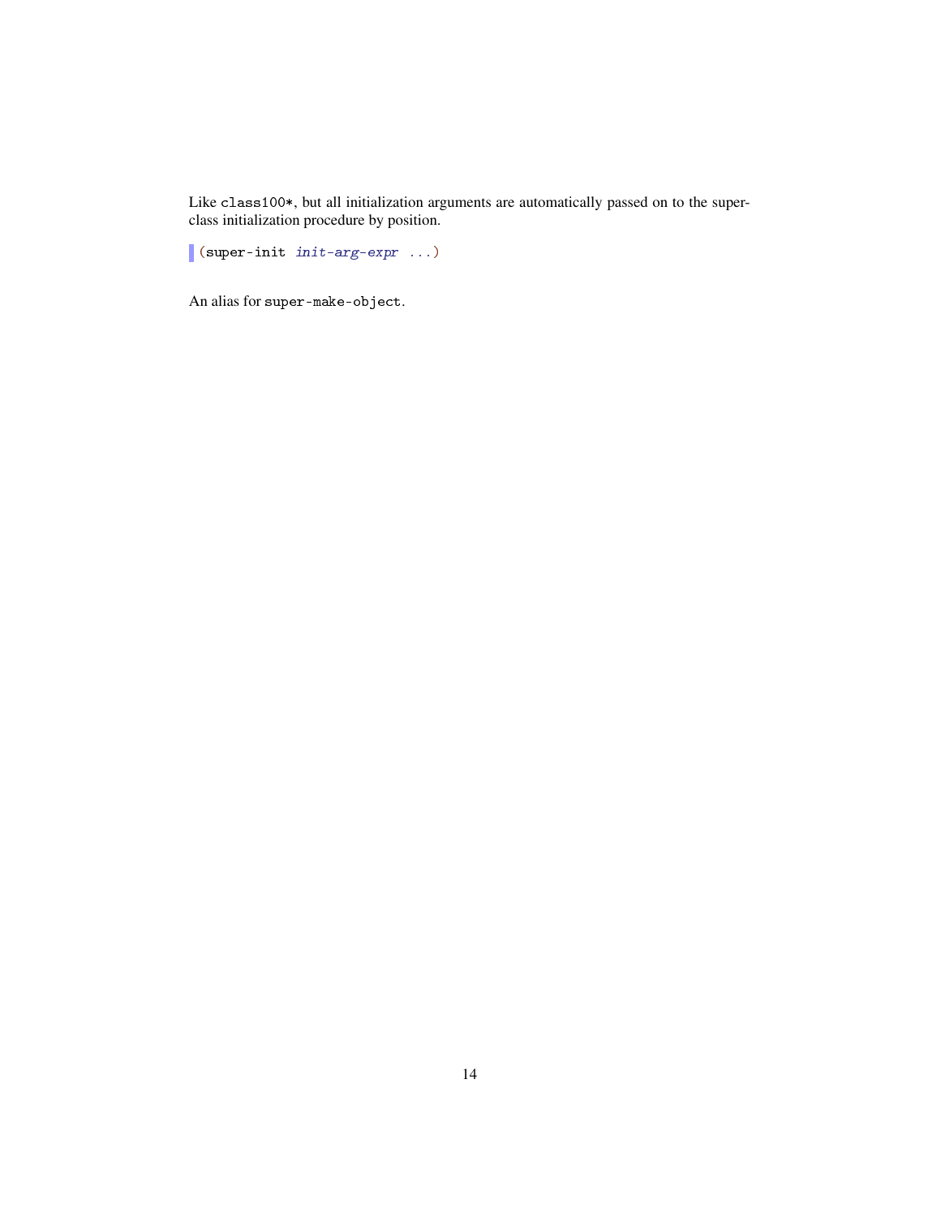Like `class100*`, but all initialization arguments are automatically passed on to the superclass initialization procedure by position.

```
(super-init init-arg-expr ...)
```

An alias for `super-make-object`.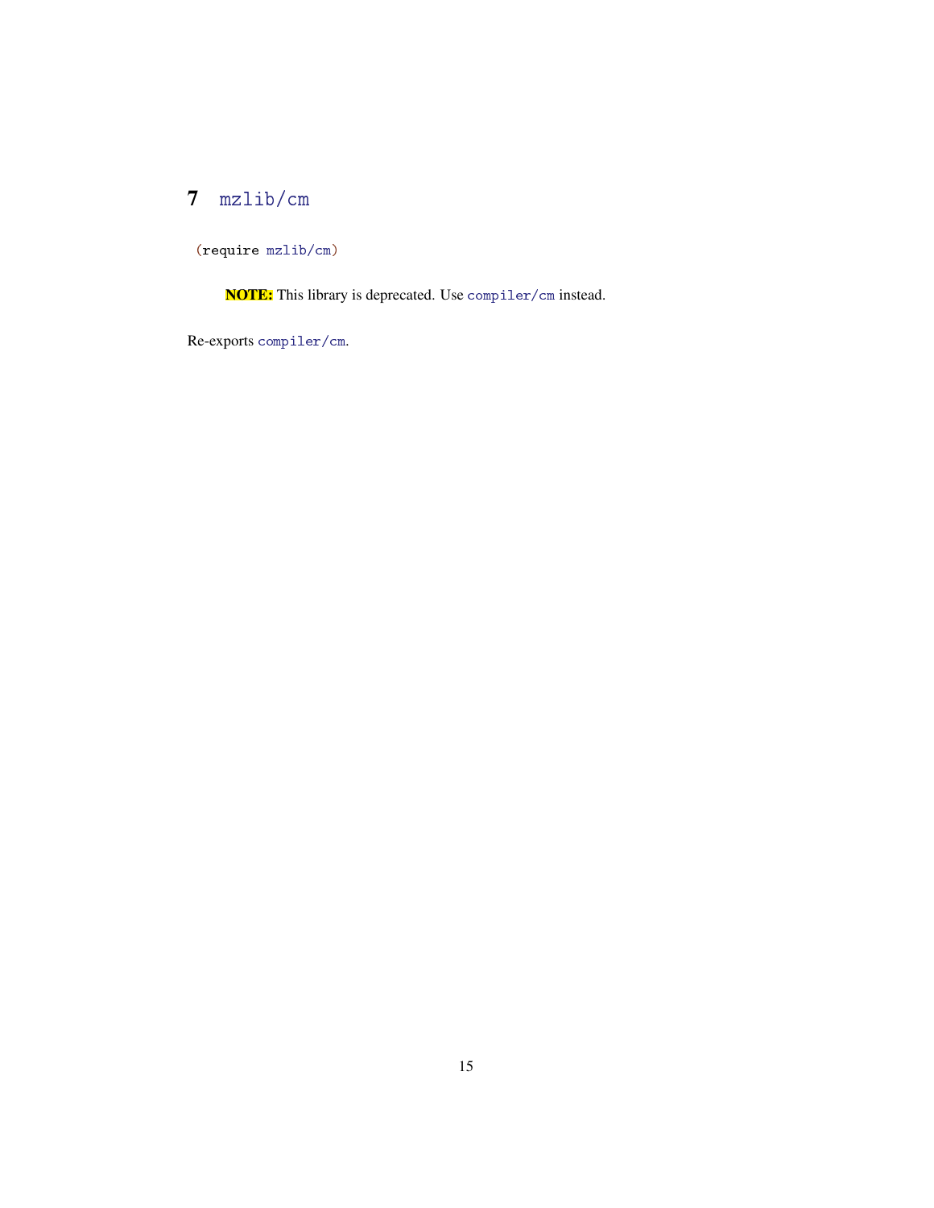# 7 mzlib/cm

```
(require mzlib/cm)
```

> **NOTE:** This library is deprecated. Use `compiler/cm` instead.

Re-exports `compiler/cm`.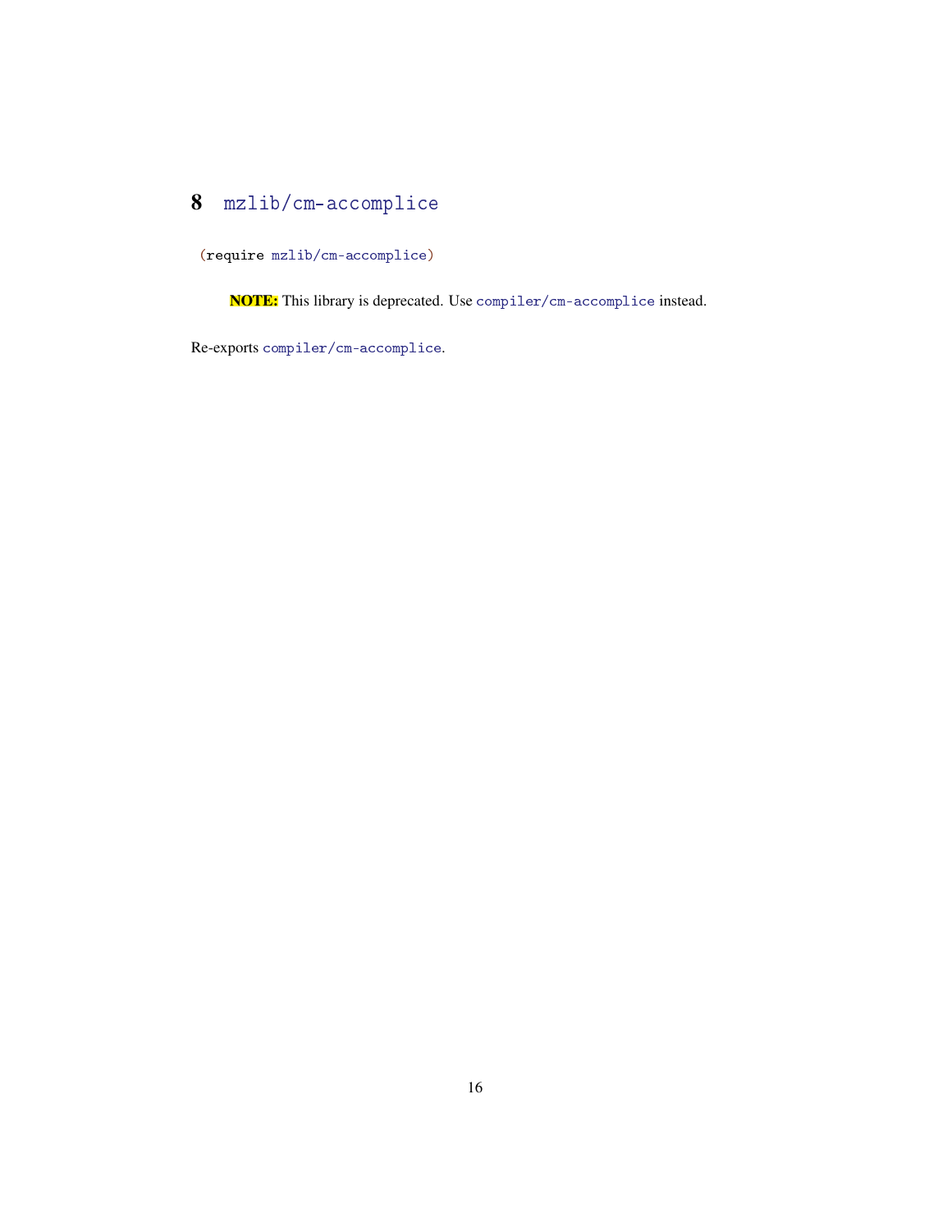# 8 mzlib/cm-accomplice

```
(require mzlib/cm-accomplice)
```

> **NOTE:** This library is deprecated. Use `compiler/cm-accomplice` instead.

Re-exports `compiler/cm-accomplice`.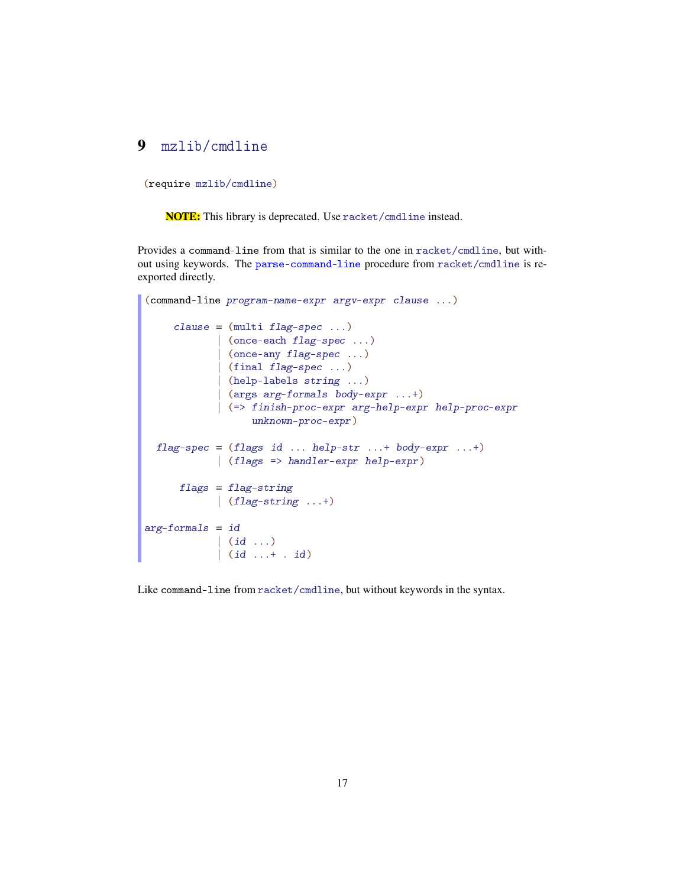# 9 mzlib/cmdline

```
(require mzlib/cmdline)
```

**NOTE:** This library is deprecated. Use racket/cmdline instead.

Provides a command-line from that is similar to the one in racket/cmdline, but without using keywords. The parse-command-line procedure from racket/cmdline is re-exported directly.

```
(command-line program-name-expr argv-expr clause ...)

     clause = (multi flag-spec ...)
            | (once-each flag-spec ...)
            | (once-any flag-spec ...)
            | (final flag-spec ...)
            | (help-labels string ...)
            | (args arg-formals body-expr ...+)
            | (=> finish-proc-expr arg-help-expr help-proc-expr
                  unknown-proc-expr)

  flag-spec = (flags id ... help-str ...+ body-expr ...+)
            | (flags => handler-expr help-expr)

      flags = flag-string
            | (flag-string ...+)

arg-formals = id
            | (id ...)
            | (id ...+ . id)
```

Like command-line from racket/cmdline, but without keywords in the syntax.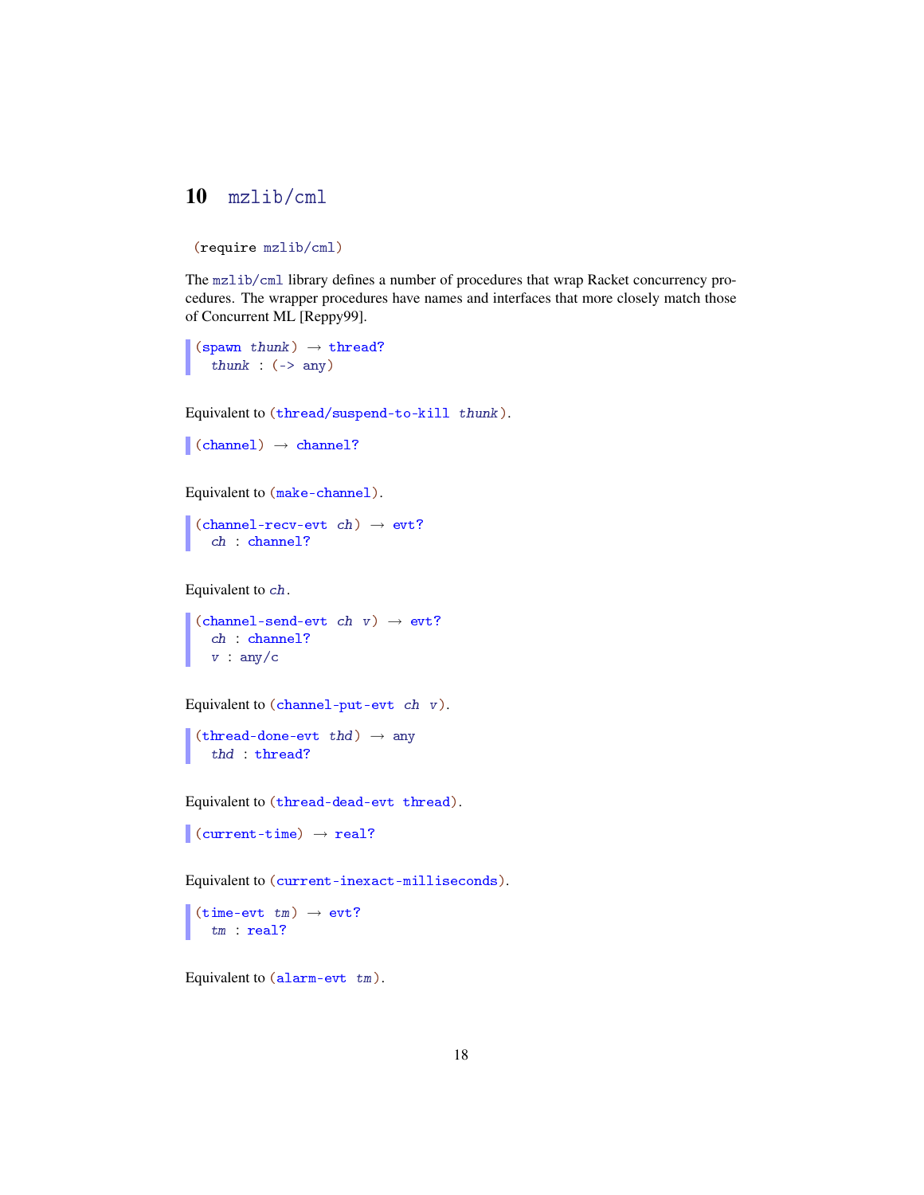# 10 mzlib/cml

```
(require mzlib/cml)
```

The mzlib/cml library defines a number of procedures that wrap Racket concurrency procedures. The wrapper procedures have names and interfaces that more closely match those of Concurrent ML [Reppy99].

```
(spawn thunk) → thread?
  thunk : (-> any)
```

Equivalent to `(thread/suspend-to-kill thunk)`.

```
(channel) → channel?
```

Equivalent to `(make-channel)`.

```
(channel-recv-evt ch) → evt?
  ch : channel?
```

Equivalent to *ch*.

```
(channel-send-evt ch v) → evt?
  ch : channel?
  v : any/c
```

Equivalent to `(channel-put-evt ch v)`.

```
(thread-done-evt thd) → any
  thd : thread?
```

Equivalent to `(thread-dead-evt thread)`.

```
(current-time) → real?
```

Equivalent to `(current-inexact-milliseconds)`.

```
(time-evt tm) → evt?
  tm : real?
```

Equivalent to `(alarm-evt tm)`.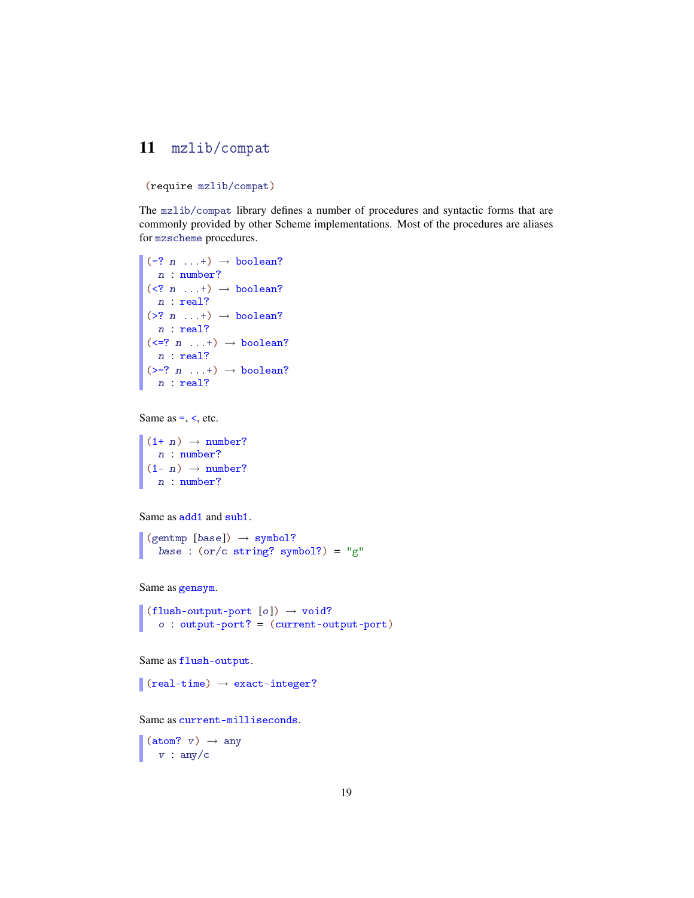# 11 mzlib/compat

```
(require mzlib/compat)
```

The mzlib/compat library defines a number of procedures and syntactic forms that are commonly provided by other Scheme implementations. Most of the procedures are aliases for mzscheme procedures.

```
(=? n ...+) → boolean?
  n : number?
(<? n ...+) → boolean?
  n : real?
(>? n ...+) → boolean?
  n : real?
(<=? n ...+) → boolean?
  n : real?
(>=? n ...+) → boolean?
  n : real?
```

Same as =, <, etc.

```
(1+ n) → number?
  n : number?
(1- n) → number?
  n : number?
```

Same as add1 and sub1.

```
(gentmp [base]) → symbol?
  base : (or/c string? symbol?) = "g"
```

Same as gensym.

```
(flush-output-port [o]) → void?
  o : output-port? = (current-output-port)
```

Same as flush-output.

```
(real-time) → exact-integer?
```

Same as current-milliseconds.

```
(atom? v) → any
  v : any/c
```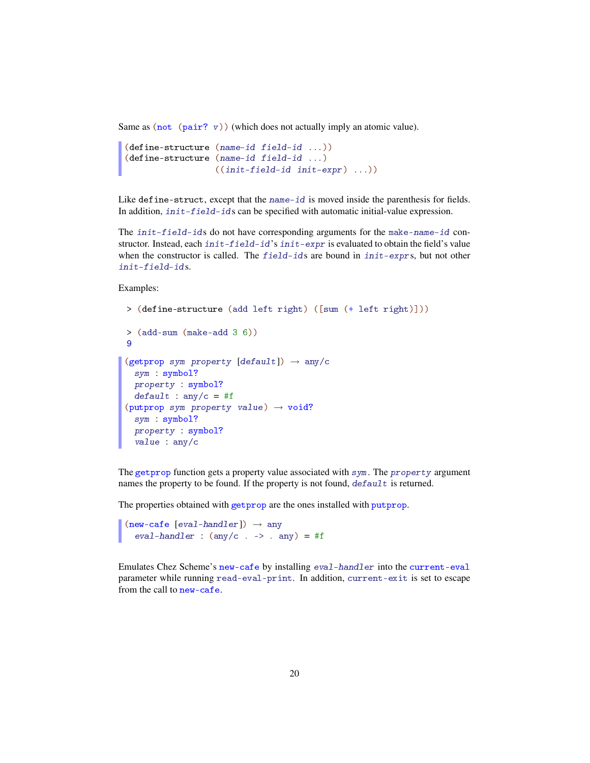Same as (not (pair? v)) (which does not actually imply an atomic value).

```
(define-structure (name-id field-id ...))
(define-structure (name-id field-id ...)
                  ((init-field-id init-expr) ...))
```

Like `define-struct`, except that the *name-id* is moved inside the parenthesis for fields. In addition, *init-field-id*s can be specified with automatic initial-value expression.

The *init-field-id*s do not have corresponding arguments for the make-*name-id* constructor. Instead, each *init-field-id*'s *init-expr* is evaluated to obtain the field's value when the constructor is called. The *field-id*s are bound in *init-expr*s, but not other *init-field-id*s.

Examples:

```
> (define-structure (add left right) ([sum (+ left right)]))

> (add-sum (make-add 3 6))
9
```

```
(getprop sym property [default]) → any/c
  sym : symbol?
  property : symbol?
  default : any/c = #f
(putprop sym property value) → void?
  sym : symbol?
  property : symbol?
  value : any/c
```

The getprop function gets a property value associated with *sym*. The *property* argument names the property to be found. If the property is not found, *default* is returned.

The properties obtained with getprop are the ones installed with putprop.

```
(new-cafe [eval-handler]) → any
  eval-handler : (any/c . -> . any) = #f
```

Emulates Chez Scheme's new-cafe by installing *eval-handler* into the current-eval parameter while running read-eval-print. In addition, current-exit is set to escape from the call to new-cafe.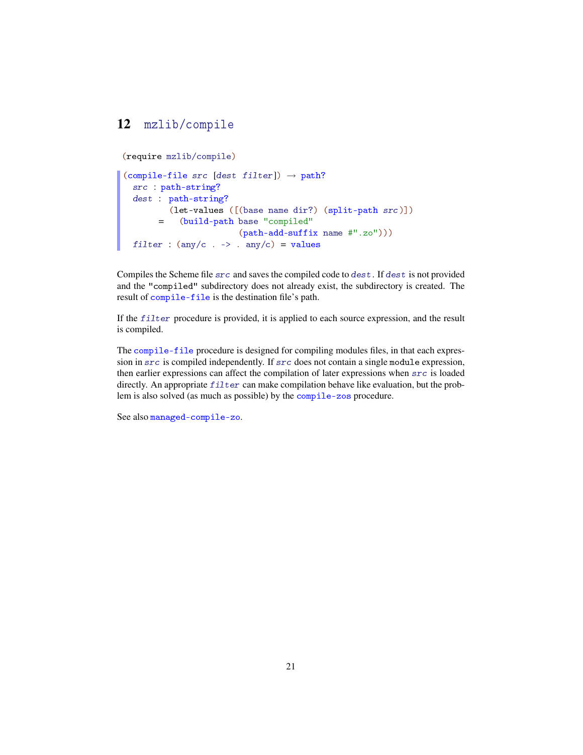# 12 mzlib/compile

```
(require mzlib/compile)
```

```
(compile-file src [dest filter]) → path?
  src : path-string?
  dest : path-string?
       = (let-values ([(base name dir?) (split-path src)])
           (build-path base "compiled"
                       (path-add-suffix name #".zo")))
  filter : (any/c . -> . any/c) = values
```

Compiles the Scheme file *src* and saves the compiled code to *dest*. If *dest* is not provided and the "compiled" subdirectory does not already exist, the subdirectory is created. The result of `compile-file` is the destination file's path.

If the *filter* procedure is provided, it is applied to each source expression, and the result is compiled.

The `compile-file` procedure is designed for compiling modules files, in that each expression in *src* is compiled independently. If *src* does not contain a single `module` expression, then earlier expressions can affect the compilation of later expressions when *src* is loaded directly. An appropriate *filter* can make compilation behave like evaluation, but the problem is also solved (as much as possible) by the `compile-zos` procedure.

See also `managed-compile-zo`.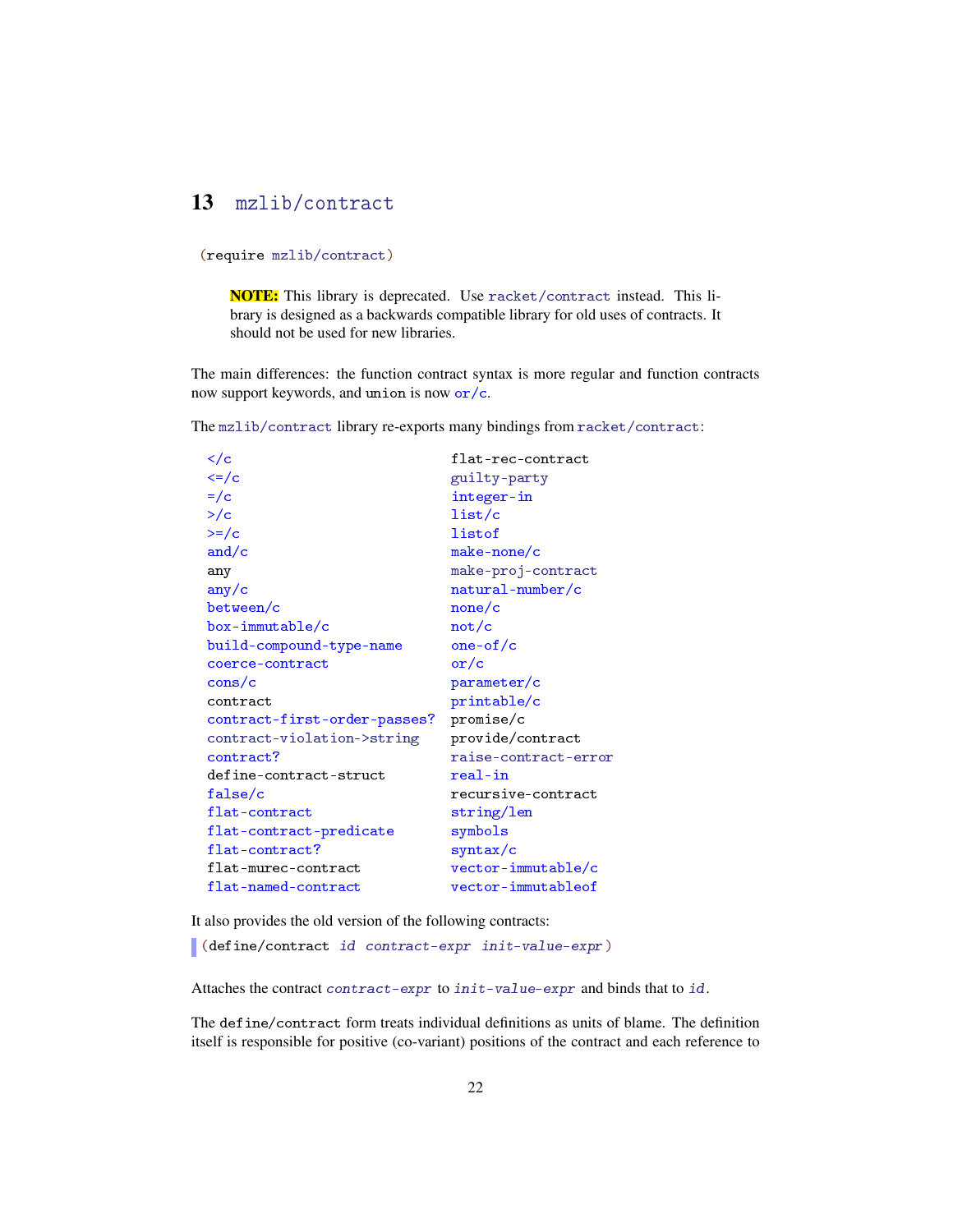# 13 mzlib/contract

```
(require mzlib/contract)
```

> **NOTE:** This library is deprecated. Use racket/contract instead. This library is designed as a backwards compatible library for old uses of contracts. It should not be used for new libraries.

The main differences: the function contract syntax is more regular and function contracts now support keywords, and union is now or/c.

The mzlib/contract library re-exports many bindings from racket/contract:

```
</c
<=/c
=/c
>/c
>=/c
and/c
any
any/c
between/c
box-immutable/c
build-compound-type-name
coerce-contract
cons/c
contract
contract-first-order-passes?
contract-violation->string
contract?
define-contract-struct
false/c
flat-contract
flat-contract-predicate
flat-contract?
flat-murec-contract
flat-named-contract
flat-rec-contract
guilty-party
integer-in
list/c
listof
make-none/c
make-proj-contract
natural-number/c
none/c
not/c
one-of/c
or/c
parameter/c
printable/c
promise/c
provide/contract
raise-contract-error
real-in
recursive-contract
string/len
symbols
syntax/c
vector-immutable/c
vector-immutableof
```

It also provides the old version of the following contracts:

```
(define/contract id contract-expr init-value-expr)
```

Attaches the contract *contract-expr* to *init-value-expr* and binds that to *id*.

The define/contract form treats individual definitions as units of blame. The definition itself is responsible for positive (co-variant) positions of the contract and each reference to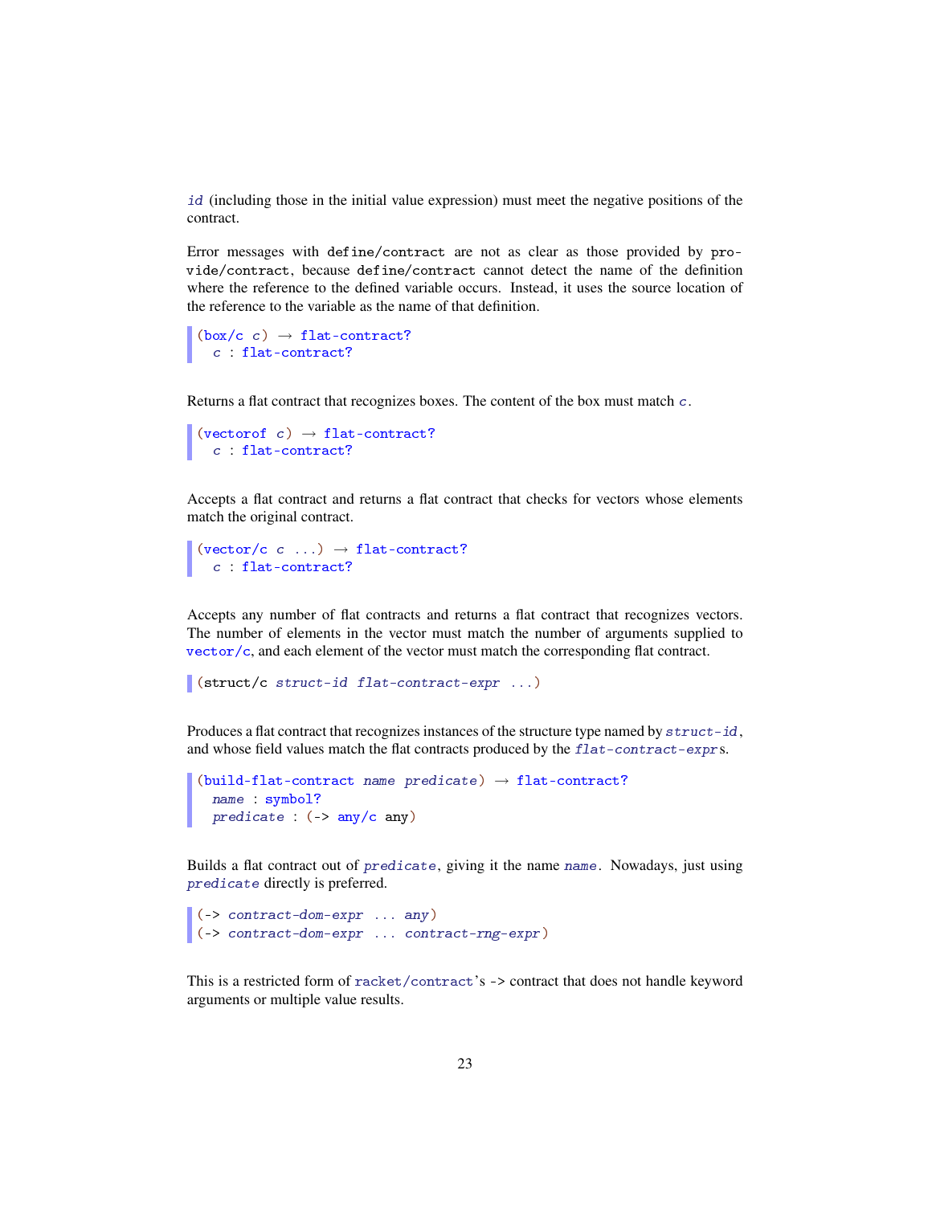*id* (including those in the initial value expression) must meet the negative positions of the contract.

Error messages with `define/contract` are not as clear as those provided by `provide/contract`, because `define/contract` cannot detect the name of the definition where the reference to the defined variable occurs. Instead, it uses the source location of the reference to the variable as the name of that definition.

```
(box/c c) → flat-contract?
  c : flat-contract?
```

Returns a flat contract that recognizes boxes. The content of the box must match *c*.

```
(vectorof c) → flat-contract?
  c : flat-contract?
```

Accepts a flat contract and returns a flat contract that checks for vectors whose elements match the original contract.

```
(vector/c c ...) → flat-contract?
  c : flat-contract?
```

Accepts any number of flat contracts and returns a flat contract that recognizes vectors. The number of elements in the vector must match the number of arguments supplied to `vector/c`, and each element of the vector must match the corresponding flat contract.

```
(struct/c struct-id flat-contract-expr ...)
```

Produces a flat contract that recognizes instances of the structure type named by *struct-id*, and whose field values match the flat contracts produced by the *flat-contract-expr*s.

```
(build-flat-contract name predicate) → flat-contract?
  name : symbol?
  predicate : (-> any/c any)
```

Builds a flat contract out of *predicate*, giving it the name *name*. Nowadays, just using *predicate* directly is preferred.

```
(-> contract-dom-expr ... any)
(-> contract-dom-expr ... contract-rng-expr)
```

This is a restricted form of `racket/contract`'s `->` contract that does not handle keyword arguments or multiple value results.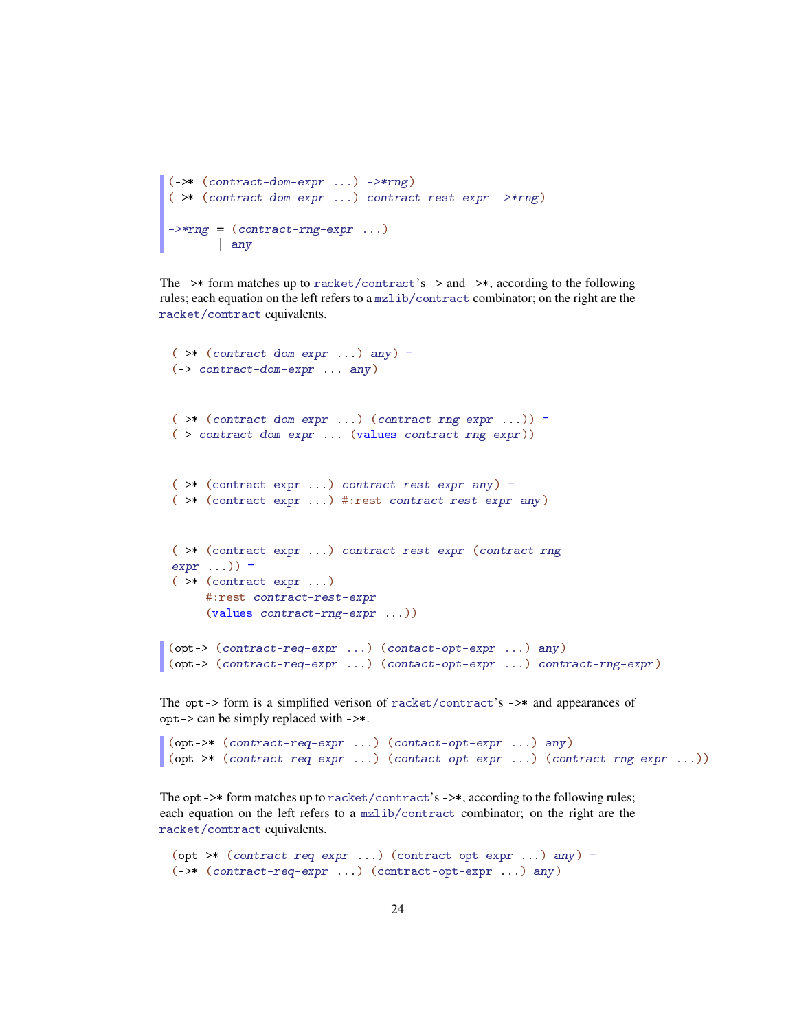```
(->* (contract-dom-expr ...) ->*rng)
(->* (contract-dom-expr ...) contract-rest-expr ->*rng)

->*rng = (contract-rng-expr ...)
       | any
```

The `->*` form matches up to `racket/contract`'s `->` and `->*`, according to the following rules; each equation on the left refers to a `mzlib/contract` combinator; on the right are the `racket/contract` equivalents.

```
(->* (contract-dom-expr ...) any) =
(-> contract-dom-expr ... any)
```

```
(->* (contract-dom-expr ...) (contract-rng-expr ...)) =
(-> contract-dom-expr ... (values contract-rng-expr))
```

```
(->* (contract-expr ...) contract-rest-expr any) =
(->* (contract-expr ...) #:rest contract-rest-expr any)
```

```
(->* (contract-expr ...) contract-rest-expr (contract-rng-
expr ...)) =
(->* (contract-expr ...)
     #:rest contract-rest-expr
     (values contract-rng-expr ...))
```

```
(opt-> (contract-req-expr ...) (contact-opt-expr ...) any)
(opt-> (contract-req-expr ...) (contact-opt-expr ...) contract-rng-expr)
```

The `opt->` form is a simplified verison of `racket/contract`'s `->*` and appearances of `opt->` can be simply replaced with `->*`.

```
(opt->* (contract-req-expr ...) (contact-opt-expr ...) any)
(opt->* (contract-req-expr ...) (contact-opt-expr ...) (contract-rng-expr ...))
```

The `opt->*` form matches up to `racket/contract`'s `->*`, according to the following rules; each equation on the left refers to a `mzlib/contract` combinator; on the right are the `racket/contract` equivalents.

```
(opt->* (contract-req-expr ...) (contract-opt-expr ...) any) =
(->* (contract-req-expr ...) (contract-opt-expr ...) any)
```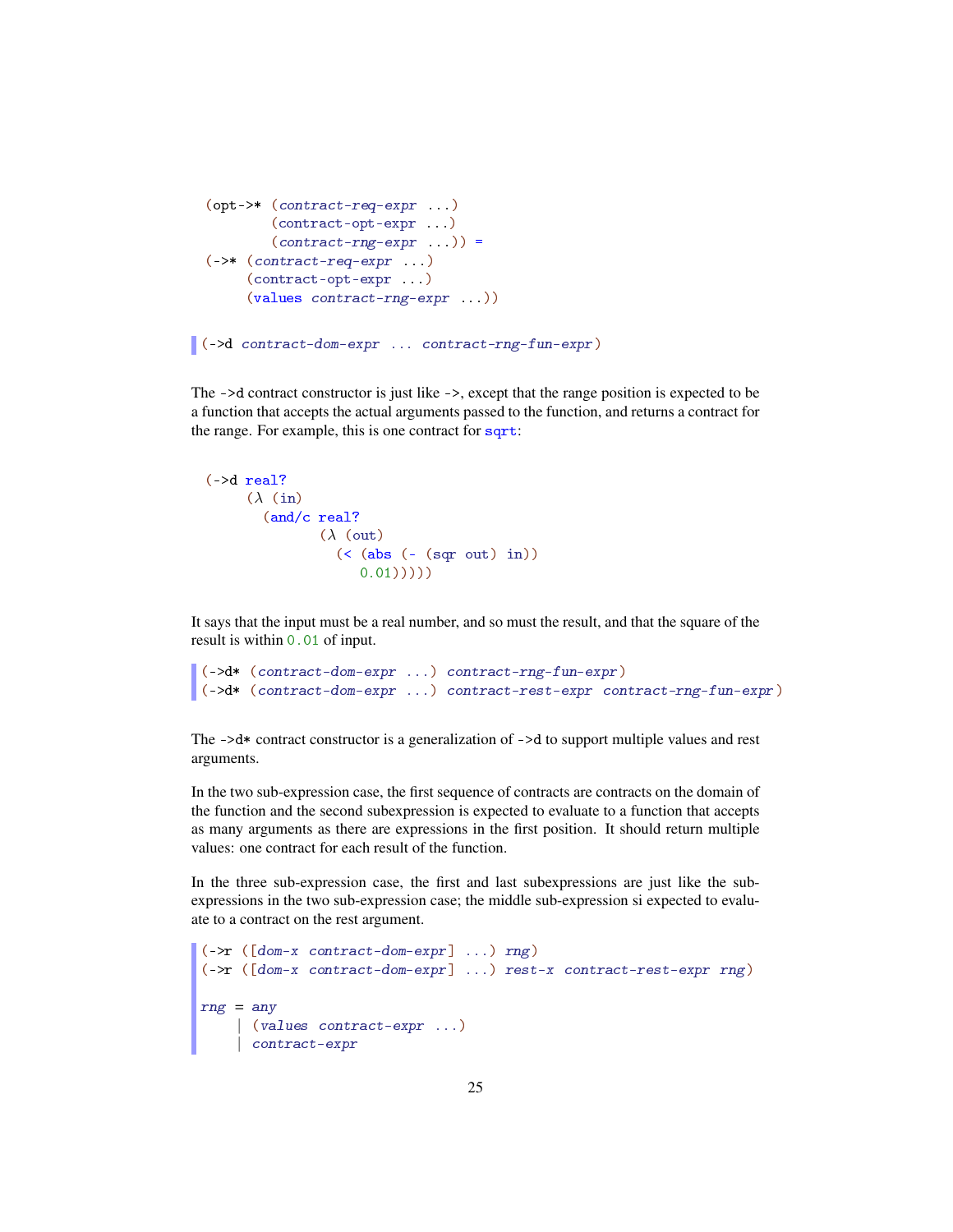```
(opt->* (contract-req-expr ...)
        (contract-opt-expr ...)
        (contract-rng-expr ...)) =
(->* (contract-req-expr ...)
     (contract-opt-expr ...)
     (values contract-rng-expr ...))
```

```
(->d contract-dom-expr ... contract-rng-fun-expr)
```

The `->d` contract constructor is just like `->`, except that the range position is expected to be a function that accepts the actual arguments passed to the function, and returns a contract for the range. For example, this is one contract for `sqrt`:

```
(->d real?
     (λ (in)
       (and/c real?
              (λ (out)
                (< (abs (- (sqr out) in))
                   0.01)))))
```

It says that the input must be a real number, and so must the result, and that the square of the result is within `0.01` of input.

```
(->d* (contract-dom-expr ...) contract-rng-fun-expr)
(->d* (contract-dom-expr ...) contract-rest-expr contract-rng-fun-expr)
```

The `->d*` contract constructor is a generalization of `->d` to support multiple values and rest arguments.

In the two sub-expression case, the first sequence of contracts are contracts on the domain of the function and the second subexpression is expected to evaluate to a function that accepts as many arguments as there are expressions in the first position. It should return multiple values: one contract for each result of the function.

In the three sub-expression case, the first and last subexpressions are just like the sub-expressions in the two sub-expression case; the middle sub-expression si expected to evaluate to a contract on the rest argument.

```
(->r ([dom-x contract-dom-expr] ...) rng)
(->r ([dom-x contract-dom-expr] ...) rest-x contract-rest-expr rng)

rng = any
    | (values contract-expr ...)
    | contract-expr
```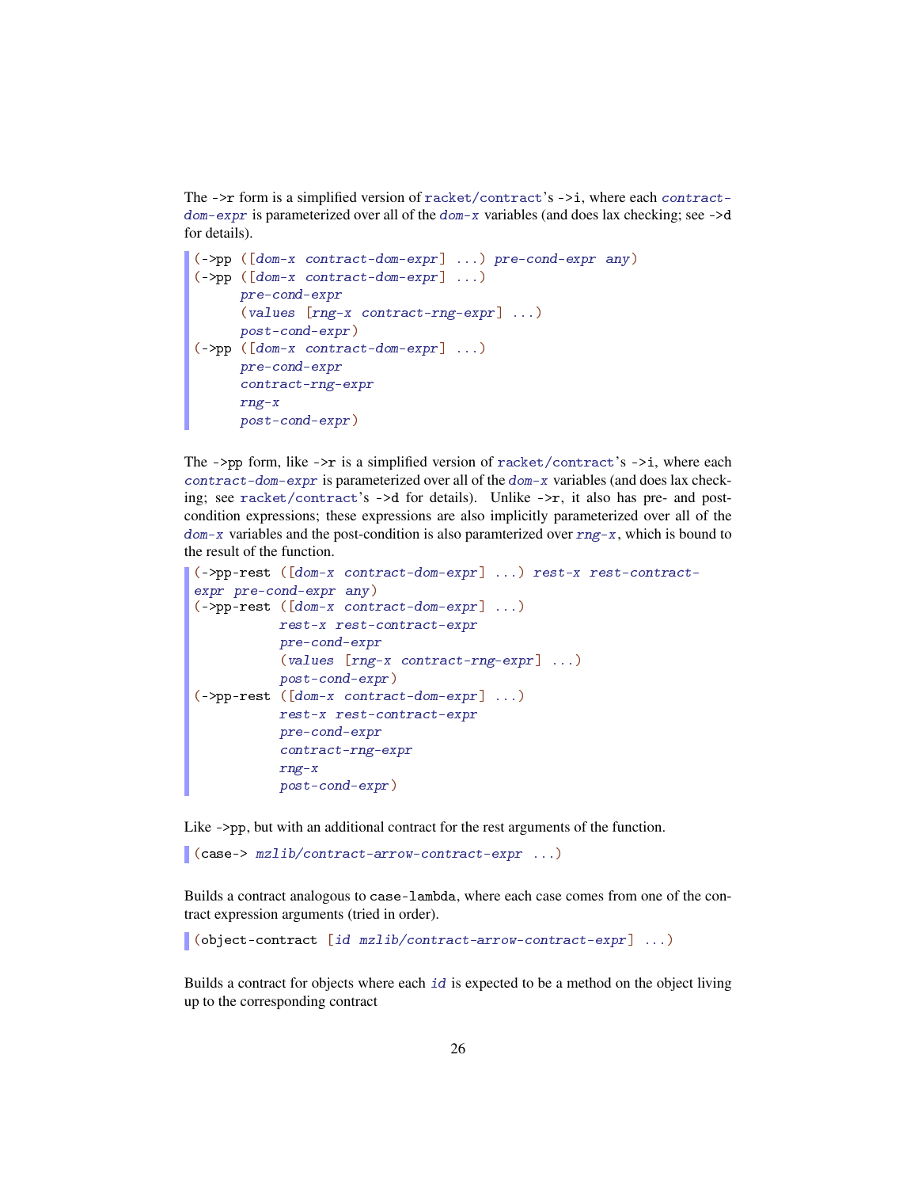The `->r` form is a simplified version of `racket/contract`'s `->i`, where each *contract-dom-expr* is parameterized over all of the *dom-x* variables (and does lax checking; see `->d` for details).

```
(->pp ([dom-x contract-dom-expr] ...) pre-cond-expr any)
(->pp ([dom-x contract-dom-expr] ...)
      pre-cond-expr
      (values [rng-x contract-rng-expr] ...)
      post-cond-expr)
(->pp ([dom-x contract-dom-expr] ...)
      pre-cond-expr
      contract-rng-expr
      rng-x
      post-cond-expr)
```

The `->pp` form, like `->r` is a simplified version of `racket/contract`'s `->i`, where each *contract-dom-expr* is parameterized over all of the *dom-x* variables (and does lax checking; see `racket/contract`'s `->d` for details). Unlike `->r`, it also has pre- and post-condition expressions; these expressions are also implicitly parameterized over all of the *dom-x* variables and the post-condition is also paramterized over *rng-x*, which is bound to the result of the function.

```
(->pp-rest ([dom-x contract-dom-expr] ...) rest-x rest-contract-
expr pre-cond-expr any)
(->pp-rest ([dom-x contract-dom-expr] ...)
           rest-x rest-contract-expr
           pre-cond-expr
           (values [rng-x contract-rng-expr] ...)
           post-cond-expr)
(->pp-rest ([dom-x contract-dom-expr] ...)
           rest-x rest-contract-expr
           pre-cond-expr
           contract-rng-expr
           rng-x
           post-cond-expr)
```

Like `->pp`, but with an additional contract for the rest arguments of the function.

```
(case-> mzlib/contract-arrow-contract-expr ...)
```

Builds a contract analogous to `case-lambda`, where each case comes from one of the contract expression arguments (tried in order).

```
(object-contract [id mzlib/contract-arrow-contract-expr] ...)
```

Builds a contract for objects where each *id* is expected to be a method on the object living up to the corresponding contract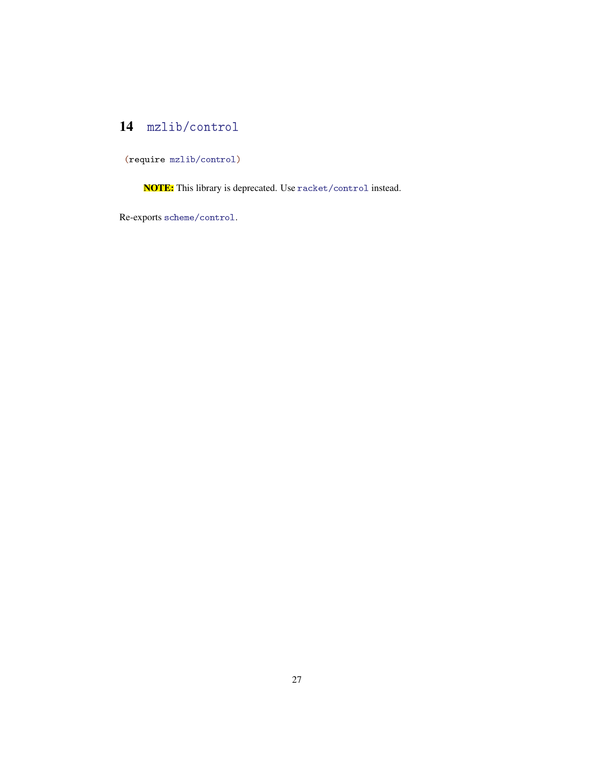# 14 mzlib/control

```
(require mzlib/control)
```

> **NOTE:** This library is deprecated. Use `racket/control` instead.

Re-exports `scheme/control`.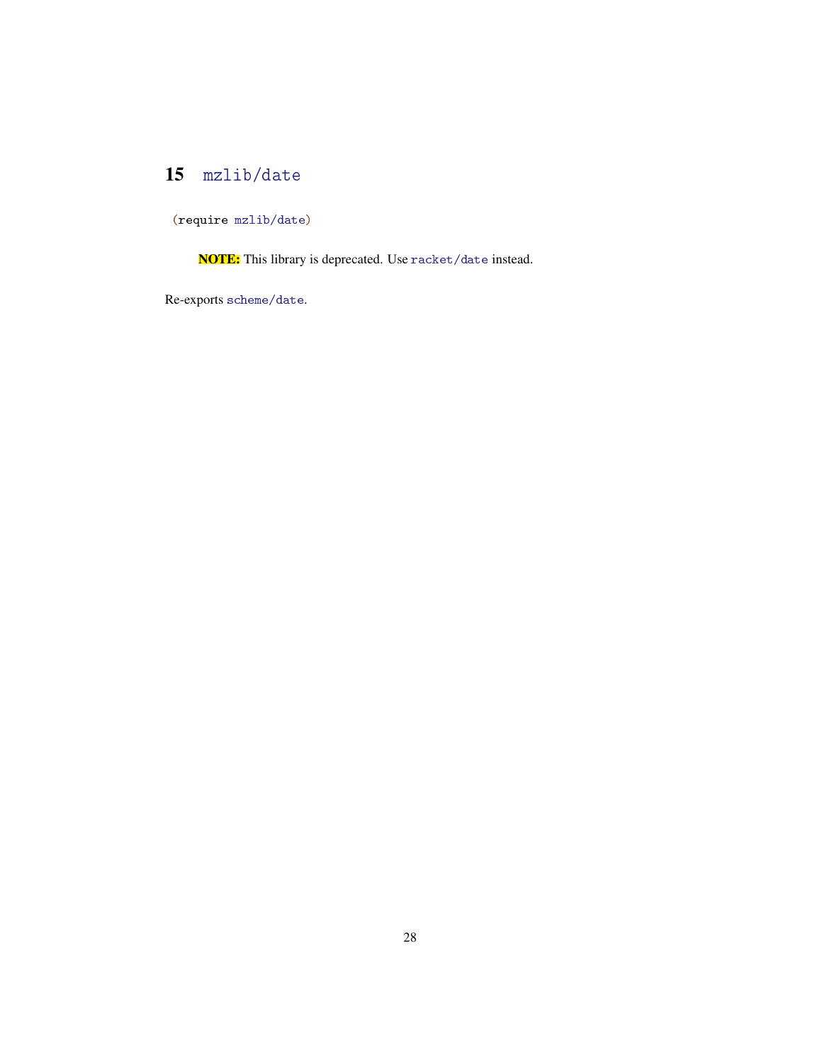# 15 mzlib/date

```
(require mzlib/date)
```

> **NOTE:** This library is deprecated. Use `racket/date` instead.

Re-exports `scheme/date`.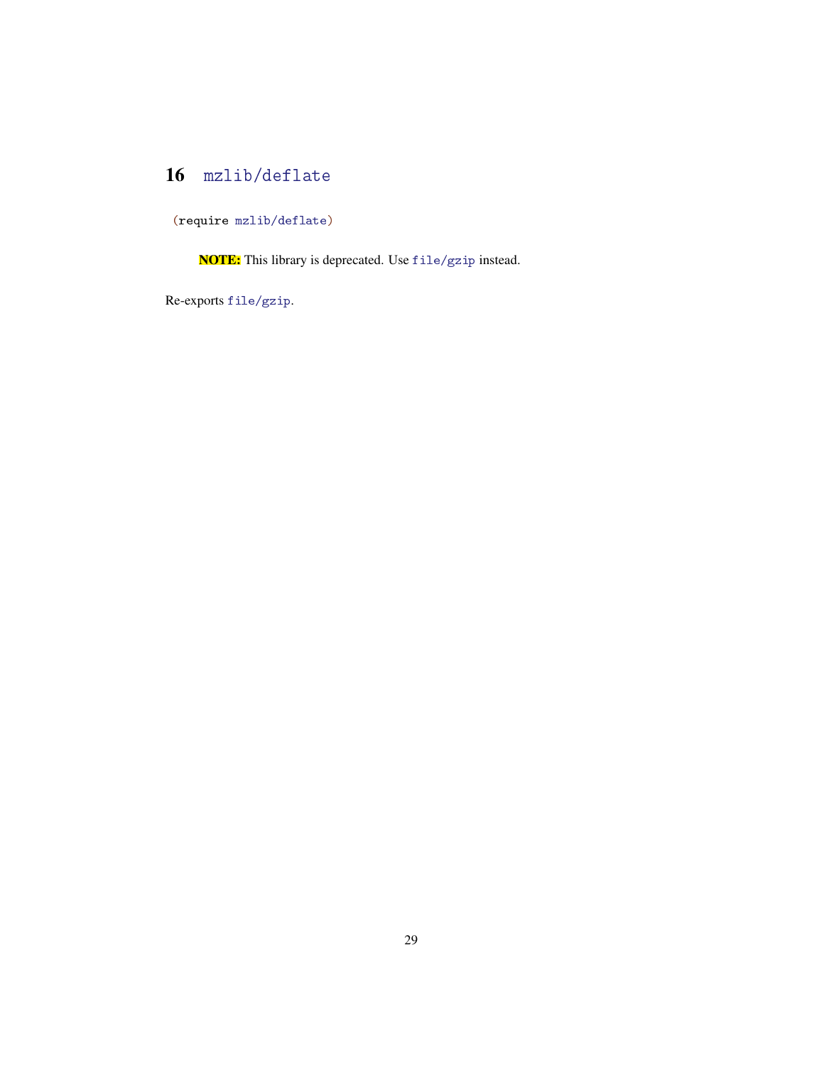# 16 mzlib/deflate

```
(require mzlib/deflate)
```

> **NOTE:** This library is deprecated. Use `file/gzip` instead.

Re-exports `file/gzip`.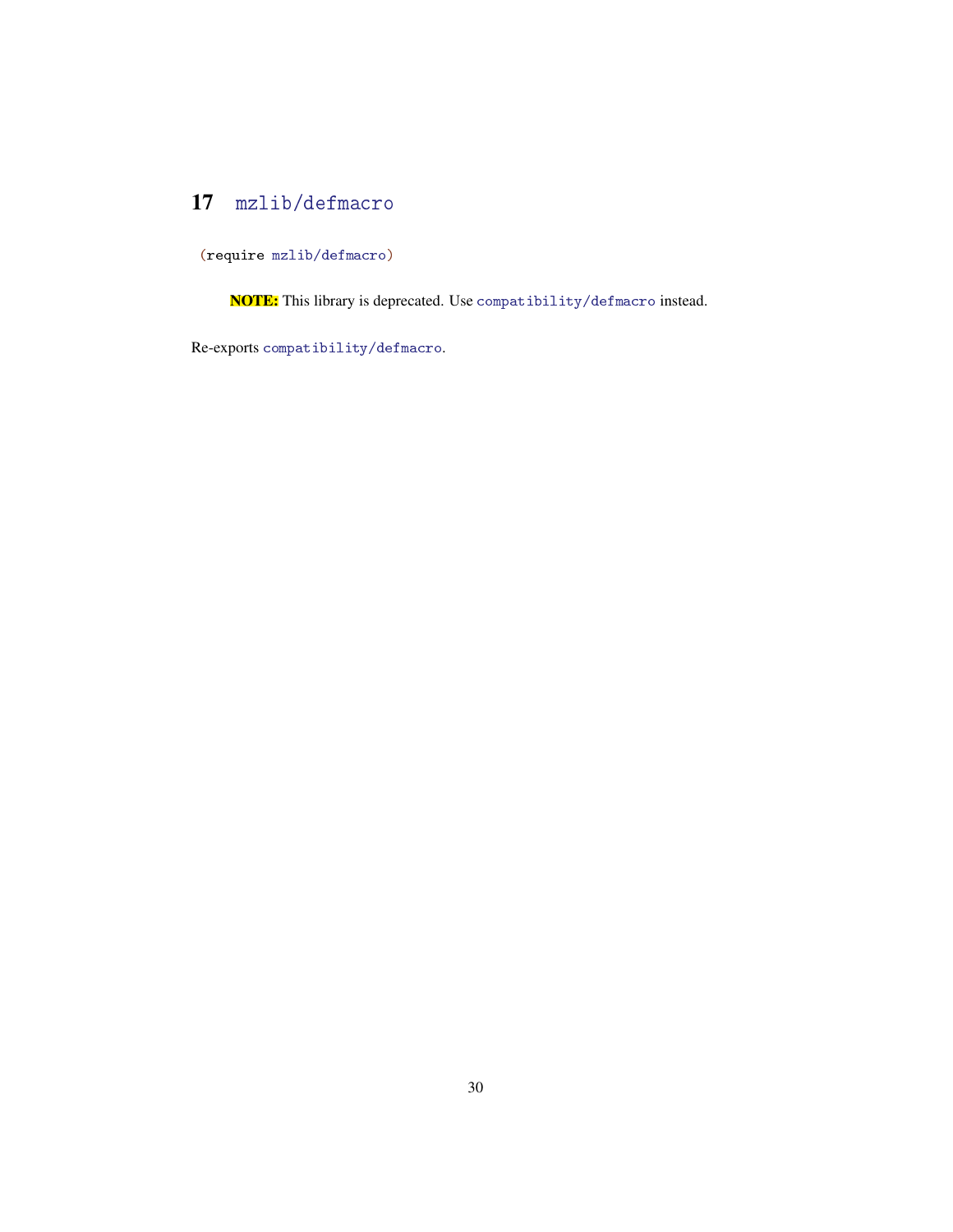# 17 mzlib/defmacro

```
(require mzlib/defmacro)
```

**NOTE:** This library is deprecated. Use `compatibility/defmacro` instead.

Re-exports `compatibility/defmacro`.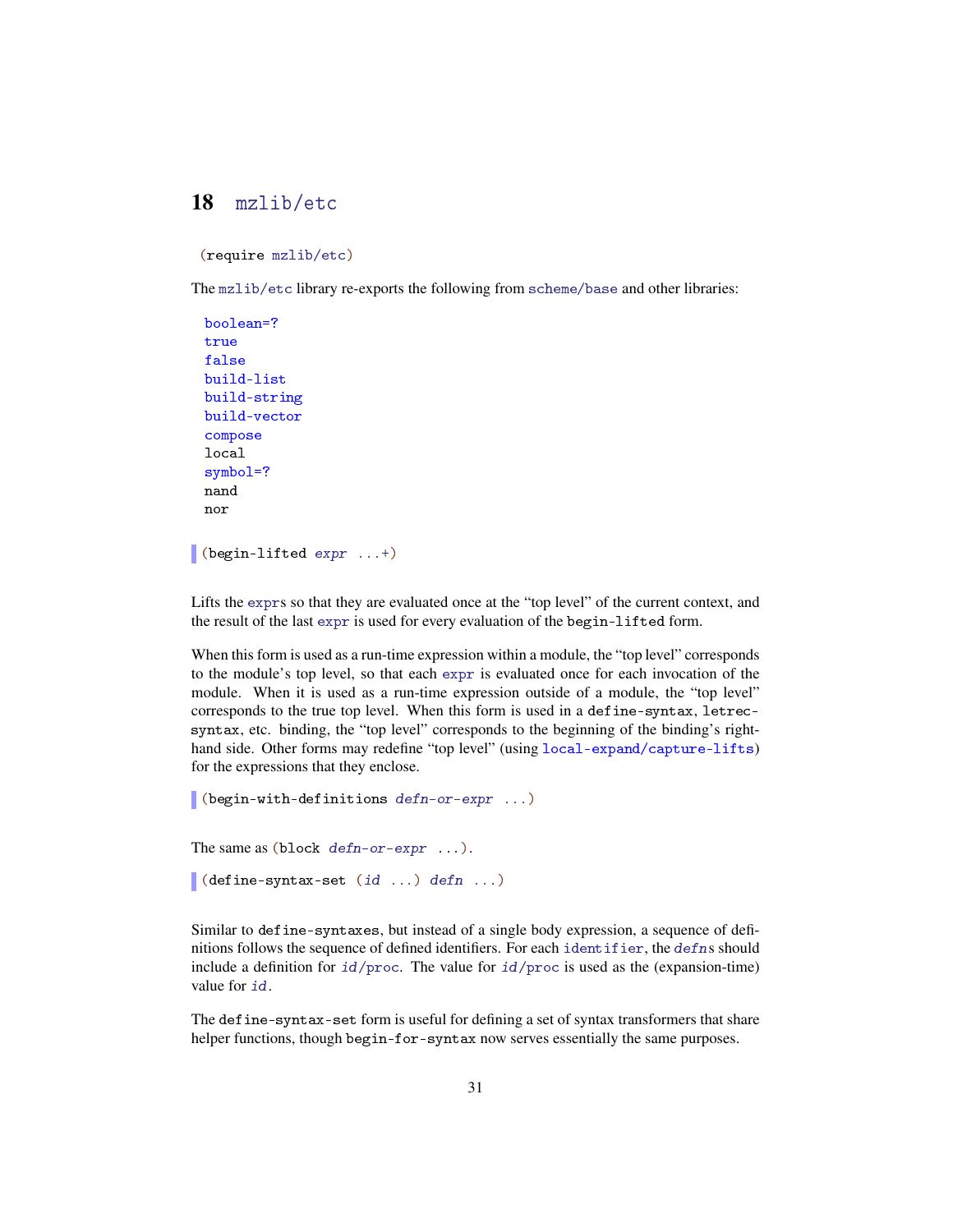# 18 mzlib/etc

```
(require mzlib/etc)
```

The `mzlib/etc` library re-exports the following from `scheme/base` and other libraries:

```
boolean=?
true
false
build-list
build-string
build-vector
compose
local
symbol=?
nand
nor
```

```
(begin-lifted expr ...+)
```

Lifts the `expr`s so that they are evaluated once at the "top level" of the current context, and the result of the last `expr` is used for every evaluation of the `begin-lifted` form.

When this form is used as a run-time expression within a module, the "top level" corresponds to the module's top level, so that each `expr` is evaluated once for each invocation of the module. When it is used as a run-time expression outside of a module, the "top level" corresponds to the true top level. When this form is used in a `define-syntax`, `letrec-syntax`, etc. binding, the "top level" corresponds to the beginning of the binding's right-hand side. Other forms may redefine "top level" (using `local-expand/capture-lifts`) for the expressions that they enclose.

```
(begin-with-definitions defn-or-expr ...)
```

The same as `(block defn-or-expr ...)`.

```
(define-syntax-set (id ...) defn ...)
```

Similar to `define-syntaxes`, but instead of a single body expression, a sequence of definitions follows the sequence of defined identifiers. For each `identifier`, the `defn`s should include a definition for `id/proc`. The value for `id/proc` is used as the (expansion-time) value for `id`.

The `define-syntax-set` form is useful for defining a set of syntax transformers that share helper functions, though `begin-for-syntax` now serves essentially the same purposes.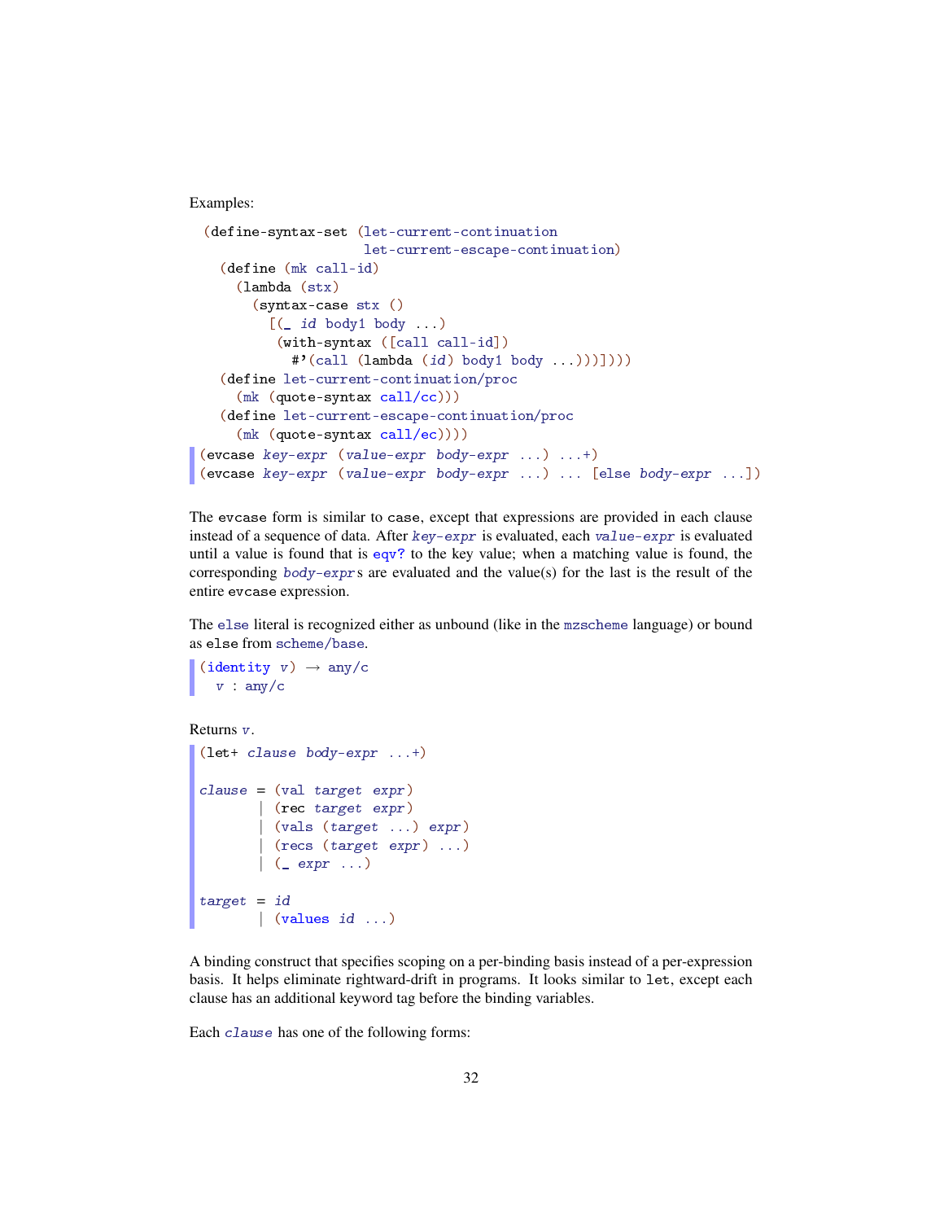Examples:

```
(define-syntax-set (let-current-continuation
                    let-current-escape-continuation)
  (define (mk call-id)
    (lambda (stx)
      (syntax-case stx ()
        [(_ id body1 body ...)
         (with-syntax ([call call-id])
           #'(call (lambda (id) body1 body ...)))])))
  (define let-current-continuation/proc
    (mk (quote-syntax call/cc)))
  (define let-current-escape-continuation/proc
    (mk (quote-syntax call/ec))))
```

```
(evcase key-expr (value-expr body-expr ...) ...+)
(evcase key-expr (value-expr body-expr ...) ... [else body-expr ...])
```

The `evcase` form is similar to `case`, except that expressions are provided in each clause instead of a sequence of data. After *key-expr* is evaluated, each *value-expr* is evaluated until a value is found that is `eqv?` to the key value; when a matching value is found, the corresponding *body-expr*s are evaluated and the value(s) for the last is the result of the entire `evcase` expression.

The `else` literal is recognized either as unbound (like in the `mzscheme` language) or bound as `else` from `scheme/base`.

```
(identity v) → any/c
  v : any/c
```

Returns *v*.

```
(let+ clause body-expr ...+)

clause = (val target expr)
       | (rec target expr)
       | (vals (target ...) expr)
       | (recs (target expr) ...)
       | (_ expr ...)

target = id
       | (values id ...)
```

A binding construct that specifies scoping on a per-binding basis instead of a per-expression basis. It helps eliminate rightward-drift in programs. It looks similar to `let`, except each clause has an additional keyword tag before the binding variables.

Each *clause* has one of the following forms: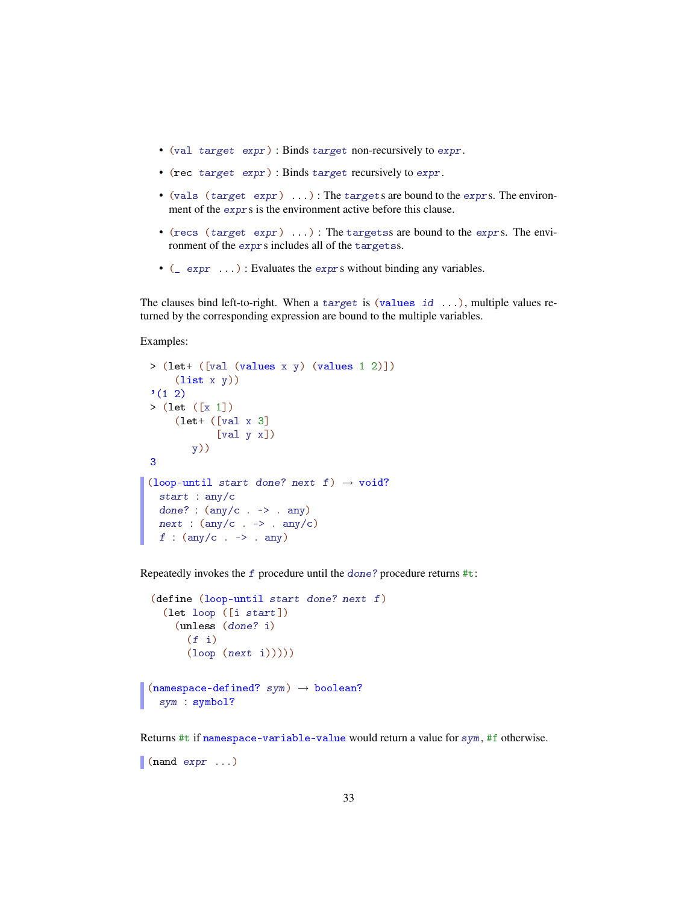- `(val target expr)` : Binds `target` non-recursively to `expr`.
- `(rec target expr)` : Binds `target` recursively to `expr`.
- `(vals (target expr) ...)` : The `target`s are bound to the `expr`s. The environment of the `expr`s is the environment active before this clause.
- `(recs (target expr) ...)` : The `targets`s are bound to the `expr`s. The environment of the `expr`s includes all of the `targets`s.
- `(_ expr ...)` : Evaluates the `expr`s without binding any variables.

The clauses bind left-to-right. When a `target` is `(values id ...)`, multiple values returned by the corresponding expression are bound to the multiple variables.

Examples:

```
> (let+ ([val (values x y) (values 1 2)])
    (list x y))
'(1 2)
> (let ([x 1])
    (let+ ([val x 3]
           [val y x])
      y))
3
```

```
(loop-until start done? next f) → void?
  start : any/c
  done? : (any/c . -> . any)
  next : (any/c . -> . any/c)
  f : (any/c . -> . any)
```

Repeatedly invokes the `f` procedure until the `done?` procedure returns `#t`:

```
(define (loop-until start done? next f)
  (let loop ([i start])
    (unless (done? i)
      (f i)
      (loop (next i)))))
```

```
(namespace-defined? sym) → boolean?
  sym : symbol?
```

Returns `#t` if `namespace-variable-value` would return a value for `sym`, `#f` otherwise.

```
(nand expr ...)
```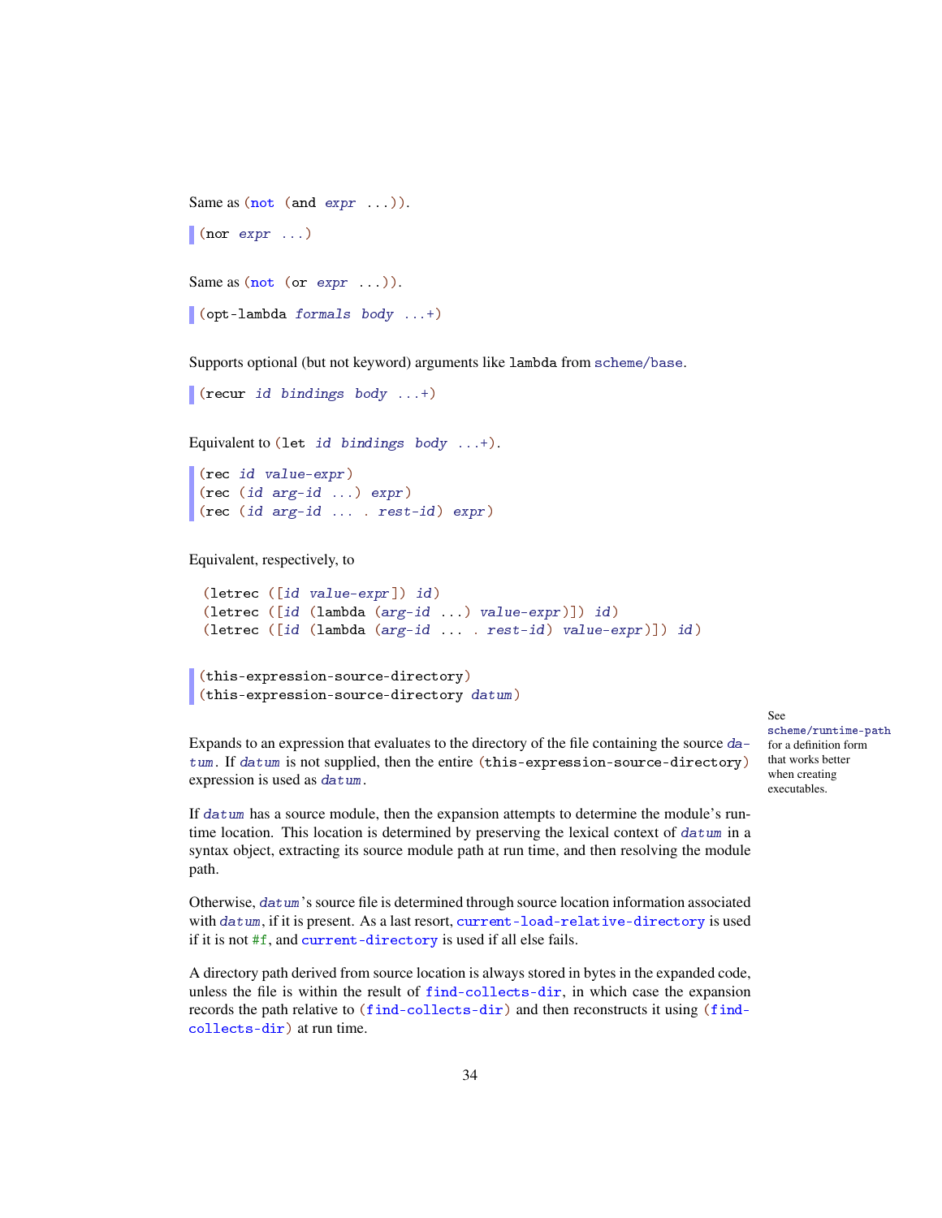Same as `(not (and expr ...))`.

```
(nor expr ...)
```

Same as `(not (or expr ...))`.

```
(opt-lambda formals body ...+)
```

Supports optional (but not keyword) arguments like `lambda` from `scheme/base`.

```
(recur id bindings body ...+)
```

Equivalent to `(let id bindings body ...+)`.

```
(rec id value-expr)
(rec (id arg-id ...) expr)
(rec (id arg-id ... . rest-id) expr)
```

Equivalent, respectively, to

```
(letrec ([id value-expr]) id)
(letrec ([id (lambda (arg-id ...) value-expr)]) id)
(letrec ([id (lambda (arg-id ... . rest-id) value-expr)]) id)
```

```
(this-expression-source-directory)
(this-expression-source-directory datum)
```

See `scheme/runtime-path` for a definition form that works better when creating executables.

Expands to an expression that evaluates to the directory of the file containing the source *datum*. If *datum* is not supplied, then the entire `(this-expression-source-directory)` expression is used as *datum*.

If *datum* has a source module, then the expansion attempts to determine the module's run-time location. This location is determined by preserving the lexical context of *datum* in a syntax object, extracting its source module path at run time, and then resolving the module path.

Otherwise, *datum*'s source file is determined through source location information associated with *datum*, if it is present. As a last resort, `current-load-relative-directory` is used if it is not `#f`, and `current-directory` is used if all else fails.

A directory path derived from source location is always stored in bytes in the expanded code, unless the file is within the result of `find-collects-dir`, in which case the expansion records the path relative to `(find-collects-dir)` and then reconstructs it using `(find-collects-dir)` at run time.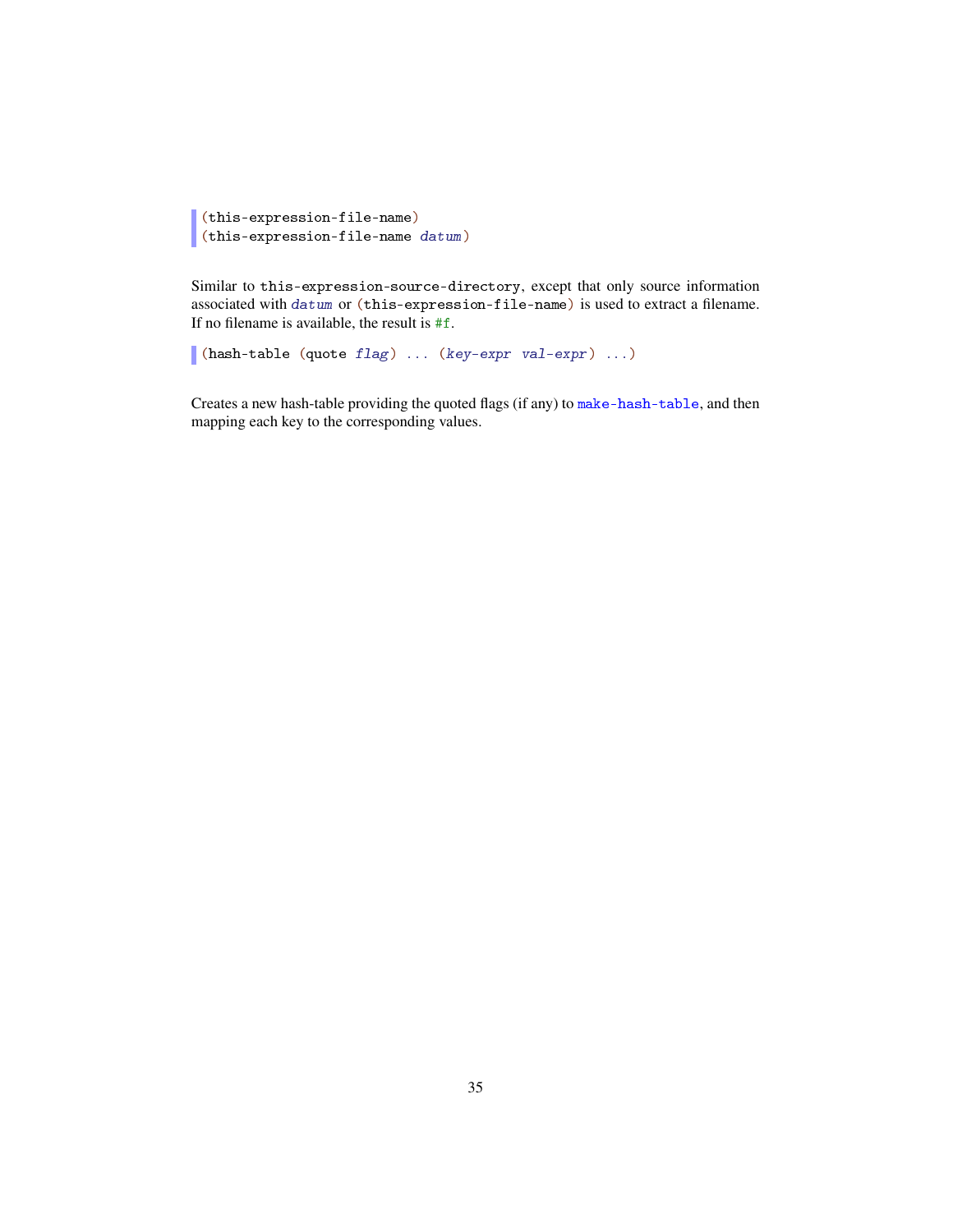```
(this-expression-file-name)
(this-expression-file-name datum)
```

Similar to `this-expression-source-directory`, except that only source information associated with `datum` or `(this-expression-file-name)` is used to extract a filename. If no filename is available, the result is `#f`.

```
(hash-table (quote flag) ... (key-expr val-expr) ...)
```

Creates a new hash-table providing the quoted flags (if any) to `make-hash-table`, and then mapping each key to the corresponding values.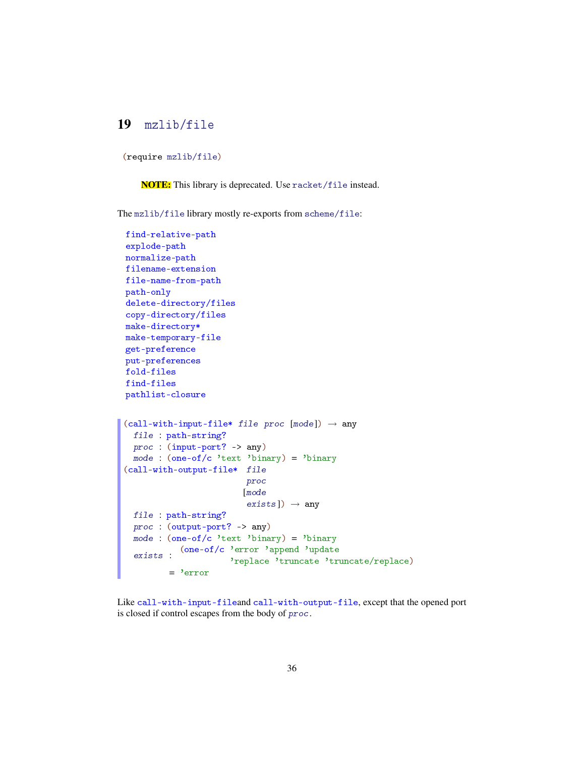# 19 mzlib/file

```
(require mzlib/file)
```

**NOTE:** This library is deprecated. Use racket/file instead.

The mzlib/file library mostly re-exports from scheme/file:

```
find-relative-path
explode-path
normalize-path
filename-extension
file-name-from-path
path-only
delete-directory/files
copy-directory/files
make-directory*
make-temporary-file
get-preference
put-preferences
fold-files
find-files
pathlist-closure
```

```
(call-with-input-file* file proc [mode]) → any
  file : path-string?
  proc : (input-port? -> any)
  mode : (one-of/c 'text 'binary) = 'binary
(call-with-output-file* file
                        proc
                       [mode
                        exists]) → any
  file : path-string?
  proc : (output-port? -> any)
  mode : (one-of/c 'text 'binary) = 'binary
  exists : (one-of/c 'error 'append 'update
                     'replace 'truncate 'truncate/replace)
         = 'error
```

Like call-with-input-fileand call-with-output-file, except that the opened port is closed if control escapes from the body of *proc*.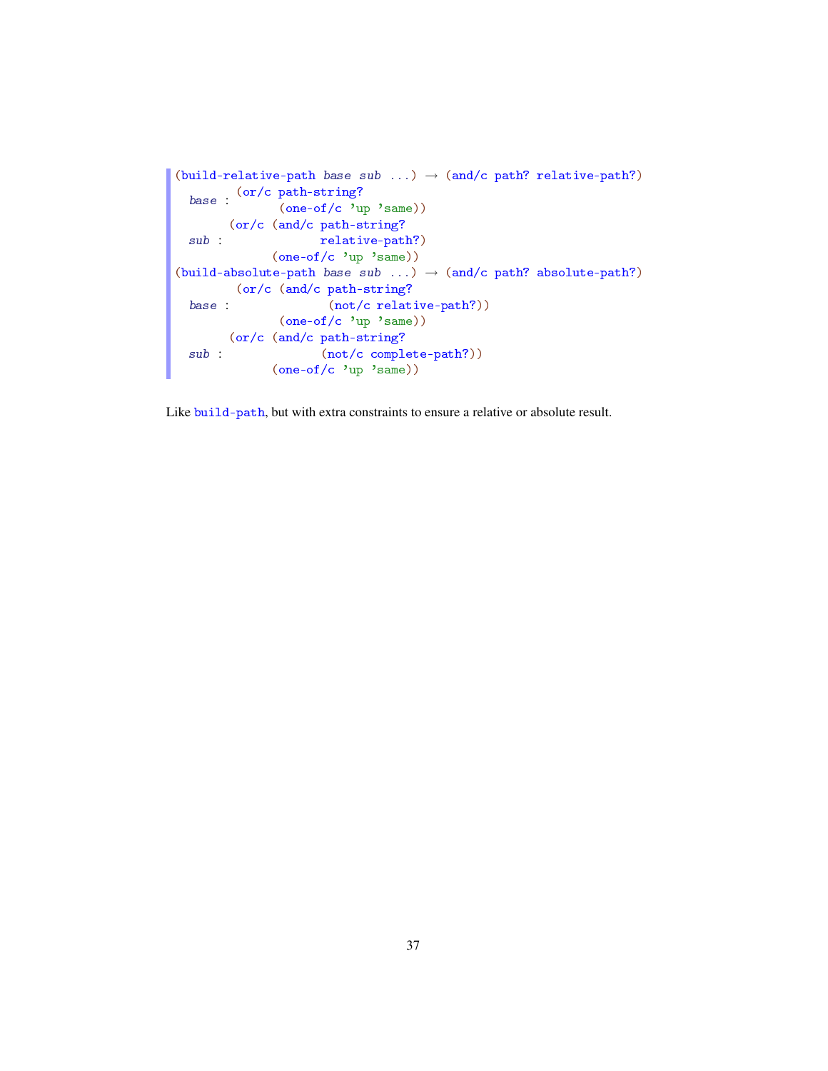```
(build-relative-path base sub ...) → (and/c path? relative-path?)
  base : (or/c path-string?
               (one-of/c 'up 'same))
  sub : (or/c (and/c path-string?
                     relative-path?)
              (one-of/c 'up 'same))
(build-absolute-path base sub ...) → (and/c path? absolute-path?)
  base : (or/c (and/c path-string?
                      (not/c relative-path?))
               (one-of/c 'up 'same))
  sub : (or/c (and/c path-string?
                     (not/c complete-path?))
              (one-of/c 'up 'same))
```

Like `build-path`, but with extra constraints to ensure a relative or absolute result.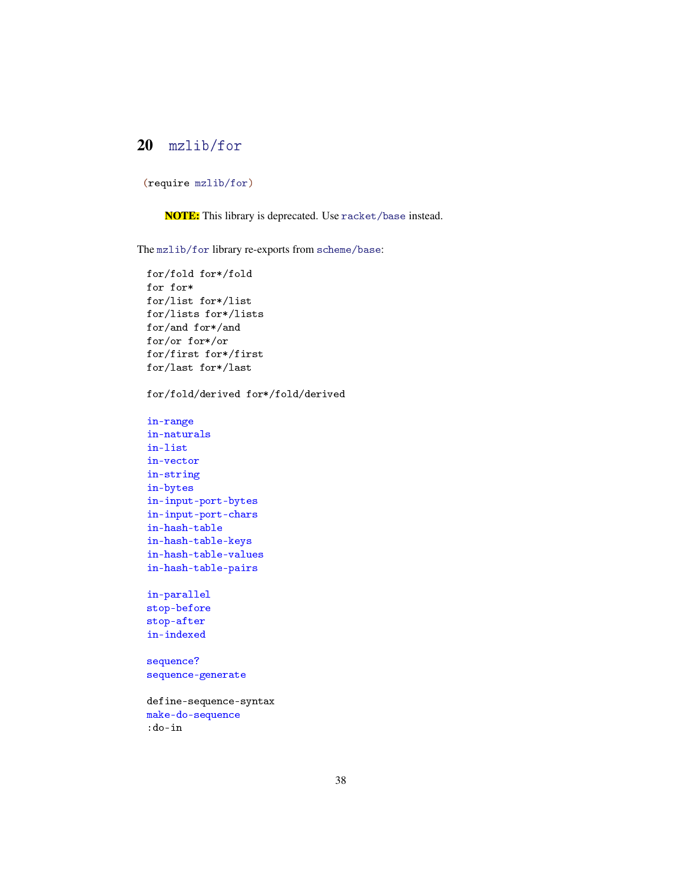# 20 mzlib/for

```
(require mzlib/for)
```

> **NOTE:** This library is deprecated. Use racket/base instead.

The mzlib/for library re-exports from scheme/base:

```
for/fold for*/fold
for for*
for/list for*/list
for/lists for*/lists
for/and for*/and
for/or for*/or
for/first for*/first
for/last for*/last

for/fold/derived for*/fold/derived

in-range
in-naturals
in-list
in-vector
in-string
in-bytes
in-input-port-bytes
in-input-port-chars
in-hash-table
in-hash-table-keys
in-hash-table-values
in-hash-table-pairs

in-parallel
stop-before
stop-after
in-indexed

sequence?
sequence-generate

define-sequence-syntax
make-do-sequence
:do-in
```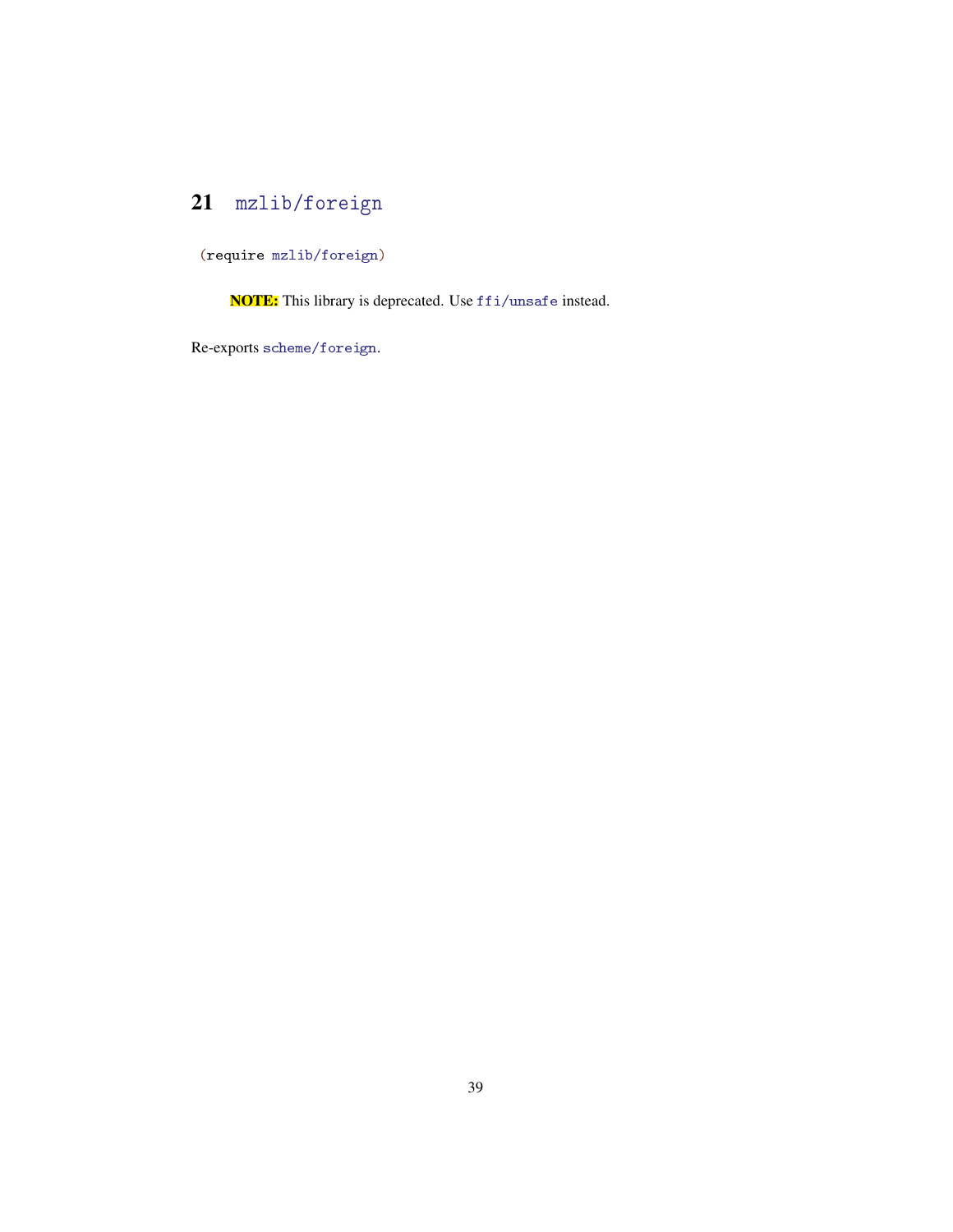# 21 mzlib/foreign

```
(require mzlib/foreign)
```

> **NOTE:** This library is deprecated. Use `ffi/unsafe` instead.

Re-exports `scheme/foreign`.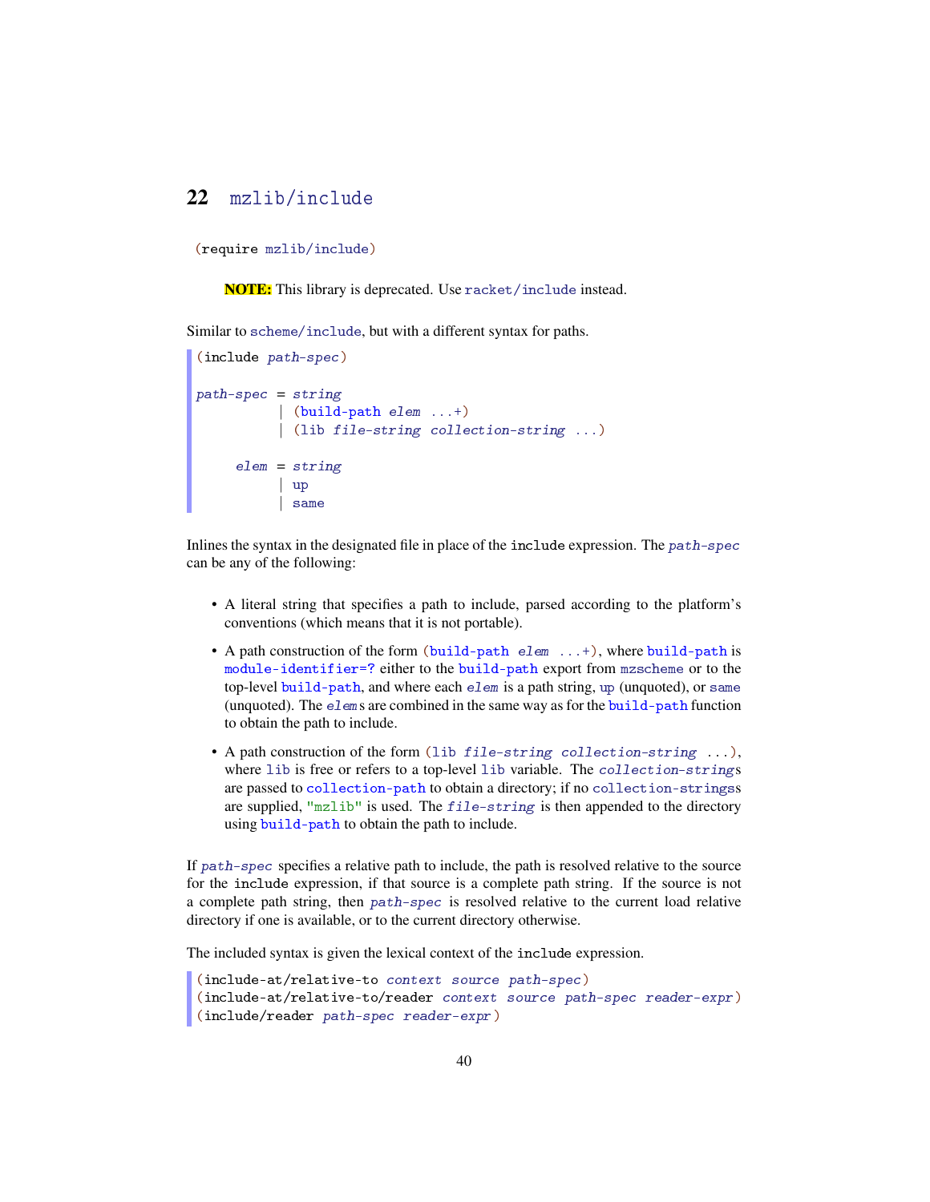## 22 mzlib/include

```
(require mzlib/include)
```

**NOTE:** This library is deprecated. Use racket/include instead.

Similar to scheme/include, but with a different syntax for paths.

```
(include path-spec)

path-spec = string
          | (build-path elem ...+)
          | (lib file-string collection-string ...)

     elem = string
          | up
          | same
```

Inlines the syntax in the designated file in place of the include expression. The *path-spec* can be any of the following:

- A literal string that specifies a path to include, parsed according to the platform's conventions (which means that it is not portable).
- A path construction of the form (build-path *elem* ...+), where build-path is module-identifier=? either to the build-path export from mzscheme or to the top-level build-path, and where each *elem* is a path string, up (unquoted), or same (unquoted). The *elem*s are combined in the same way as for the build-path function to obtain the path to include.
- A path construction of the form (lib *file-string collection-string* ...), where lib is free or refers to a top-level lib variable. The *collection-string*s are passed to collection-path to obtain a directory; if no collection-strings are supplied, "mzlib" is used. The *file-string* is then appended to the directory using build-path to obtain the path to include.

If *path-spec* specifies a relative path to include, the path is resolved relative to the source for the include expression, if that source is a complete path string. If the source is not a complete path string, then *path-spec* is resolved relative to the current load relative directory if one is available, or to the current directory otherwise.

The included syntax is given the lexical context of the include expression.

```
(include-at/relative-to context source path-spec)
(include-at/relative-to/reader context source path-spec reader-expr)
(include/reader path-spec reader-expr)
```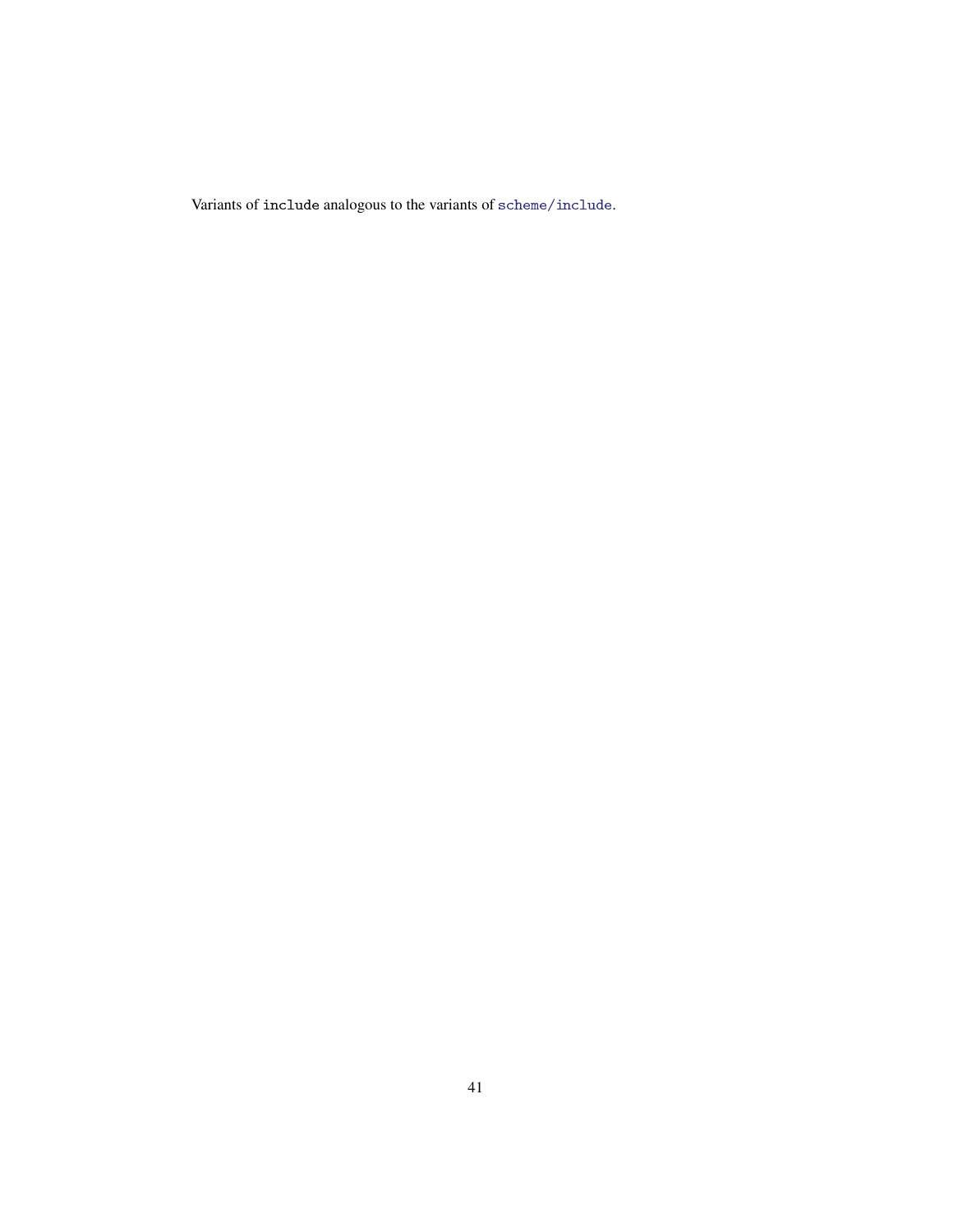Variants of `include` analogous to the variants of `scheme/include`.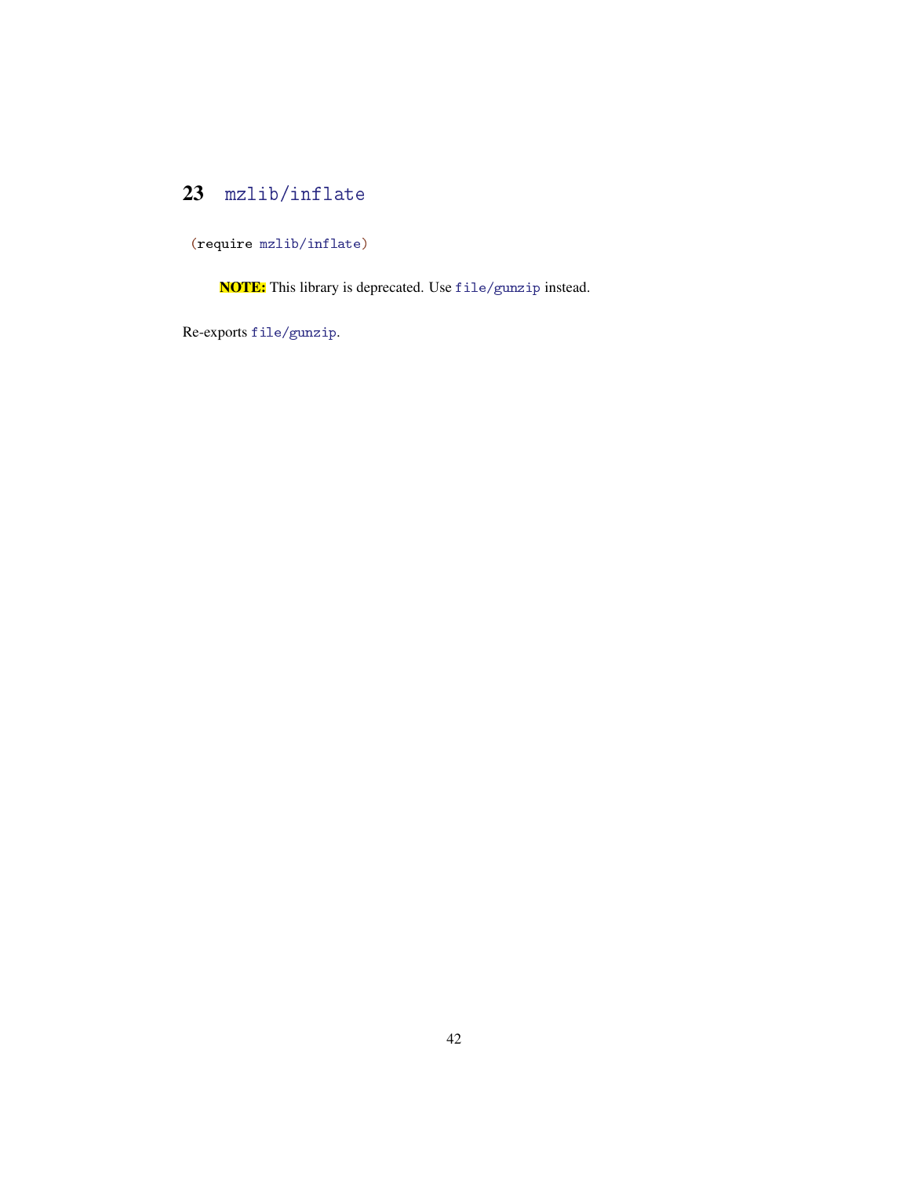# 23 mzlib/inflate

```
(require mzlib/inflate)
```

> **NOTE:** This library is deprecated. Use `file/gunzip` instead.

Re-exports `file/gunzip`.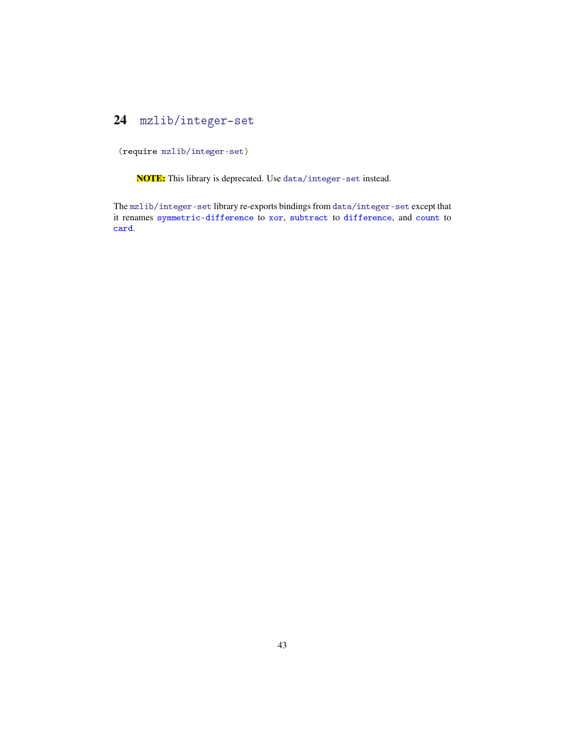# 24 mzlib/integer-set

```
(require mzlib/integer-set)
```

> **NOTE:** This library is deprecated. Use `data/integer-set` instead.

The `mzlib/integer-set` library re-exports bindings from `data/integer-set` except that it renames `symmetric-difference` to `xor`, `subtract` to `difference`, and `count` to `card`.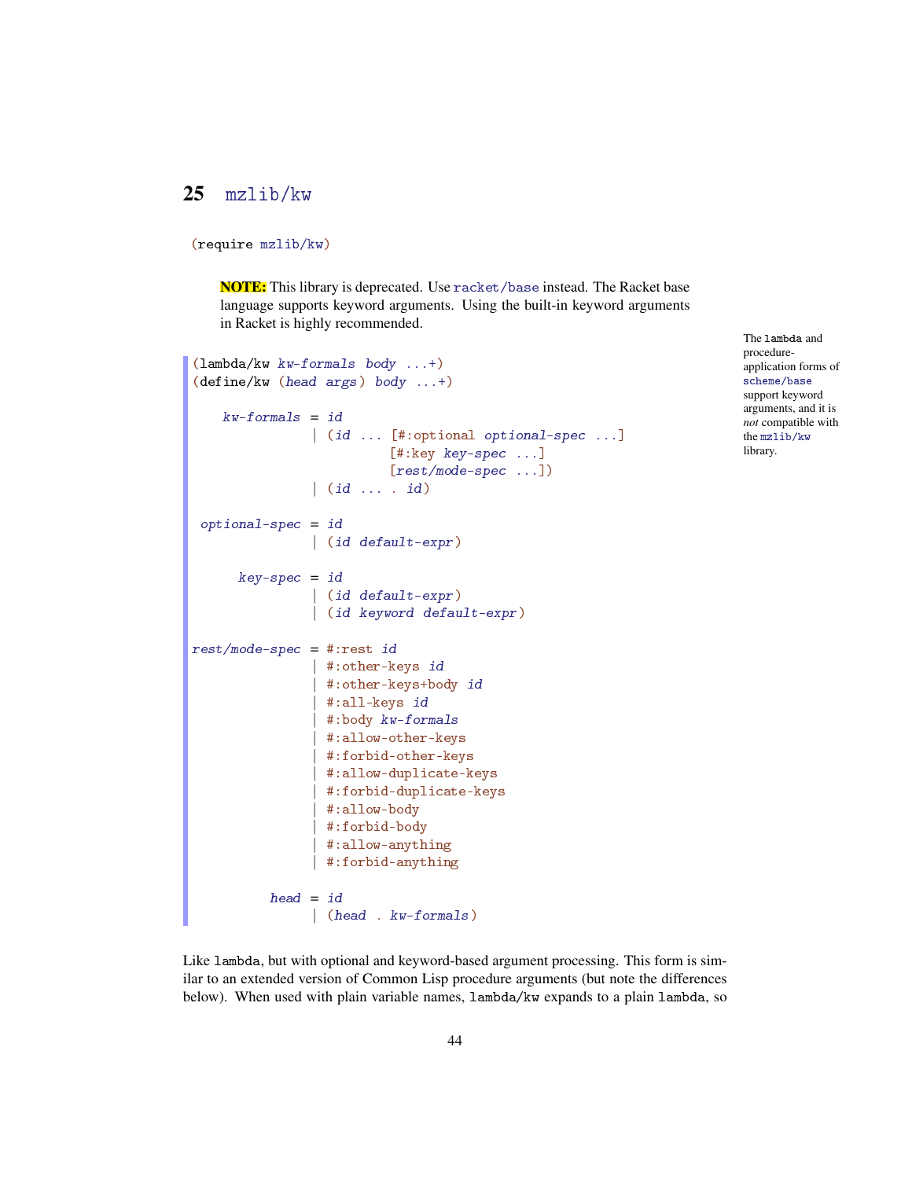# 25 mzlib/kw

```
(require mzlib/kw)
```

**NOTE:** This library is deprecated. Use `racket/base` instead. The Racket base language supports keyword arguments. Using the built-in keyword arguments in Racket is highly recommended.

The `lambda` and procedure-application forms of `scheme/base` support keyword arguments, and it is *not* compatible with the `mzlib/kw` library.

```
(lambda/kw kw-formals body ...+)
(define/kw (head args) body ...+)

    kw-formals = id
               | (id ... [#:optional optional-spec ...]
                         [#:key key-spec ...]
                         [rest/mode-spec ...])
               | (id ... . id)

 optional-spec = id
               | (id default-expr)

      key-spec = id
               | (id default-expr)
               | (id keyword default-expr)

rest/mode-spec = #:rest id
               | #:other-keys id
               | #:other-keys+body id
               | #:all-keys id
               | #:body kw-formals
               | #:allow-other-keys
               | #:forbid-other-keys
               | #:allow-duplicate-keys
               | #:forbid-duplicate-keys
               | #:allow-body
               | #:forbid-body
               | #:allow-anything
               | #:forbid-anything

          head = id
               | (head . kw-formals)
```

Like `lambda`, but with optional and keyword-based argument processing. This form is similar to an extended version of Common Lisp procedure arguments (but note the differences below). When used with plain variable names, `lambda/kw` expands to a plain `lambda`, so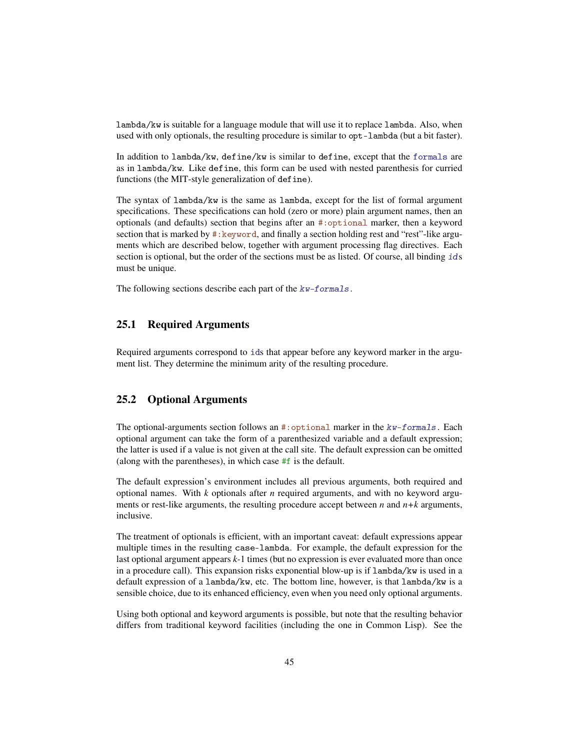`lambda/kw` is suitable for a language module that will use it to replace `lambda`. Also, when used with only optionals, the resulting procedure is similar to `opt-lambda` (but a bit faster).

In addition to `lambda/kw`, `define/kw` is similar to `define`, except that the *formals* are as in `lambda/kw`. Like `define`, this form can be used with nested parenthesis for curried functions (the MIT-style generalization of `define`).

The syntax of `lambda/kw` is the same as `lambda`, except for the list of formal argument specifications. These specifications can hold (zero or more) plain argument names, then an optionals (and defaults) section that begins after an `#:optional` marker, then a keyword section that is marked by `#:keyword`, and finally a section holding rest and "rest"-like arguments which are described below, together with argument processing flag directives. Each section is optional, but the order of the sections must be as listed. Of course, all binding *id*s must be unique.

The following sections describe each part of the *kw-formals*.

## 25.1 Required Arguments

Required arguments correspond to ids that appear before any keyword marker in the argument list. They determine the minimum arity of the resulting procedure.

## 25.2 Optional Arguments

The optional-arguments section follows an `#:optional` marker in the *kw-formals*. Each optional argument can take the form of a parenthesized variable and a default expression; the latter is used if a value is not given at the call site. The default expression can be omitted (along with the parentheses), in which case `#f` is the default.

The default expression's environment includes all previous arguments, both required and optional names. With *k* optionals after *n* required arguments, and with no keyword arguments or rest-like arguments, the resulting procedure accept between *n* and *n*+*k* arguments, inclusive.

The treatment of optionals is efficient, with an important caveat: default expressions appear multiple times in the resulting `case-lambda`. For example, the default expression for the last optional argument appears *k*-1 times (but no expression is ever evaluated more than once in a procedure call). This expansion risks exponential blow-up is if `lambda/kw` is used in a default expression of a `lambda/kw`, etc. The bottom line, however, is that `lambda/kw` is a sensible choice, due to its enhanced efficiency, even when you need only optional arguments.

Using both optional and keyword arguments is possible, but note that the resulting behavior differs from traditional keyword facilities (including the one in Common Lisp). See the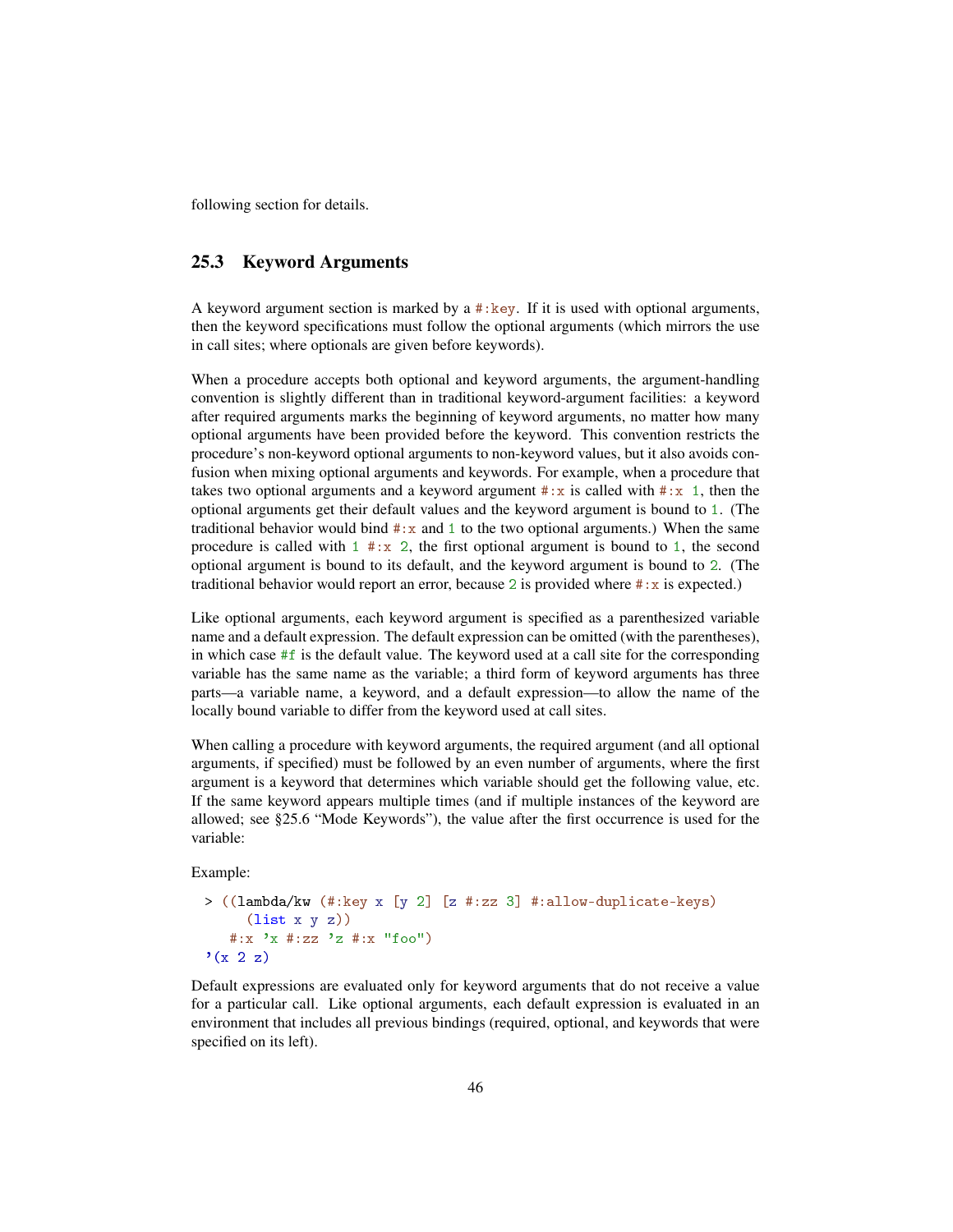following section for details.

## 25.3 Keyword Arguments

A keyword argument section is marked by a #:key. If it is used with optional arguments, then the keyword specifications must follow the optional arguments (which mirrors the use in call sites; where optionals are given before keywords).

When a procedure accepts both optional and keyword arguments, the argument-handling convention is slightly different than in traditional keyword-argument facilities: a keyword after required arguments marks the beginning of keyword arguments, no matter how many optional arguments have been provided before the keyword. This convention restricts the procedure's non-keyword optional arguments to non-keyword values, but it also avoids confusion when mixing optional arguments and keywords. For example, when a procedure that takes two optional arguments and a keyword argument #:x is called with #:x 1, then the optional arguments get their default values and the keyword argument is bound to 1. (The traditional behavior would bind #:x and 1 to the two optional arguments.) When the same procedure is called with 1 #:x 2, the first optional argument is bound to 1, the second optional argument is bound to its default, and the keyword argument is bound to 2. (The traditional behavior would report an error, because 2 is provided where #:x is expected.)

Like optional arguments, each keyword argument is specified as a parenthesized variable name and a default expression. The default expression can be omitted (with the parentheses), in which case #f is the default value. The keyword used at a call site for the corresponding variable has the same name as the variable; a third form of keyword arguments has three parts—a variable name, a keyword, and a default expression—to allow the name of the locally bound variable to differ from the keyword used at call sites.

When calling a procedure with keyword arguments, the required argument (and all optional arguments, if specified) must be followed by an even number of arguments, where the first argument is a keyword that determines which variable should get the following value, etc. If the same keyword appears multiple times (and if multiple instances of the keyword are allowed; see §25.6 "Mode Keywords"), the value after the first occurrence is used for the variable:

Example:

```
> ((lambda/kw (#:key x [y 2] [z #:zz 3] #:allow-duplicate-keys)
     (list x y z))
   #:x 'x #:zz 'z #:x "foo")
'(x 2 z)
```

Default expressions are evaluated only for keyword arguments that do not receive a value for a particular call. Like optional arguments, each default expression is evaluated in an environment that includes all previous bindings (required, optional, and keywords that were specified on its left).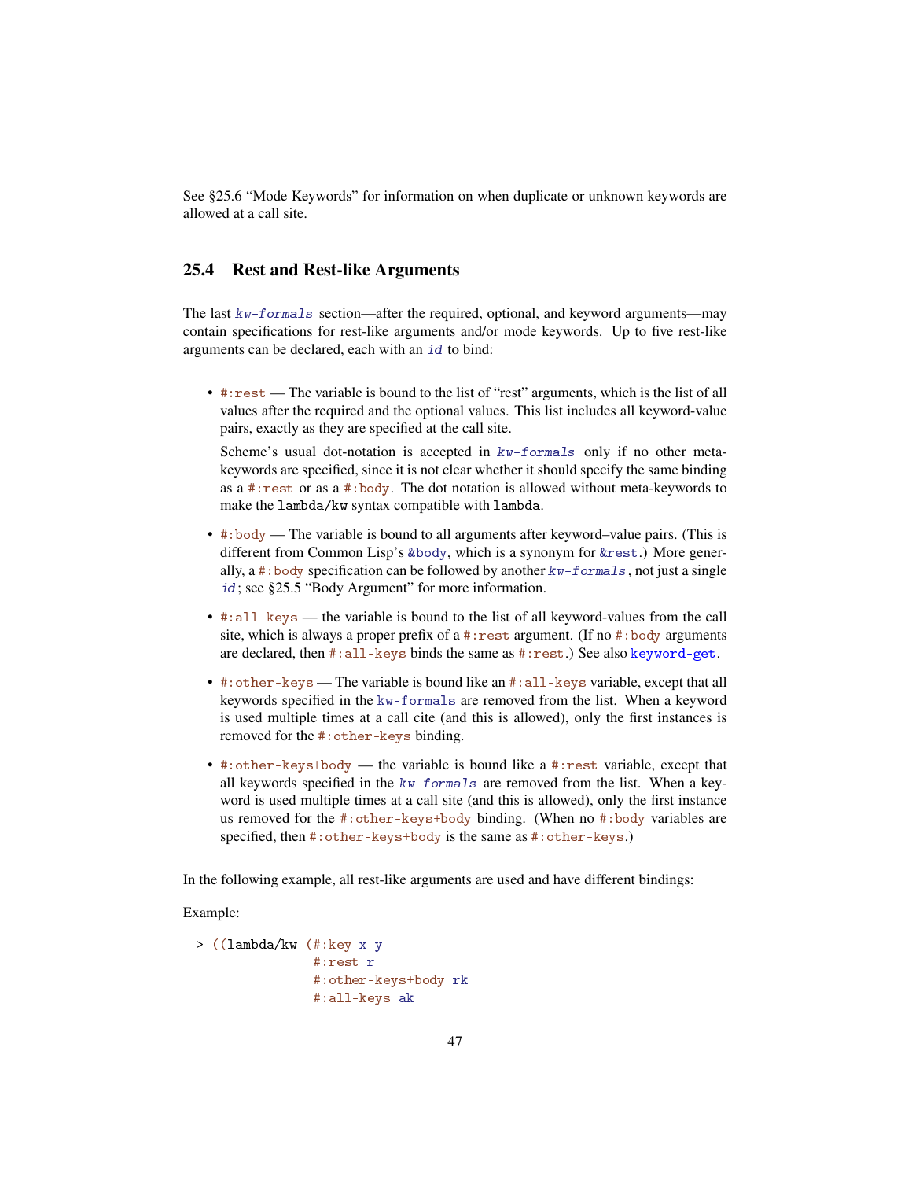See §25.6 "Mode Keywords" for information on when duplicate or unknown keywords are allowed at a call site.

## 25.4 Rest and Rest-like Arguments

The last *kw-formals* section—after the required, optional, and keyword arguments—may contain specifications for rest-like arguments and/or mode keywords. Up to five rest-like arguments can be declared, each with an *id* to bind:

- `#:rest` — The variable is bound to the list of "rest" arguments, which is the list of all values after the required and the optional values. This list includes all keyword-value pairs, exactly as they are specified at the call site.

  Scheme's usual dot-notation is accepted in *kw-formals* only if no other meta-keywords are specified, since it is not clear whether it should specify the same binding as a `#:rest` or as a `#:body`. The dot notation is allowed without meta-keywords to make the `lambda/kw` syntax compatible with `lambda`.

- `#:body` — The variable is bound to all arguments after keyword–value pairs. (This is different from Common Lisp's `&body`, which is a synonym for `&rest`.) More generally, a `#:body` specification can be followed by another *kw-formals*, not just a single *id*; see §25.5 "Body Argument" for more information.

- `#:all-keys` — the variable is bound to the list of all keyword-values from the call site, which is always a proper prefix of a `#:rest` argument. (If no `#:body` arguments are declared, then `#:all-keys` binds the same as `#:rest`.) See also `keyword-get`.

- `#:other-keys` — The variable is bound like an `#:all-keys` variable, except that all keywords specified in the `kw-formals` are removed from the list. When a keyword is used multiple times at a call cite (and this is allowed), only the first instances is removed for the `#:other-keys` binding.

- `#:other-keys+body` — the variable is bound like a `#:rest` variable, except that all keywords specified in the *kw-formals* are removed from the list. When a keyword is used multiple times at a call site (and this is allowed), only the first instance us removed for the `#:other-keys+body` binding. (When no `#:body` variables are specified, then `#:other-keys+body` is the same as `#:other-keys`.)

In the following example, all rest-like arguments are used and have different bindings:

Example:

```
> ((lambda/kw (#:key x y
               #:rest r
               #:other-keys+body rk
               #:all-keys ak
```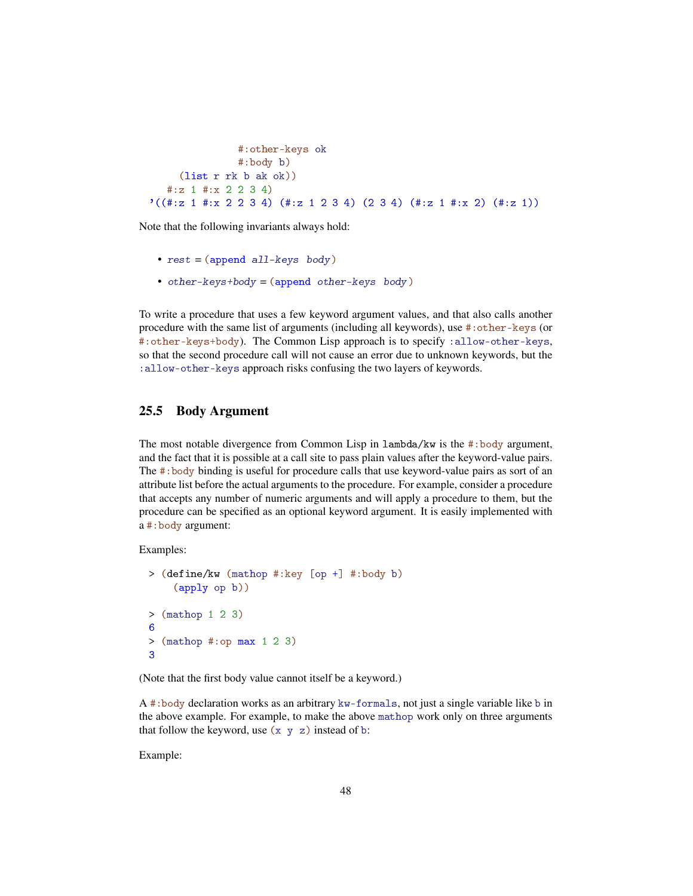```
                #:other-keys ok
                #:body b)
      (list r rk b ak ok))
    #:z 1 #:x 2 2 3 4)
'((#:z 1 #:x 2 2 3 4) (#:z 1 2 3 4) (2 3 4) (#:z 1 #:x 2) (#:z 1))
```

Note that the following invariants always hold:

- *rest* = (append *all-keys* *body*)
- *other-keys+body* = (append *other-keys* *body*)

To write a procedure that uses a few keyword argument values, and that also calls another procedure with the same list of arguments (including all keywords), use `#:other-keys` (or `#:other-keys+body`). The Common Lisp approach is to specify `:allow-other-keys`, so that the second procedure call will not cause an error due to unknown keywords, but the `:allow-other-keys` approach risks confusing the two layers of keywords.

## 25.5 Body Argument

The most notable divergence from Common Lisp in `lambda/kw` is the `#:body` argument, and the fact that it is possible at a call site to pass plain values after the keyword-value pairs. The `#:body` binding is useful for procedure calls that use keyword-value pairs as sort of an attribute list before the actual arguments to the procedure. For example, consider a procedure that accepts any number of numeric arguments and will apply a procedure to them, but the procedure can be specified as an optional keyword argument. It is easily implemented with a `#:body` argument:

Examples:

```
> (define/kw (mathop #:key [op +] #:body b)
    (apply op b))

> (mathop 1 2 3)
6
> (mathop #:op max 1 2 3)
3
```

(Note that the first body value cannot itself be a keyword.)

A `#:body` declaration works as an arbitrary `kw-formals`, not just a single variable like `b` in the above example. For example, to make the above `mathop` work only on three arguments that follow the keyword, use `(x y z)` instead of `b`:

Example: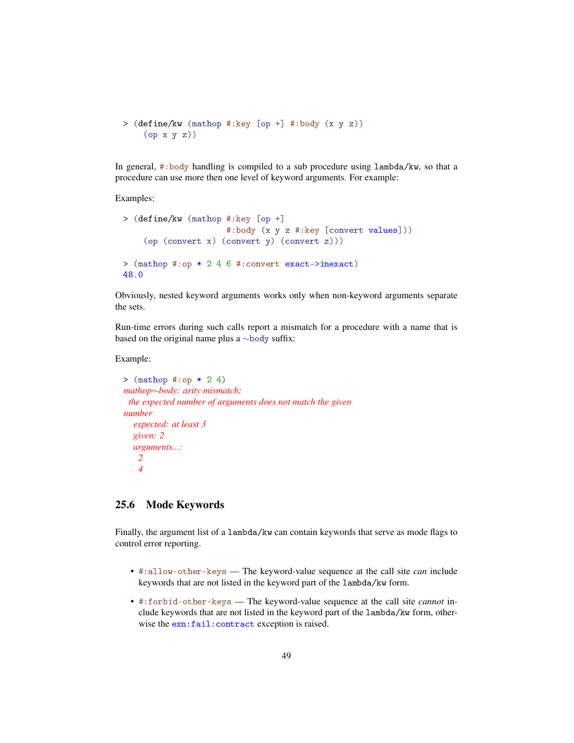```
> (define/kw (mathop #:key [op +] #:body (x y z))
    (op x y z))
```

In general, #:body handling is compiled to a sub procedure using lambda/kw, so that a procedure can use more then one level of keyword arguments. For example:

Examples:

```
> (define/kw (mathop #:key [op +]
                     #:body (x y z #:key [convert values]))
    (op (convert x) (convert y) (convert z)))

> (mathop #:op * 2 4 6 #:convert exact->inexact)
48.0
```

Obviously, nested keyword arguments works only when non-keyword arguments separate the sets.

Run-time errors during such calls report a mismatch for a procedure with a name that is based on the original name plus a ~body suffix:

Example:

```
> (mathop #:op * 2 4)
mathop~body: arity mismatch;
 the expected number of arguments does not match the given
number
   expected: at least 3
   given: 2
   arguments...:
    2
    4
```

## 25.6 Mode Keywords

Finally, the argument list of a lambda/kw can contain keywords that serve as mode flags to control error reporting.

- #:allow-other-keys — The keyword-value sequence at the call site *can* include keywords that are not listed in the keyword part of the lambda/kw form.
- #:forbid-other-keys — The keyword-value sequence at the call site *cannot* include keywords that are not listed in the keyword part of the lambda/kw form, otherwise the exn:fail:contract exception is raised.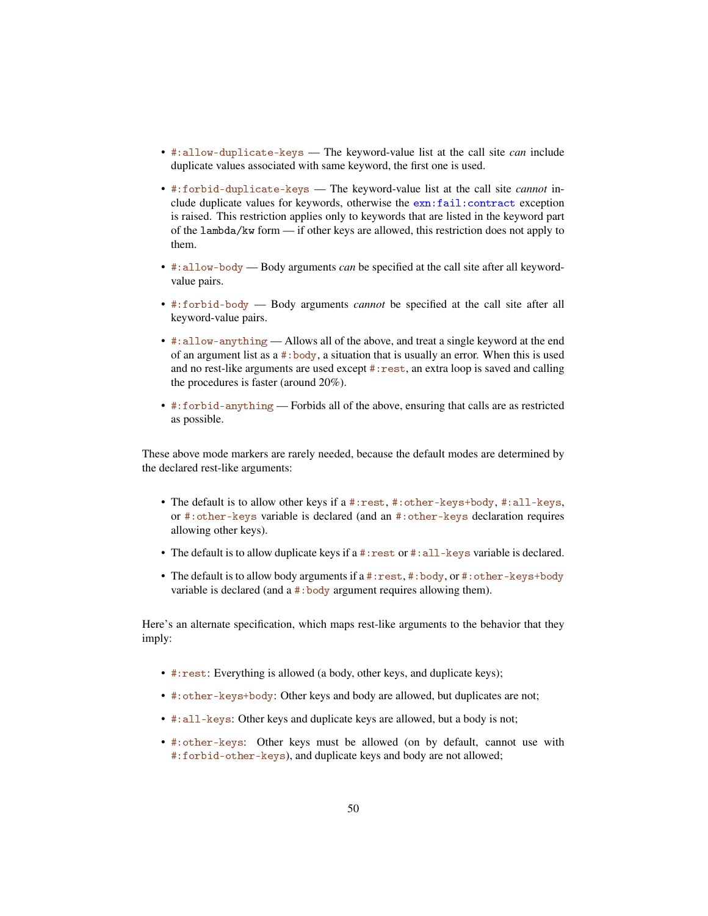- `#:allow-duplicate-keys` — The keyword-value list at the call site *can* include duplicate values associated with same keyword, the first one is used.
- `#:forbid-duplicate-keys` — The keyword-value list at the call site *cannot* include duplicate values for keywords, otherwise the `exn:fail:contract` exception is raised. This restriction applies only to keywords that are listed in the keyword part of the `lambda/kw` form — if other keys are allowed, this restriction does not apply to them.
- `#:allow-body` — Body arguments *can* be specified at the call site after all keyword-value pairs.
- `#:forbid-body` — Body arguments *cannot* be specified at the call site after all keyword-value pairs.
- `#:allow-anything` — Allows all of the above, and treat a single keyword at the end of an argument list as a `#:body`, a situation that is usually an error. When this is used and no rest-like arguments are used except `#:rest`, an extra loop is saved and calling the procedures is faster (around 20%).
- `#:forbid-anything` — Forbids all of the above, ensuring that calls are as restricted as possible.

These above mode markers are rarely needed, because the default modes are determined by the declared rest-like arguments:

- The default is to allow other keys if a `#:rest`, `#:other-keys+body`, `#:all-keys`, or `#:other-keys` variable is declared (and an `#:other-keys` declaration requires allowing other keys).
- The default is to allow duplicate keys if a `#:rest` or `#:all-keys` variable is declared.
- The default is to allow body arguments if a `#:rest`, `#:body`, or `#:other-keys+body` variable is declared (and a `#:body` argument requires allowing them).

Here's an alternate specification, which maps rest-like arguments to the behavior that they imply:

- `#:rest`: Everything is allowed (a body, other keys, and duplicate keys);
- `#:other-keys+body`: Other keys and body are allowed, but duplicates are not;
- `#:all-keys`: Other keys and duplicate keys are allowed, but a body is not;
- `#:other-keys`: Other keys must be allowed (on by default, cannot use with `#:forbid-other-keys`), and duplicate keys and body are not allowed;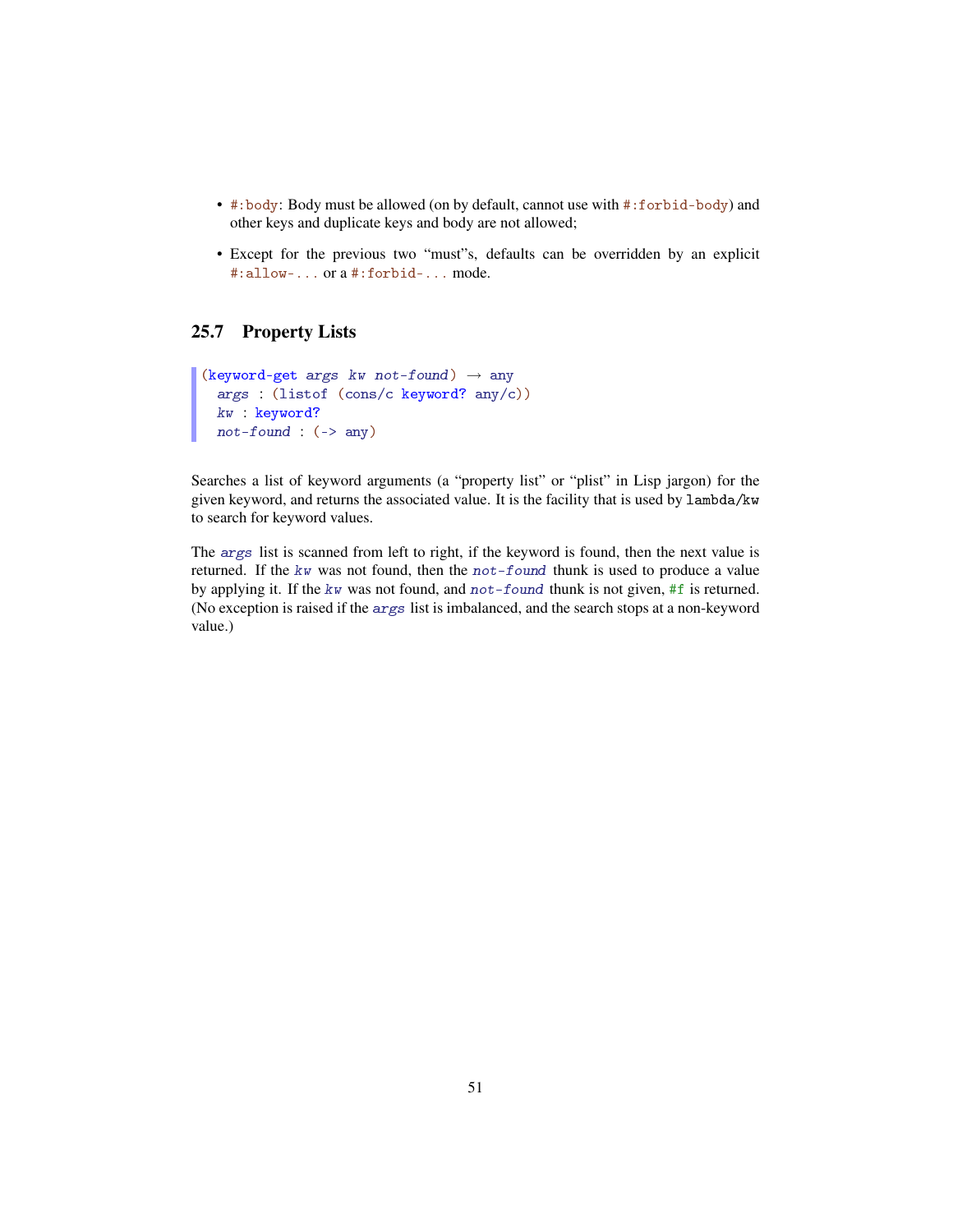- `#:body`: Body must be allowed (on by default, cannot use with `#:forbid-body`) and other keys and duplicate keys and body are not allowed;
- Except for the previous two "must"s, defaults can be overridden by an explicit `#:allow-...` or a `#:forbid-...` mode.

## 25.7 Property Lists

```
(keyword-get args kw not-found) → any
  args : (listof (cons/c keyword? any/c))
  kw : keyword?
  not-found : (-> any)
```

Searches a list of keyword arguments (a "property list" or "plist" in Lisp jargon) for the given keyword, and returns the associated value. It is the facility that is used by `lambda/kw` to search for keyword values.

The *args* list is scanned from left to right, if the keyword is found, then the next value is returned. If the *kw* was not found, then the *not-found* thunk is used to produce a value by applying it. If the *kw* was not found, and *not-found* thunk is not given, `#f` is returned. (No exception is raised if the *args* list is imbalanced, and the search stops at a non-keyword value.)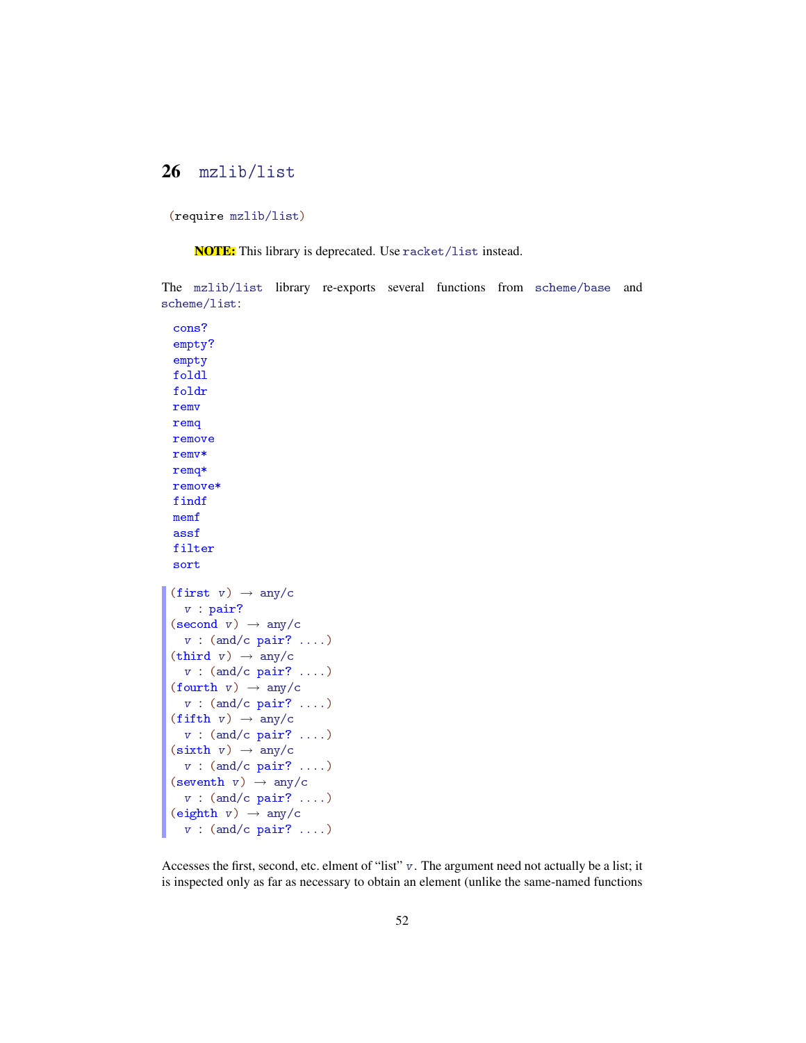# 26 mzlib/list

```
(require mzlib/list)
```

**NOTE:** This library is deprecated. Use racket/list instead.

The mzlib/list library re-exports several functions from scheme/base and scheme/list:

```
cons?
empty?
empty
foldl
foldr
remv
remq
remove
remv*
remq*
remove*
findf
memf
assf
filter
sort
```

```
(first v) → any/c
  v : pair?
(second v) → any/c
  v : (and/c pair? ....)
(third v) → any/c
  v : (and/c pair? ....)
(fourth v) → any/c
  v : (and/c pair? ....)
(fifth v) → any/c
  v : (and/c pair? ....)
(sixth v) → any/c
  v : (and/c pair? ....)
(seventh v) → any/c
  v : (and/c pair? ....)
(eighth v) → any/c
  v : (and/c pair? ....)
```

Accesses the first, second, etc. elment of "list" v. The argument need not actually be a list; it is inspected only as far as necessary to obtain an element (unlike the same-named functions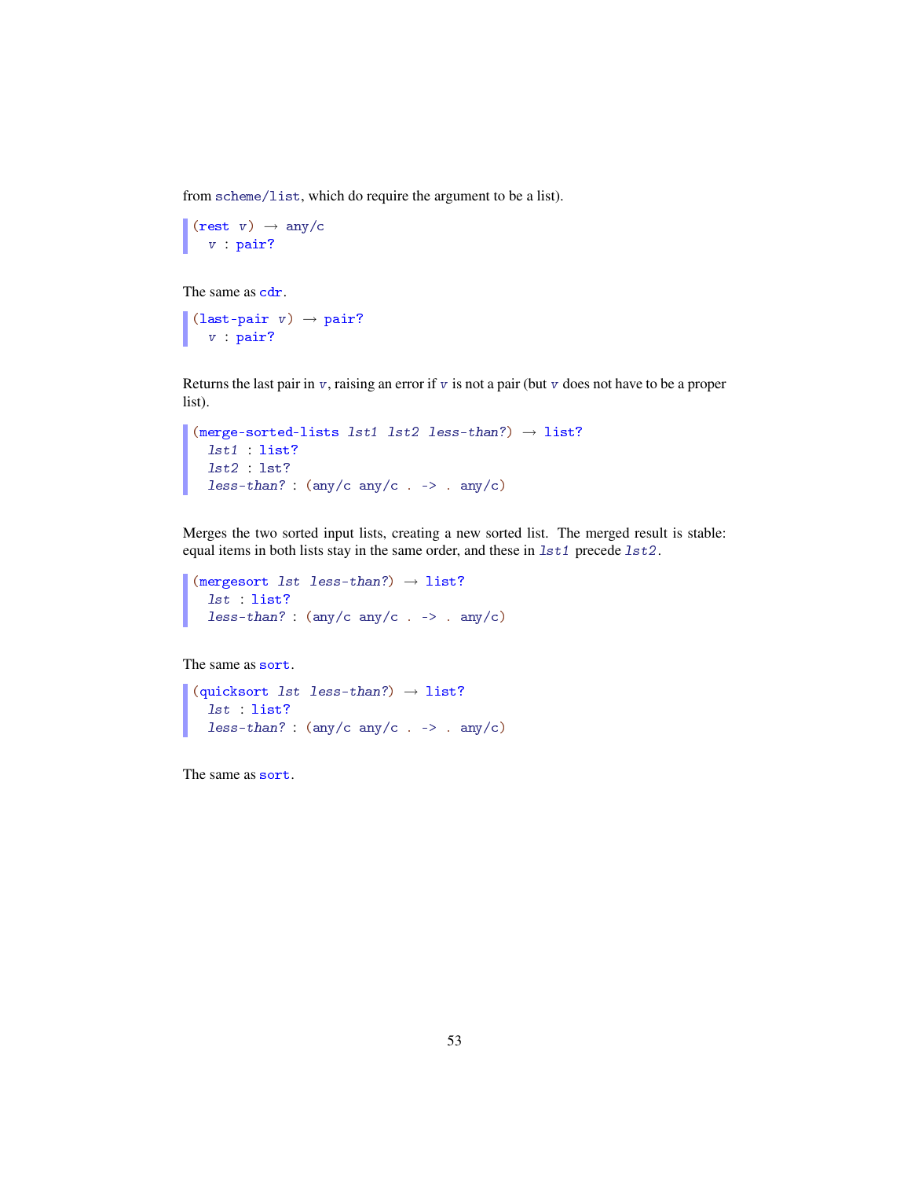from `scheme/list`, which do require the argument to be a list).

```
(rest v) → any/c
  v : pair?
```

The same as `cdr`.

```
(last-pair v) → pair?
  v : pair?
```

Returns the last pair in *v*, raising an error if *v* is not a pair (but *v* does not have to be a proper list).

```
(merge-sorted-lists lst1 lst2 less-than?) → list?
  lst1 : list?
  lst2 : lst?
  less-than? : (any/c any/c . -> . any/c)
```

Merges the two sorted input lists, creating a new sorted list. The merged result is stable: equal items in both lists stay in the same order, and these in *lst1* precede *lst2*.

```
(mergesort lst less-than?) → list?
  lst : list?
  less-than? : (any/c any/c . -> . any/c)
```

The same as `sort`.

```
(quicksort lst less-than?) → list?
  lst : list?
  less-than? : (any/c any/c . -> . any/c)
```

The same as `sort`.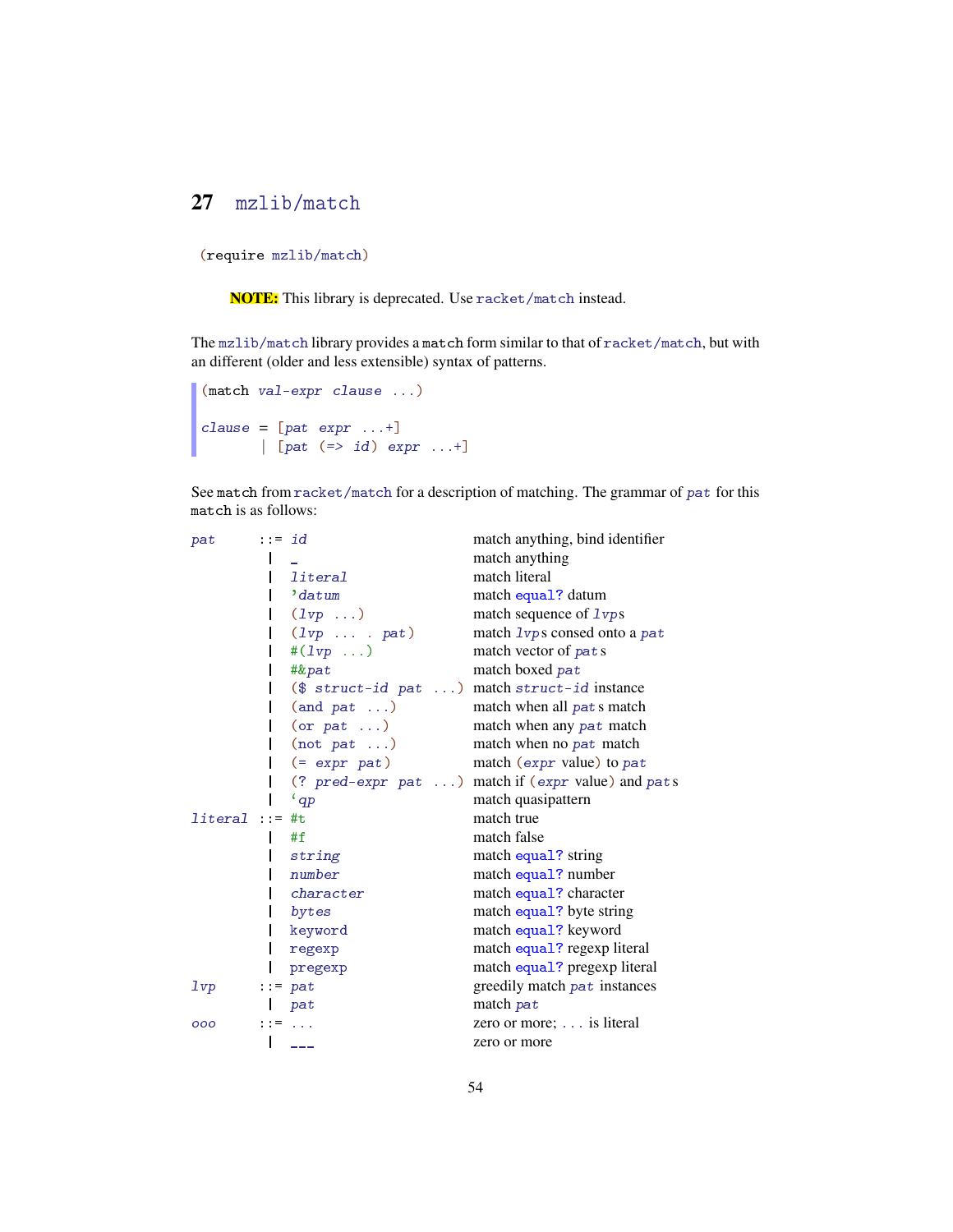# 27 mzlib/match

```
(require mzlib/match)
```

**NOTE:** This library is deprecated. Use racket/match instead.

The mzlib/match library provides a match form similar to that of racket/match, but with an different (older and less extensible) syntax of patterns.

```
(match val-expr clause ...)

clause = [pat expr ...+]
       | [pat (=> id) expr ...+]
```

See match from racket/match for a description of matching. The grammar of *pat* for this match is as follows:

| | | | |
|---|---|---|---|
| *pat* | ::= | *id* | match anything, bind identifier |
| | \| | _ | match anything |
| | \| | *literal* | match literal |
| | \| | '*datum* | match equal? datum |
| | \| | (*lvp* ...) | match sequence of *lvp*s |
| | \| | (*lvp* ... . *pat*) | match *lvp*s consed onto a *pat* |
| | \| | #(*lvp* ...) | match vector of *pat*s |
| | \| | #&*pat* | match boxed *pat* |
| | \| | ($ *struct-id* *pat* ...) | match *struct-id* instance |
| | \| | (and *pat* ...) | match when all *pat*s match |
| | \| | (or *pat* ...) | match when any *pat* match |
| | \| | (not *pat* ...) | match when no *pat* match |
| | \| | (= *expr* *pat*) | match (*expr* value) to *pat* |
| | \| | (? *pred-expr* *pat* ...) | match if (*expr* value) and *pat*s |
| | \| | `*qp* | match quasipattern |
| *literal* | ::= | #t | match true |
| | \| | #f | match false |
| | \| | *string* | match equal? string |
| | \| | *number* | match equal? number |
| | \| | *character* | match equal? character |
| | \| | *bytes* | match equal? byte string |
| | \| | keyword | match equal? keyword |
| | \| | regexp | match equal? regexp literal |
| | \| | pregexp | match equal? pregexp literal |
| *lvp* | ::= | *pat* | greedily match *pat* instances |
| | \| | *pat* | match *pat* |
| *ooo* | ::= | ... | zero or more; ... is literal |
| | \| | ___ | zero or more |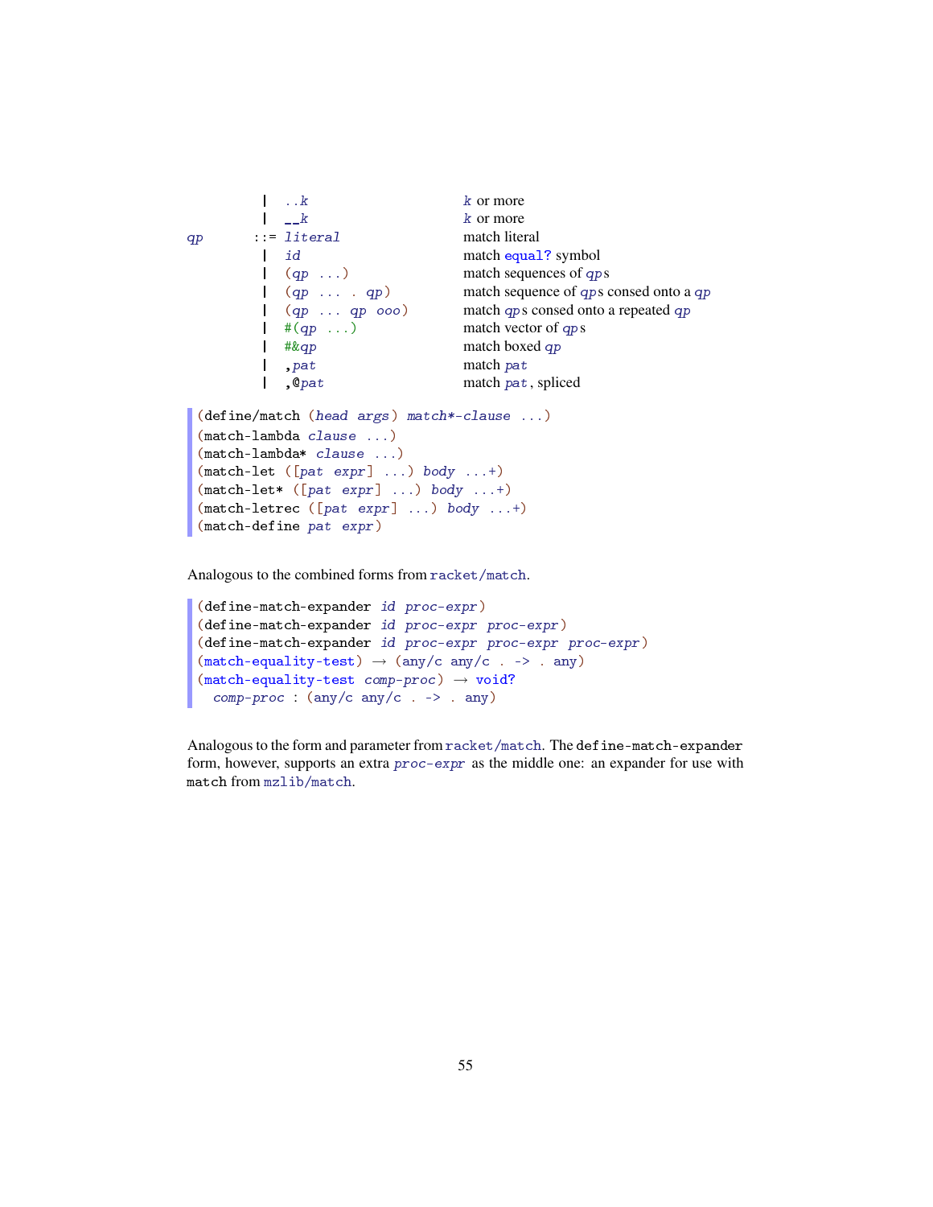```
             |  ..k                     k or more
             |  __k                     k or more
qp         ::= literal                  match literal
             |  id                      match equal? symbol
             |  (qp ...)                match sequences of qps
             |  (qp ... . qp)           match sequence of qps consed onto a qp
             |  (qp ... qp ooo)         match qps consed onto a repeated qp
             |  #(qp ...)               match vector of qps
             |  #&qp                    match boxed qp
             |  ,pat                    match pat
             |  ,@pat                   match pat, spliced
```

```
(define/match (head args) match*-clause ...)
(match-lambda clause ...)
(match-lambda* clause ...)
(match-let ([pat expr] ...) body ...+)
(match-let* ([pat expr] ...) body ...+)
(match-letrec ([pat expr] ...) body ...+)
(match-define pat expr)
```

Analogous to the combined forms from `racket/match`.

```
(define-match-expander id proc-expr)
(define-match-expander id proc-expr proc-expr)
(define-match-expander id proc-expr proc-expr proc-expr)
(match-equality-test) → (any/c any/c . -> . any)
(match-equality-test comp-proc) → void?
  comp-proc : (any/c any/c . -> . any)
```

Analogous to the form and parameter from `racket/match`. The `define-match-expander` form, however, supports an extra *proc-expr* as the middle one: an expander for use with `match` from `mzlib/match`.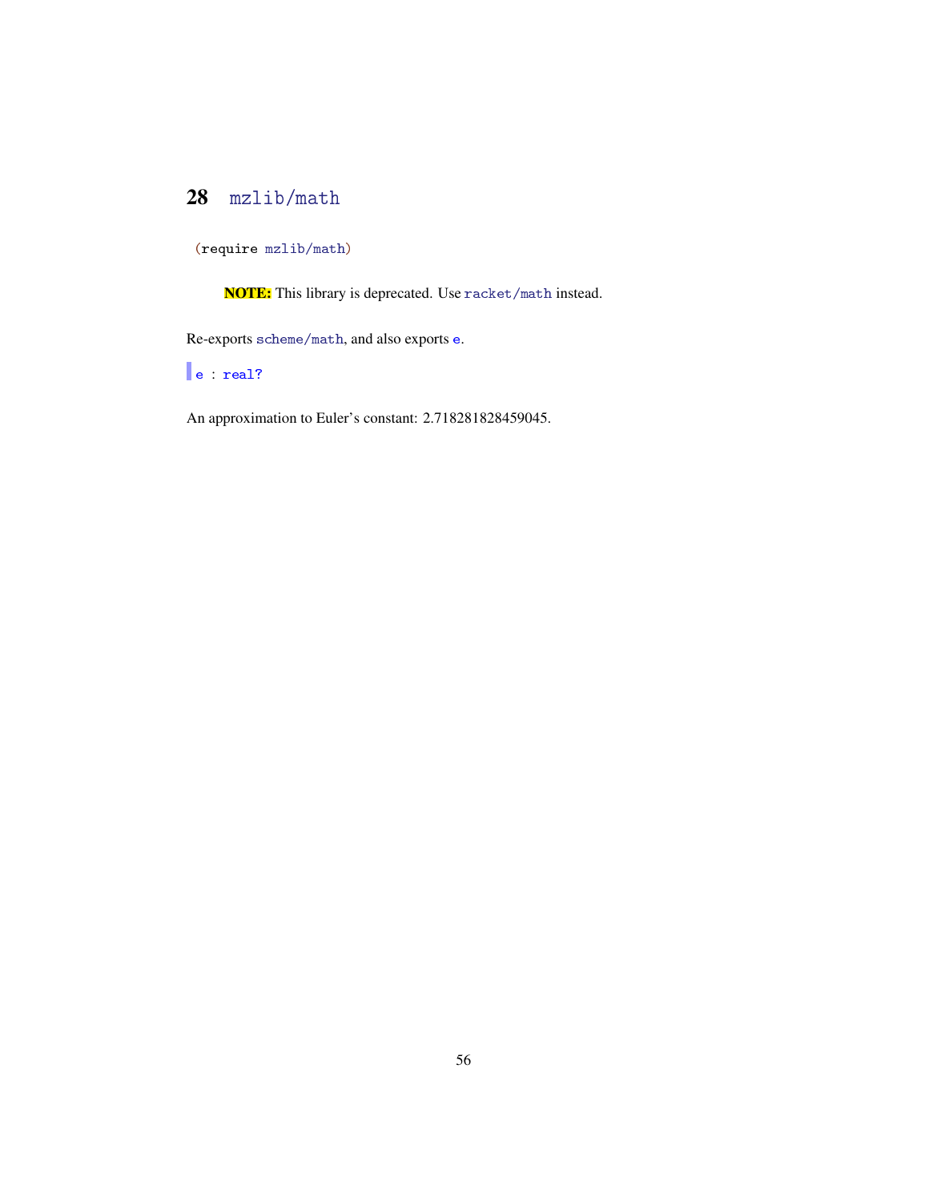# 28 mzlib/math

```
(require mzlib/math)
```

**NOTE:** This library is deprecated. Use `racket/math` instead.

Re-exports `scheme/math`, and also exports `e`.

```
e : real?
```

An approximation to Euler's constant: 2.718281828459045.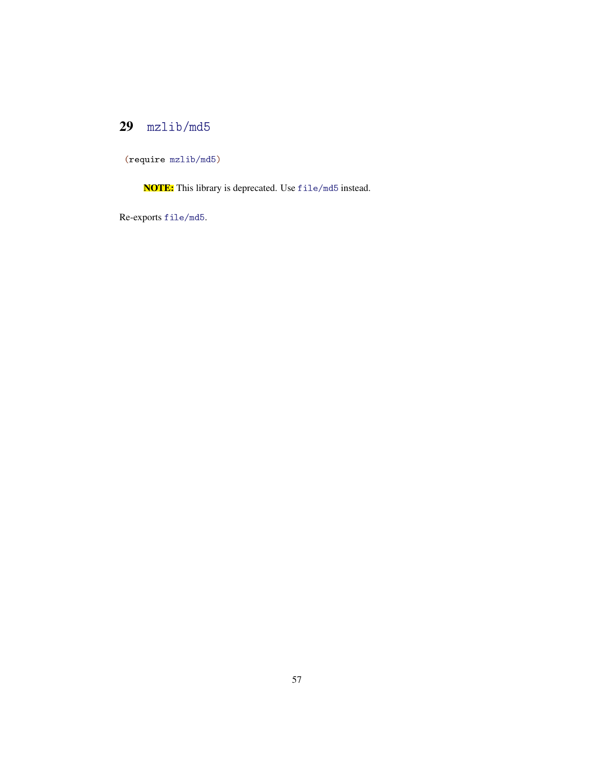# 29 mzlib/md5

```
(require mzlib/md5)
```

> **NOTE:** This library is deprecated. Use file/md5 instead.

Re-exports file/md5.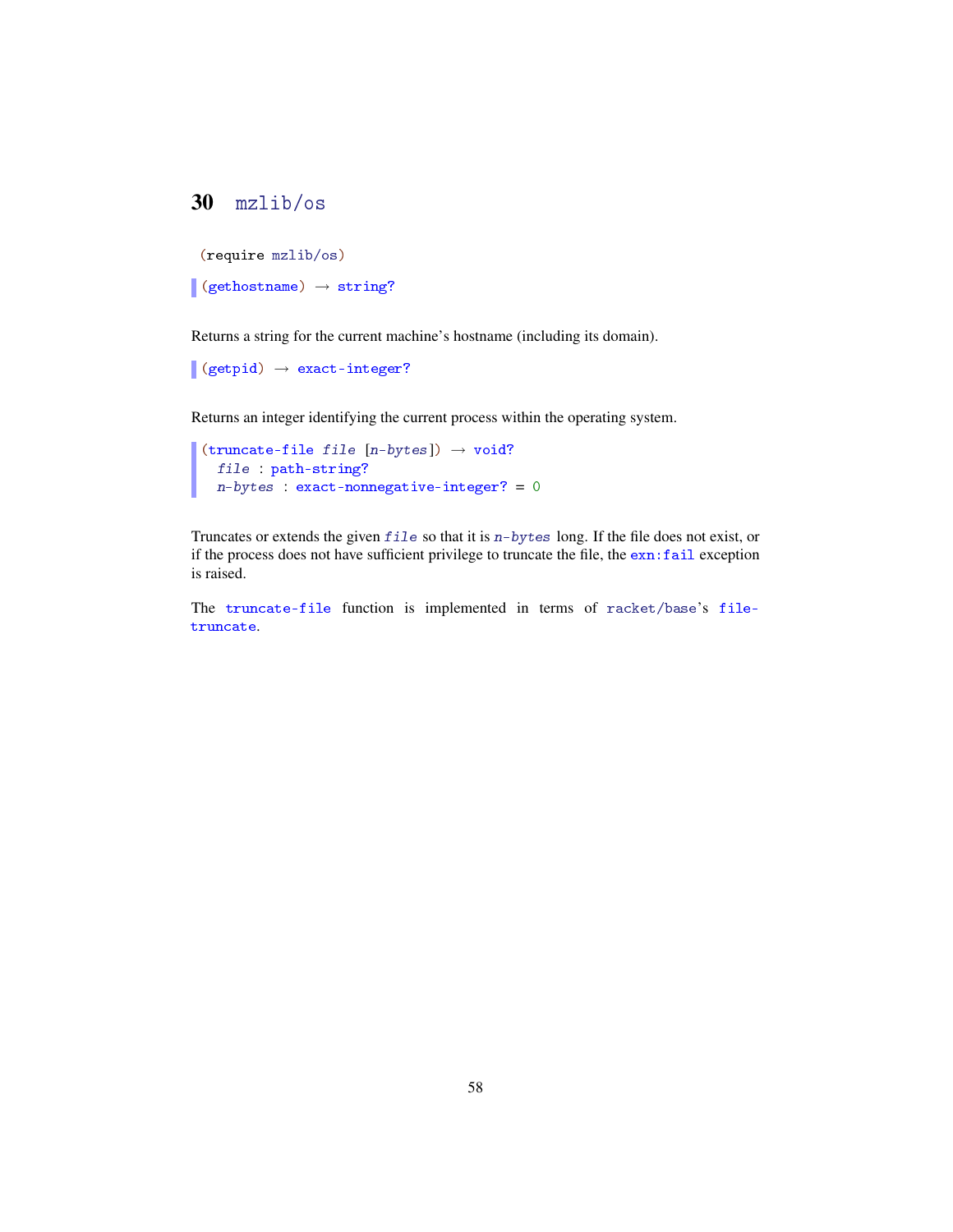# 30 mzlib/os

```
(require mzlib/os)
```

```
(gethostname) → string?
```

Returns a string for the current machine's hostname (including its domain).

```
(getpid) → exact-integer?
```

Returns an integer identifying the current process within the operating system.

```
(truncate-file file [n-bytes]) → void?
  file : path-string?
  n-bytes : exact-nonnegative-integer? = 0
```

Truncates or extends the given *file* so that it is *n-bytes* long. If the file does not exist, or if the process does not have sufficient privilege to truncate the file, the `exn:fail` exception is raised.

The `truncate-file` function is implemented in terms of `racket/base`'s `file-truncate`.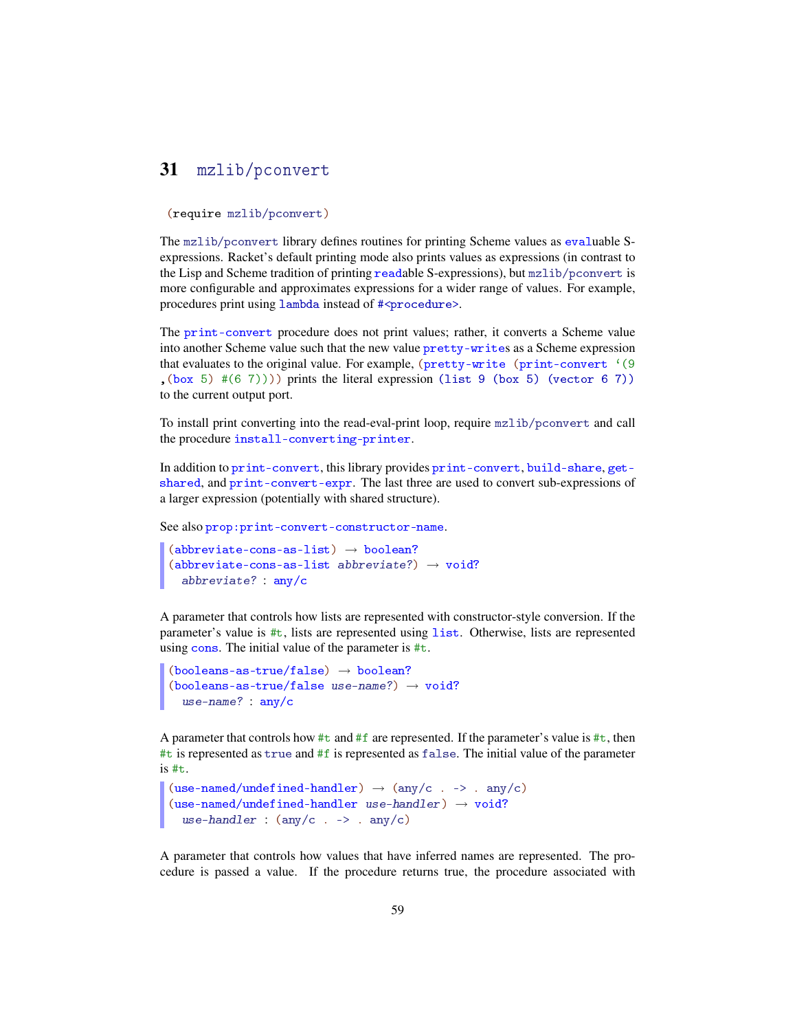# 31 mzlib/pconvert

```
(require mzlib/pconvert)
```

The mzlib/pconvert library defines routines for printing Scheme values as evaluable S-expressions. Racket's default printing mode also prints values as expressions (in contrast to the Lisp and Scheme tradition of printing readable S-expressions), but mzlib/pconvert is more configurable and approximates expressions for a wider range of values. For example, procedures print using lambda instead of #<procedure>.

The print-convert procedure does not print values; rather, it converts a Scheme value into another Scheme value such that the new value pretty-writes as a Scheme expression that evaluates to the original value. For example, (pretty-write (print-convert `(9 ,(box 5) #(6 7)))) prints the literal expression (list 9 (box 5) (vector 6 7)) to the current output port.

To install print converting into the read-eval-print loop, require mzlib/pconvert and call the procedure install-converting-printer.

In addition to print-convert, this library provides print-convert, build-share, get-shared, and print-convert-expr. The last three are used to convert sub-expressions of a larger expression (potentially with shared structure).

See also prop:print-convert-constructor-name.

```
(abbreviate-cons-as-list) → boolean?
(abbreviate-cons-as-list abbreviate?) → void?
  abbreviate? : any/c
```

A parameter that controls how lists are represented with constructor-style conversion. If the parameter's value is #t, lists are represented using list. Otherwise, lists are represented using cons. The initial value of the parameter is #t.

```
(booleans-as-true/false) → boolean?
(booleans-as-true/false use-name?) → void?
  use-name? : any/c
```

A parameter that controls how #t and #f are represented. If the parameter's value is #t, then #t is represented as true and #f is represented as false. The initial value of the parameter is #t.

```
(use-named/undefined-handler) → (any/c . -> . any/c)
(use-named/undefined-handler use-handler) → void?
  use-handler : (any/c . -> . any/c)
```

A parameter that controls how values that have inferred names are represented. The procedure is passed a value. If the procedure returns true, the procedure associated with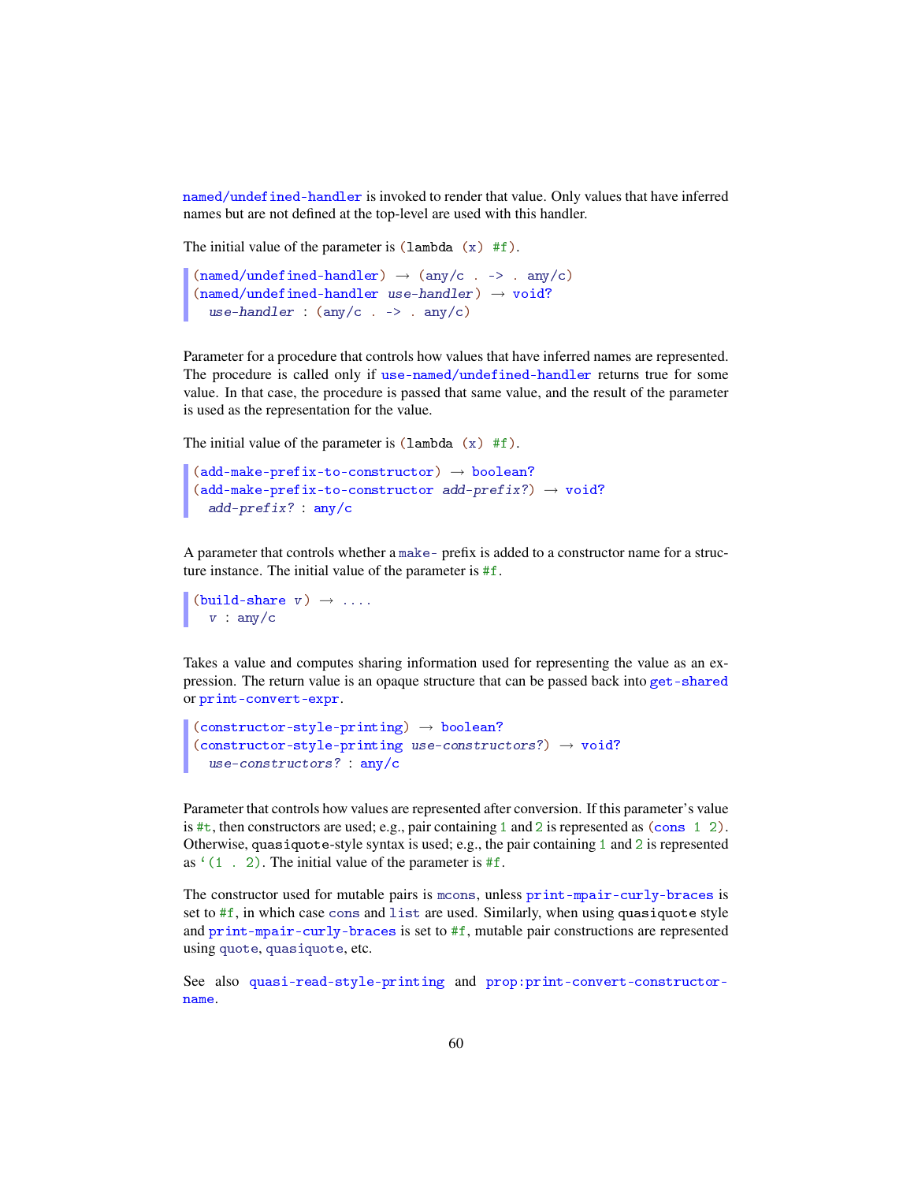`named/undefined-handler` is invoked to render that value. Only values that have inferred names but are not defined at the top-level are used with this handler.

The initial value of the parameter is `(lambda (x) #f)`.

```
(named/undefined-handler) → (any/c . -> . any/c)
(named/undefined-handler use-handler) → void?
  use-handler : (any/c . -> . any/c)
```

Parameter for a procedure that controls how values that have inferred names are represented. The procedure is called only if `use-named/undefined-handler` returns true for some value. In that case, the procedure is passed that same value, and the result of the parameter is used as the representation for the value.

The initial value of the parameter is `(lambda (x) #f)`.

```
(add-make-prefix-to-constructor) → boolean?
(add-make-prefix-to-constructor add-prefix?) → void?
  add-prefix? : any/c
```

A parameter that controls whether a `make-` prefix is added to a constructor name for a structure instance. The initial value of the parameter is `#f`.

```
(build-share v) → ....
  v : any/c
```

Takes a value and computes sharing information used for representing the value as an expression. The return value is an opaque structure that can be passed back into `get-shared` or `print-convert-expr`.

```
(constructor-style-printing) → boolean?
(constructor-style-printing use-constructors?) → void?
  use-constructors? : any/c
```

Parameter that controls how values are represented after conversion. If this parameter's value is `#t`, then constructors are used; e.g., pair containing `1` and `2` is represented as `(cons 1 2)`. Otherwise, `quasiquote`-style syntax is used; e.g., the pair containing `1` and `2` is represented as `` `(1 . 2)``. The initial value of the parameter is `#f`.

The constructor used for mutable pairs is `mcons`, unless `print-mpair-curly-braces` is set to `#f`, in which case `cons` and `list` are used. Similarly, when using `quasiquote` style and `print-mpair-curly-braces` is set to `#f`, mutable pair constructions are represented using `quote`, `quasiquote`, etc.

See also `quasi-read-style-printing` and `prop:print-convert-constructor-name`.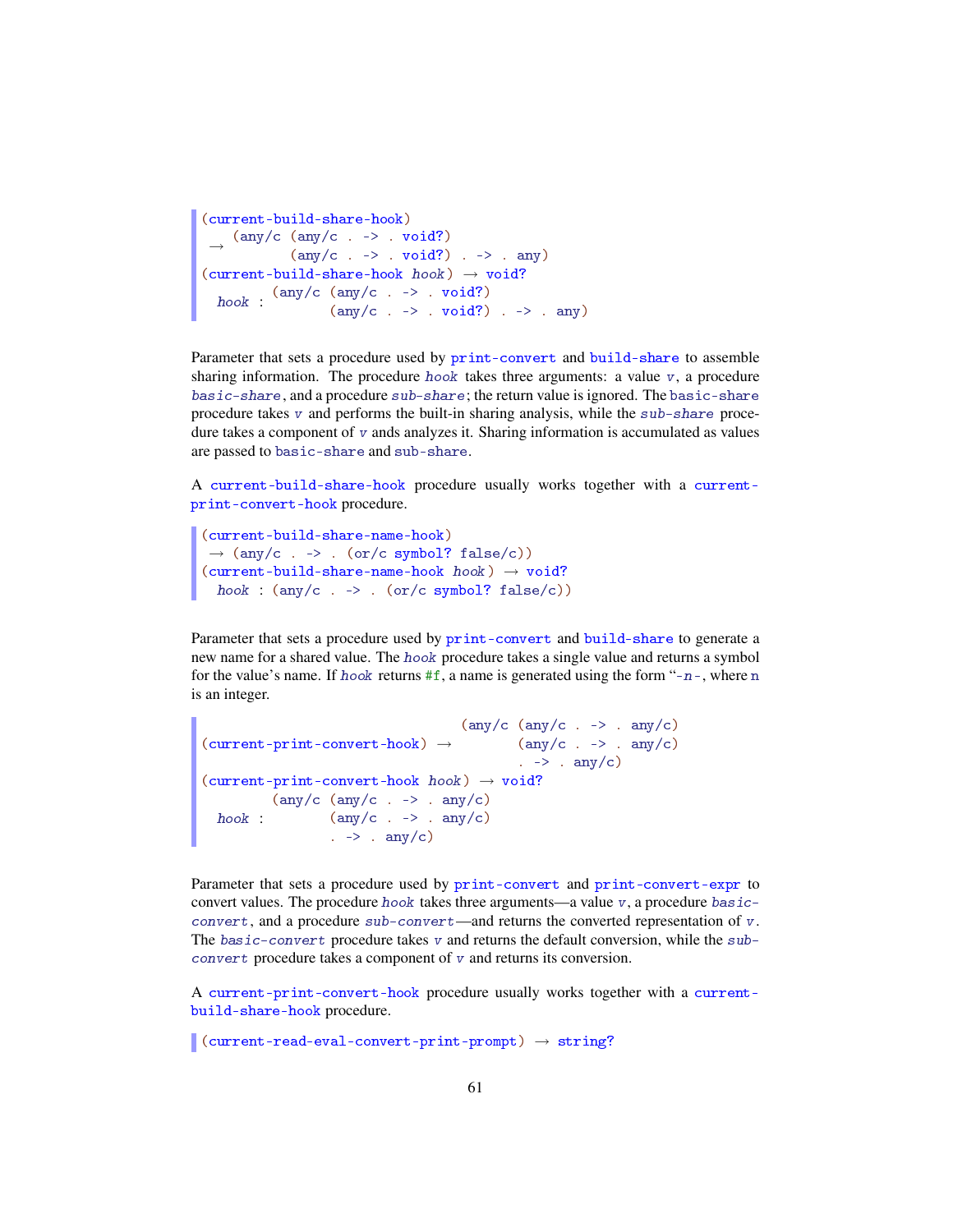```
(current-build-share-hook)
 → (any/c (any/c . -> . void?)
          (any/c . -> . void?) . -> . any)
(current-build-share-hook hook) → void?
  hook : (any/c (any/c . -> . void?)
                (any/c . -> . void?) . -> . any)
```

Parameter that sets a procedure used by `print-convert` and `build-share` to assemble sharing information. The procedure *hook* takes three arguments: a value *v*, a procedure *basic-share*, and a procedure *sub-share*; the return value is ignored. The `basic-share` procedure takes *v* and performs the built-in sharing analysis, while the *sub-share* procedure takes a component of *v* ands analyzes it. Sharing information is accumulated as values are passed to `basic-share` and `sub-share`.

A `current-build-share-hook` procedure usually works together with a `current-print-convert-hook` procedure.

```
(current-build-share-name-hook)
 → (any/c . -> . (or/c symbol? false/c))
(current-build-share-name-hook hook) → void?
  hook : (any/c . -> . (or/c symbol? false/c))
```

Parameter that sets a procedure used by `print-convert` and `build-share` to generate a new name for a shared value. The *hook* procedure takes a single value and returns a symbol for the value's name. If *hook* returns `#f`, a name is generated using the form "`-n-`, where `n` is an integer.

```
(current-print-convert-hook) → (any/c (any/c . -> . any/c)
                                      (any/c . -> . any/c)
                                      . -> . any/c)
(current-print-convert-hook hook) → void?
  hook : (any/c (any/c . -> . any/c)
                (any/c . -> . any/c)
                . -> . any/c)
```

Parameter that sets a procedure used by `print-convert` and `print-convert-expr` to convert values. The procedure *hook* takes three arguments—a value *v*, a procedure *basic-convert*, and a procedure *sub-convert*—and returns the converted representation of *v*. The *basic-convert* procedure takes *v* and returns the default conversion, while the *sub-convert* procedure takes a component of *v* and returns its conversion.

A `current-print-convert-hook` procedure usually works together with a `current-build-share-hook` procedure.

```
(current-read-eval-convert-print-prompt) → string?
```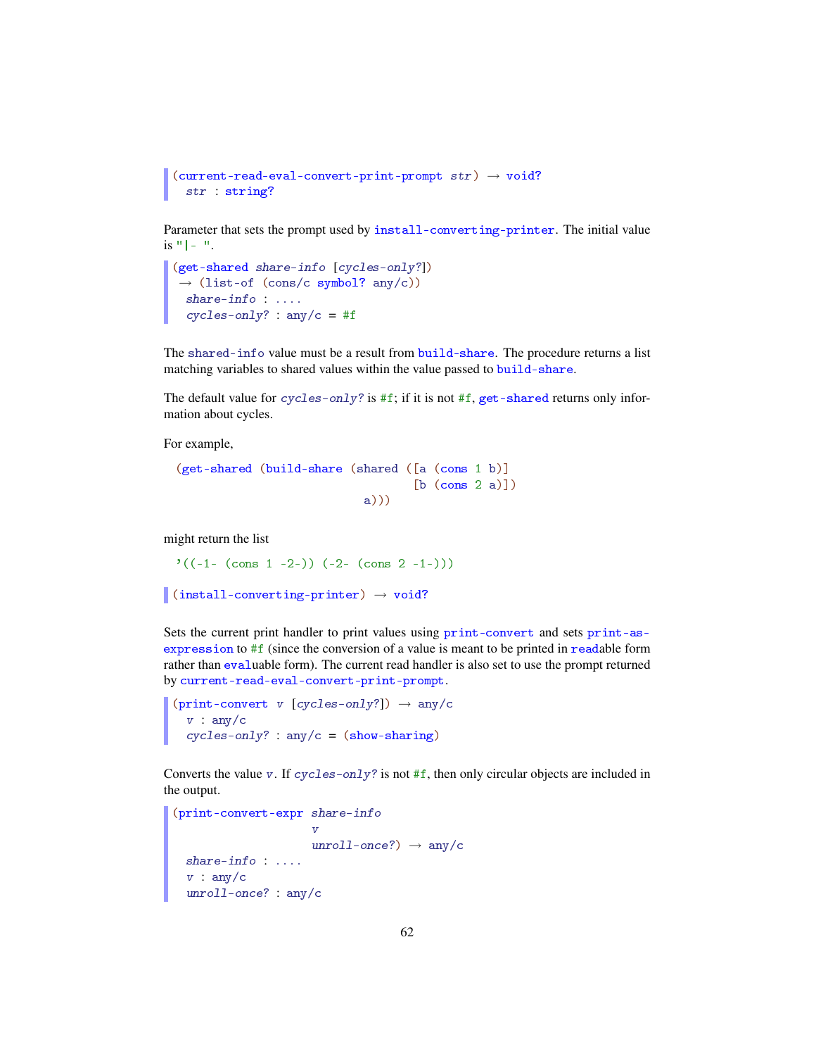```
(current-read-eval-convert-print-prompt str) → void?
  str : string?
```

Parameter that sets the prompt used by `install-converting-printer`. The initial value is `"|- "`.

```
(get-shared share-info [cycles-only?])
 → (list-of (cons/c symbol? any/c))
  share-info : ....
  cycles-only? : any/c = #f
```

The `shared-info` value must be a result from `build-share`. The procedure returns a list matching variables to shared values within the value passed to `build-share`.

The default value for *cycles-only?* is `#f`; if it is not `#f`, `get-shared` returns only information about cycles.

For example,

```
(get-shared (build-share (shared ([a (cons 1 b)]
                                  [b (cons 2 a)])
                          a)))
```

might return the list

```
'((-1- (cons 1 -2-)) (-2- (cons 2 -1-)))
```

```
(install-converting-printer) → void?
```

Sets the current print handler to print values using `print-convert` and sets `print-as-expression` to `#f` (since the conversion of a value is meant to be printed in `read`able form rather than `eval`uable form). The current read handler is also set to use the prompt returned by `current-read-eval-convert-print-prompt`.

```
(print-convert v [cycles-only?]) → any/c
  v : any/c
  cycles-only? : any/c = (show-sharing)
```

Converts the value *v*. If *cycles-only?* is not `#f`, then only circular objects are included in the output.

```
(print-convert-expr share-info
                    v
                    unroll-once?) → any/c
  share-info : ....
  v : any/c
  unroll-once? : any/c
```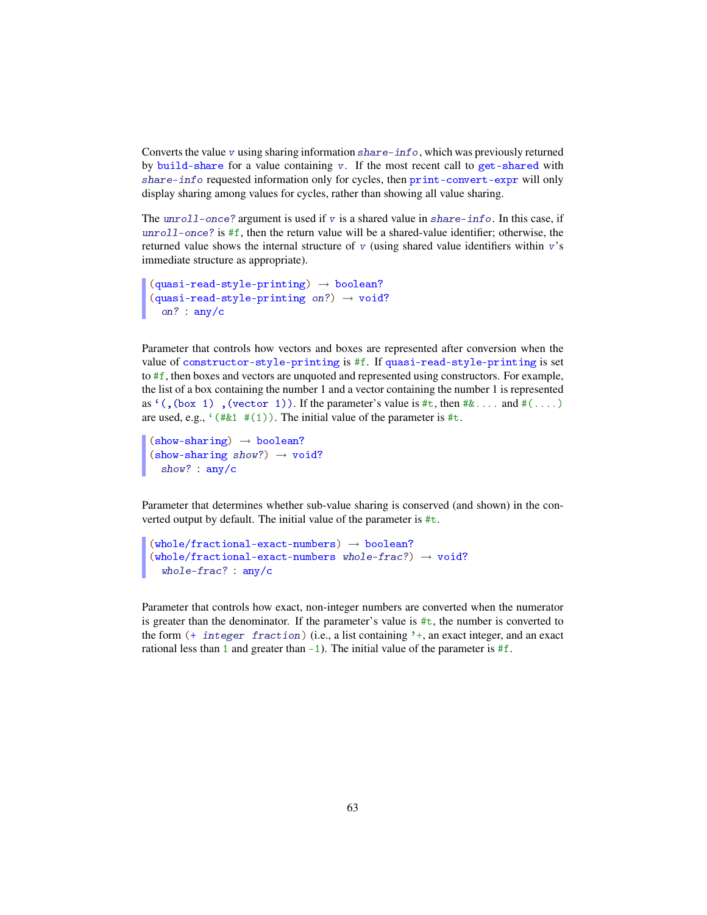Converts the value *v* using sharing information *share-info*, which was previously returned by `build-share` for a value containing *v*. If the most recent call to `get-shared` with *share-info* requested information only for cycles, then `print-convert-expr` will only display sharing among values for cycles, rather than showing all value sharing.

The *unroll-once?* argument is used if *v* is a shared value in *share-info*. In this case, if *unroll-once?* is `#f`, then the return value will be a shared-value identifier; otherwise, the returned value shows the internal structure of *v* (using shared value identifiers within *v*'s immediate structure as appropriate).

```
(quasi-read-style-printing) → boolean?
(quasi-read-style-printing on?) → void?
  on? : any/c
```

Parameter that controls how vectors and boxes are represented after conversion when the value of `constructor-style-printing` is `#f`. If `quasi-read-style-printing` is set to `#f`, then boxes and vectors are unquoted and represented using constructors. For example, the list of a box containing the number 1 and a vector containing the number 1 is represented as `` `(,(box 1) ,(vector 1)) ``. If the parameter's value is `#t`, then `#&....` and `#(....)` are used, e.g., `` `(#&1 #(1)) ``. The initial value of the parameter is `#t`.

```
(show-sharing) → boolean?
(show-sharing show?) → void?
  show? : any/c
```

Parameter that determines whether sub-value sharing is conserved (and shown) in the converted output by default. The initial value of the parameter is `#t`.

```
(whole/fractional-exact-numbers) → boolean?
(whole/fractional-exact-numbers whole-frac?) → void?
  whole-frac? : any/c
```

Parameter that controls how exact, non-integer numbers are converted when the numerator is greater than the denominator. If the parameter's value is `#t`, the number is converted to the form `(+ integer fraction)` (i.e., a list containing `'+`, an exact integer, and an exact rational less than `1` and greater than `-1`). The initial value of the parameter is `#f`.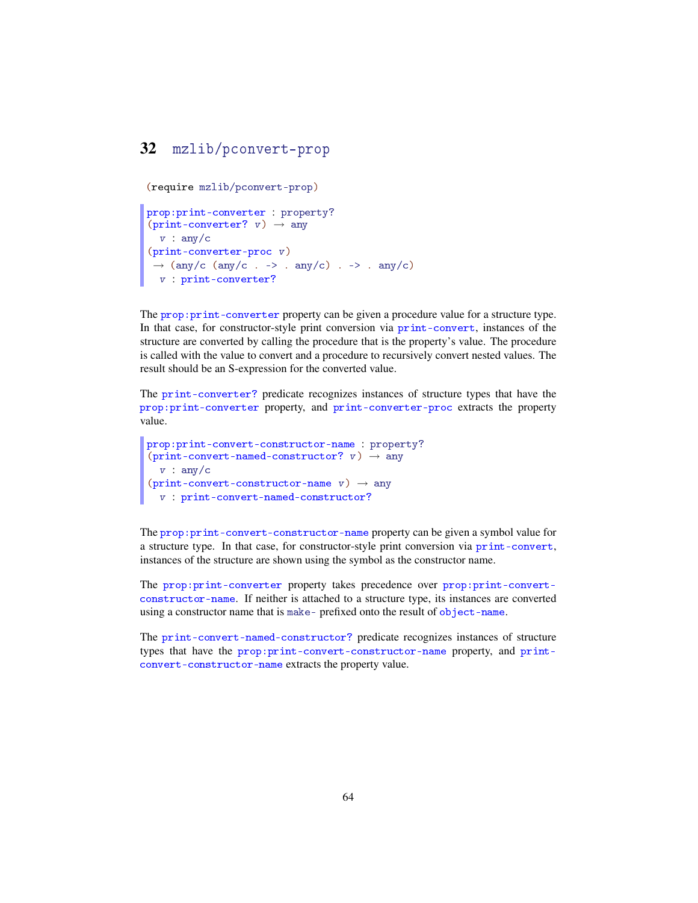# 32 mzlib/pconvert-prop

```
(require mzlib/pconvert-prop)
```

```
prop:print-converter : property?
(print-converter? v) → any
  v : any/c
(print-converter-proc v)
 → (any/c (any/c . -> . any/c) . -> . any/c)
  v : print-converter?
```

The `prop:print-converter` property can be given a procedure value for a structure type. In that case, for constructor-style print conversion via `print-convert`, instances of the structure are converted by calling the procedure that is the property's value. The procedure is called with the value to convert and a procedure to recursively convert nested values. The result should be an S-expression for the converted value.

The `print-converter?` predicate recognizes instances of structure types that have the `prop:print-converter` property, and `print-converter-proc` extracts the property value.

```
prop:print-convert-constructor-name : property?
(print-convert-named-constructor? v) → any
  v : any/c
(print-convert-constructor-name v) → any
  v : print-convert-named-constructor?
```

The `prop:print-convert-constructor-name` property can be given a symbol value for a structure type. In that case, for constructor-style print conversion via `print-convert`, instances of the structure are shown using the symbol as the constructor name.

The `prop:print-converter` property takes precedence over `prop:print-convert-constructor-name`. If neither is attached to a structure type, its instances are converted using a constructor name that is `make-` prefixed onto the result of `object-name`.

The `print-convert-named-constructor?` predicate recognizes instances of structure types that have the `prop:print-convert-constructor-name` property, and `print-convert-constructor-name` extracts the property value.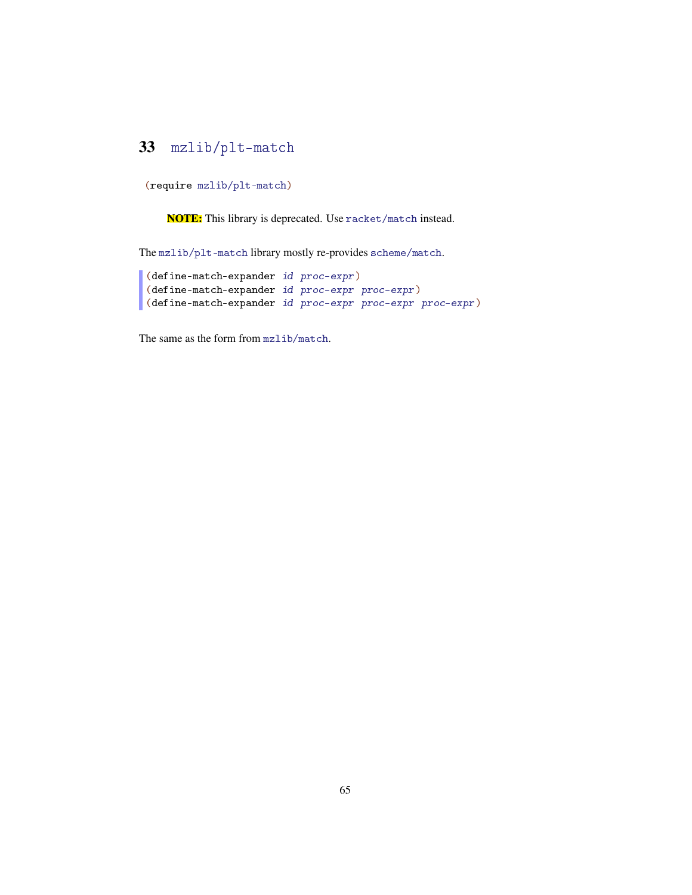# 33 mzlib/plt-match

```
(require mzlib/plt-match)
```

**NOTE:** This library is deprecated. Use `racket/match` instead.

The `mzlib/plt-match` library mostly re-provides `scheme/match`.

```
(define-match-expander id proc-expr)
(define-match-expander id proc-expr proc-expr)
(define-match-expander id proc-expr proc-expr proc-expr)
```

The same as the form from `mzlib/match`.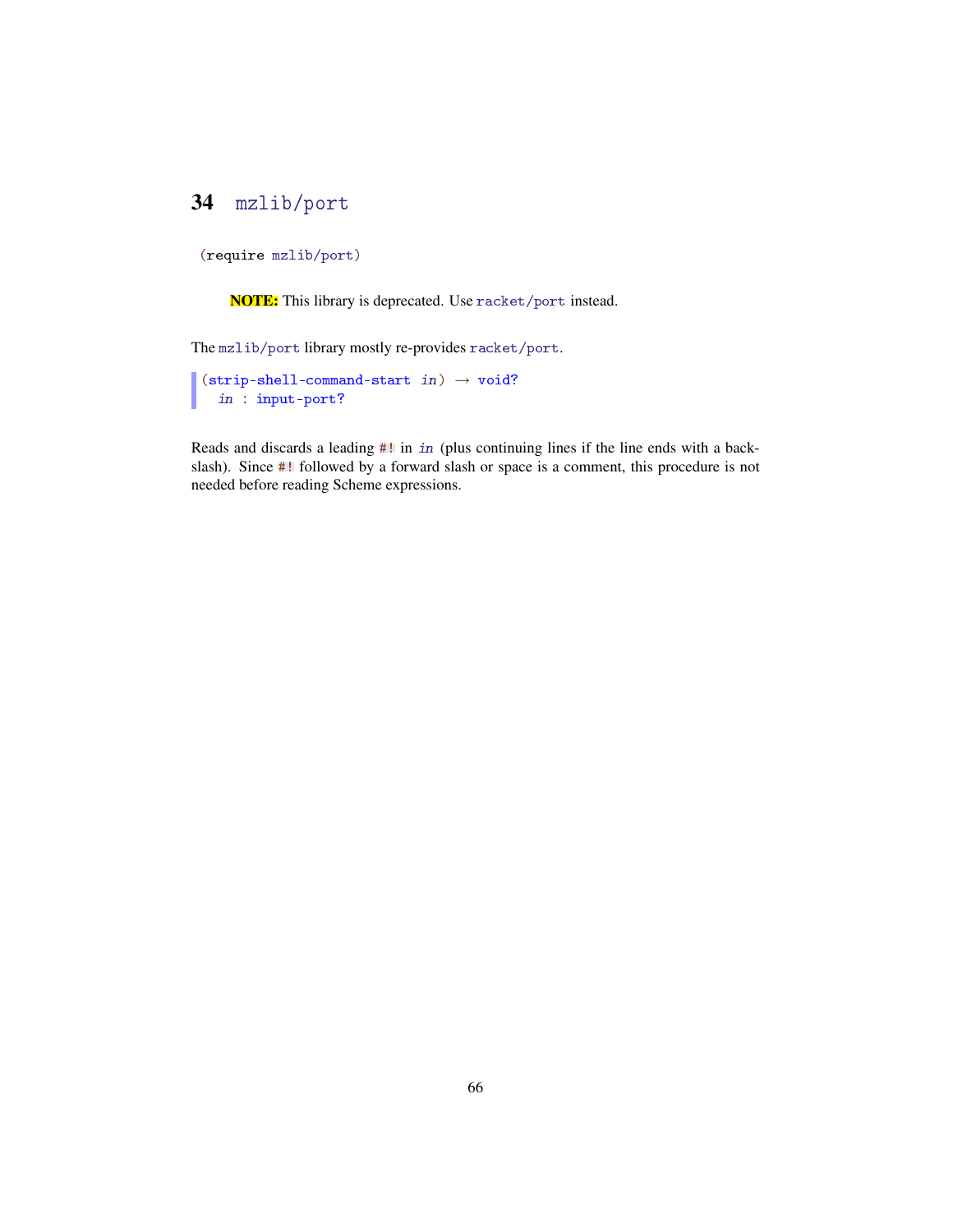# 34 mzlib/port

```
(require mzlib/port)
```

> **NOTE:** This library is deprecated. Use racket/port instead.

The mzlib/port library mostly re-provides racket/port.

```
(strip-shell-command-start in) → void?
  in : input-port?
```

Reads and discards a leading #! in *in* (plus continuing lines if the line ends with a backslash). Since #! followed by a forward slash or space is a comment, this procedure is not needed before reading Scheme expressions.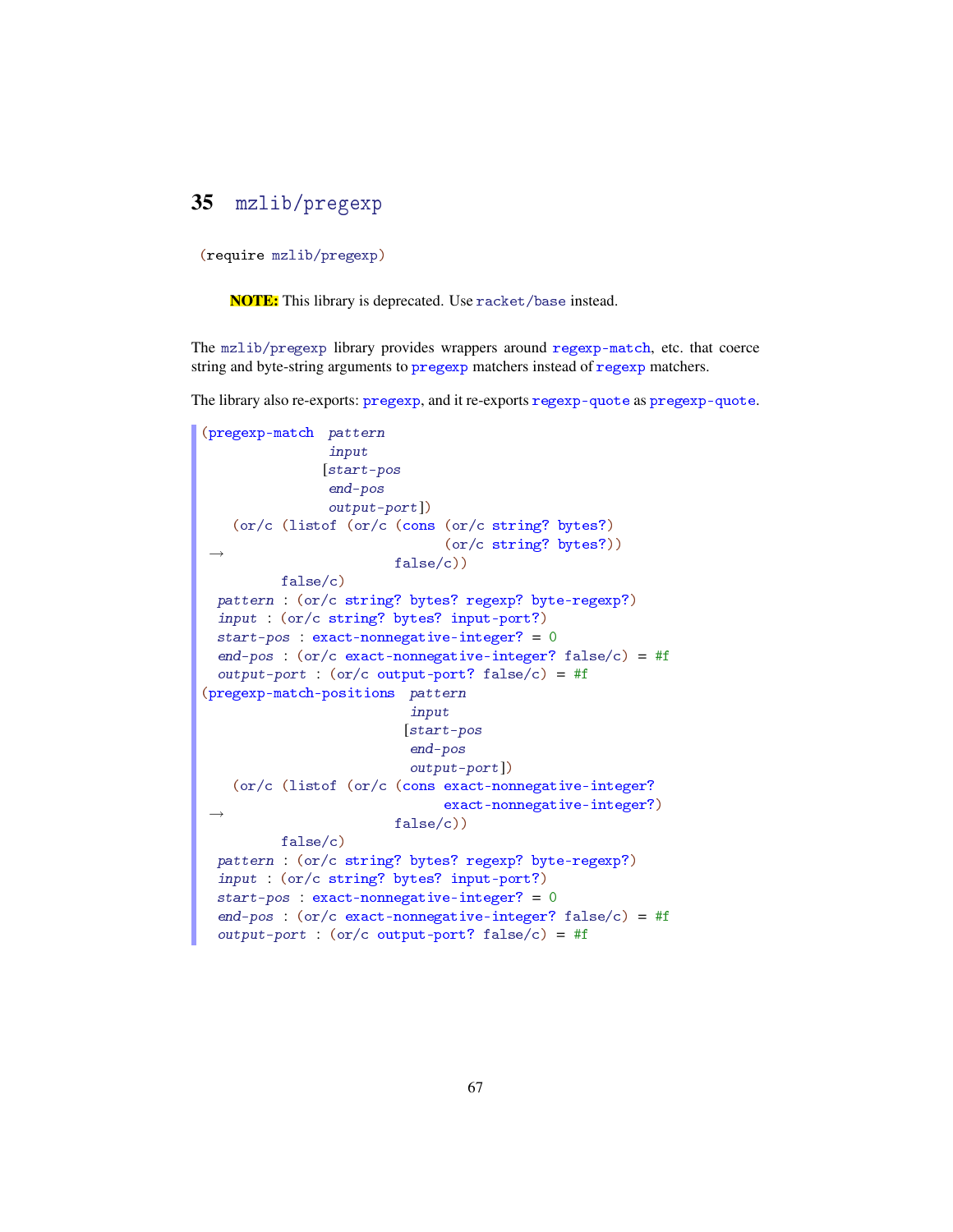# 35 mzlib/pregexp

```
(require mzlib/pregexp)
```

> **NOTE:** This library is deprecated. Use racket/base instead.

The mzlib/pregexp library provides wrappers around regexp-match, etc. that coerce string and byte-string arguments to pregexp matchers instead of regexp matchers.

The library also re-exports: pregexp, and it re-exports regexp-quote as pregexp-quote.

```
(pregexp-match  pattern
                input
               [start-pos
                end-pos
                output-port])
    (or/c (listof (or/c (cons (or/c string? bytes?)
 →                              (or/c string? bytes?))
                        false/c))
          false/c)
  pattern : (or/c string? bytes? regexp? byte-regexp?)
  input : (or/c string? bytes? input-port?)
  start-pos : exact-nonnegative-integer? = 0
  end-pos : (or/c exact-nonnegative-integer? false/c) = #f
  output-port : (or/c output-port? false/c) = #f
```

```
(pregexp-match-positions  pattern
                          input
                         [start-pos
                          end-pos
                          output-port])
    (or/c (listof (or/c (cons exact-nonnegative-integer?
 →                              exact-nonnegative-integer?)
                        false/c))
          false/c)
  pattern : (or/c string? bytes? regexp? byte-regexp?)
  input : (or/c string? bytes? input-port?)
  start-pos : exact-nonnegative-integer? = 0
  end-pos : (or/c exact-nonnegative-integer? false/c) = #f
  output-port : (or/c output-port? false/c) = #f
```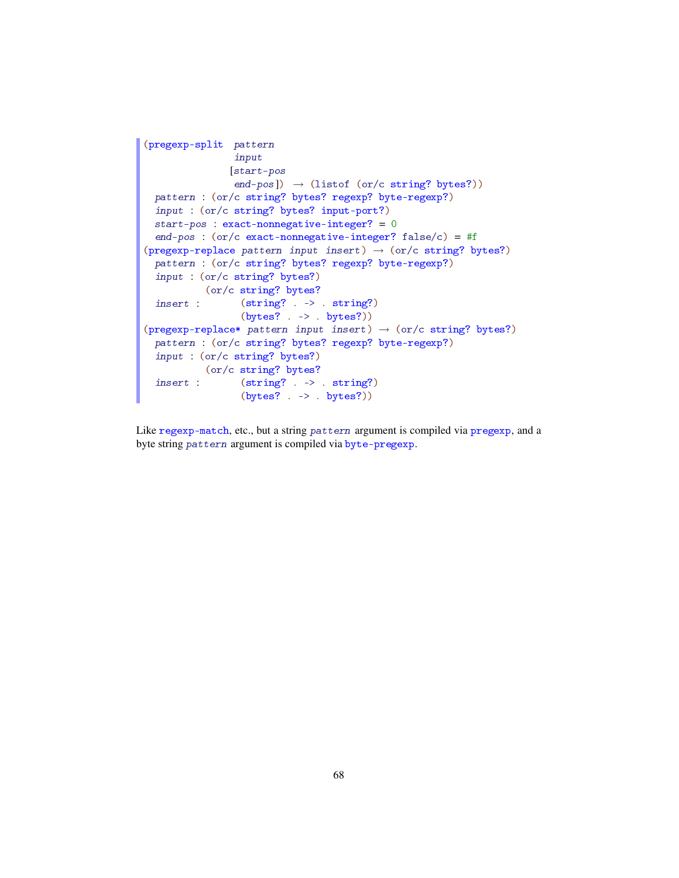```
(pregexp-split  pattern
                input
               [start-pos
                end-pos])  → (listof (or/c string? bytes?))
  pattern : (or/c string? bytes? regexp? byte-regexp?)
  input : (or/c string? bytes? input-port?)
  start-pos : exact-nonnegative-integer? = 0
  end-pos : (or/c exact-nonnegative-integer? false/c) = #f
(pregexp-replace pattern input insert) → (or/c string? bytes?)
  pattern : (or/c string? bytes? regexp? byte-regexp?)
  input : (or/c string? bytes?)
           (or/c string? bytes?
  insert :       (string? . -> . string?)
                 (bytes? . -> . bytes?))
(pregexp-replace* pattern input insert) → (or/c string? bytes?)
  pattern : (or/c string? bytes? regexp? byte-regexp?)
  input : (or/c string? bytes?)
           (or/c string? bytes?
  insert :       (string? . -> . string?)
                 (bytes? . -> . bytes?))
```

Like `regexp-match`, etc., but a string *pattern* argument is compiled via `pregexp`, and a byte string *pattern* argument is compiled via `byte-pregexp`.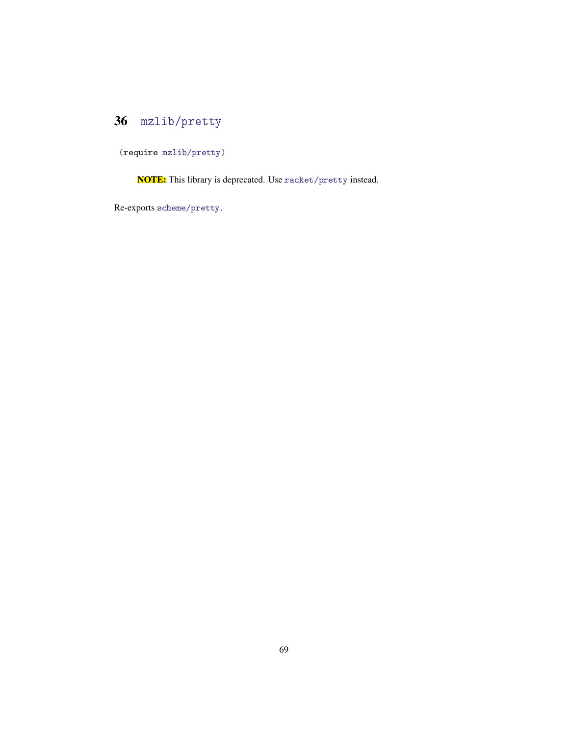# 36 mzlib/pretty

```
(require mzlib/pretty)
```

> **NOTE:** This library is deprecated. Use racket/pretty instead.

Re-exports scheme/pretty.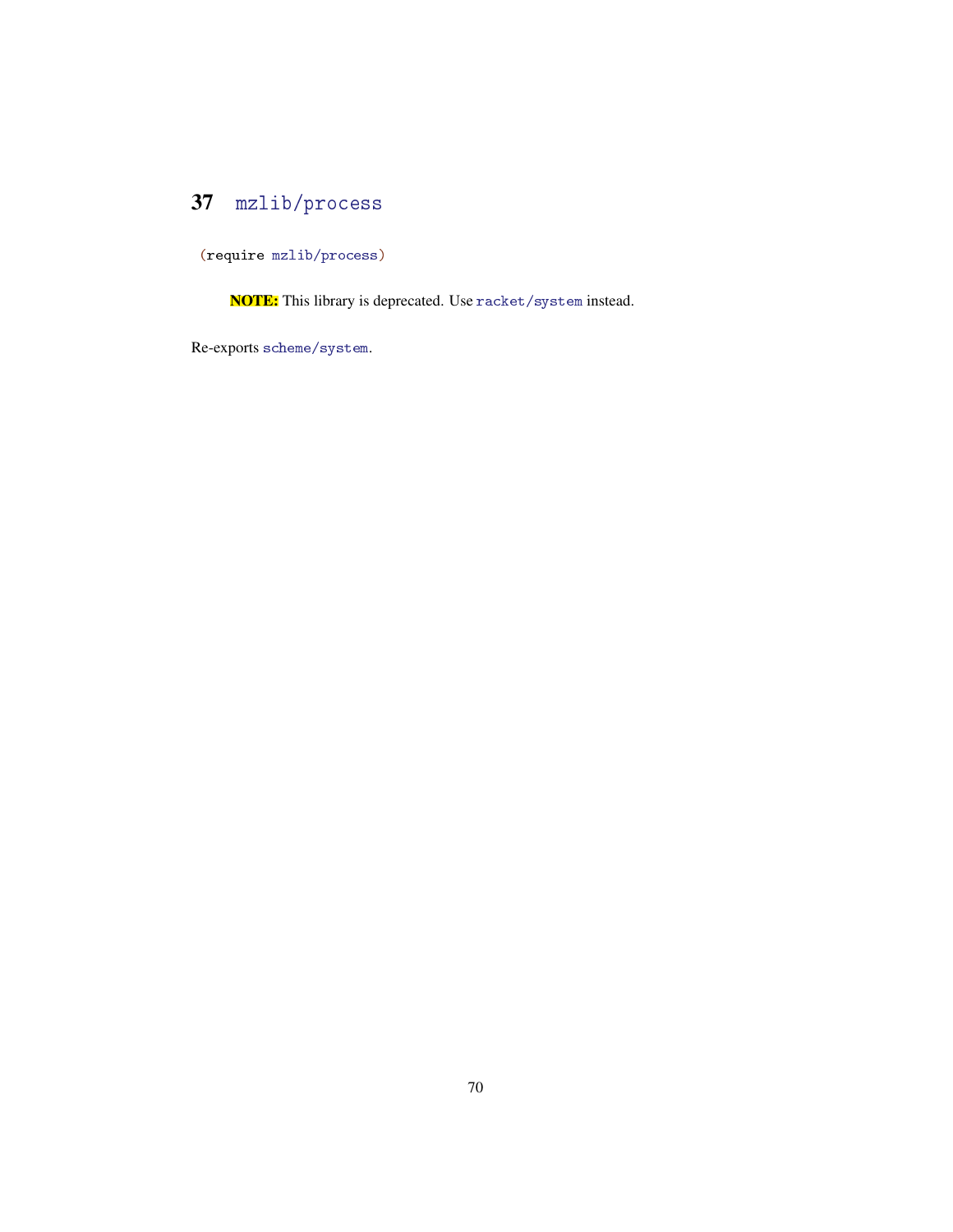# 37 mzlib/process

```
(require mzlib/process)
```

> **NOTE:** This library is deprecated. Use racket/system instead.

Re-exports scheme/system.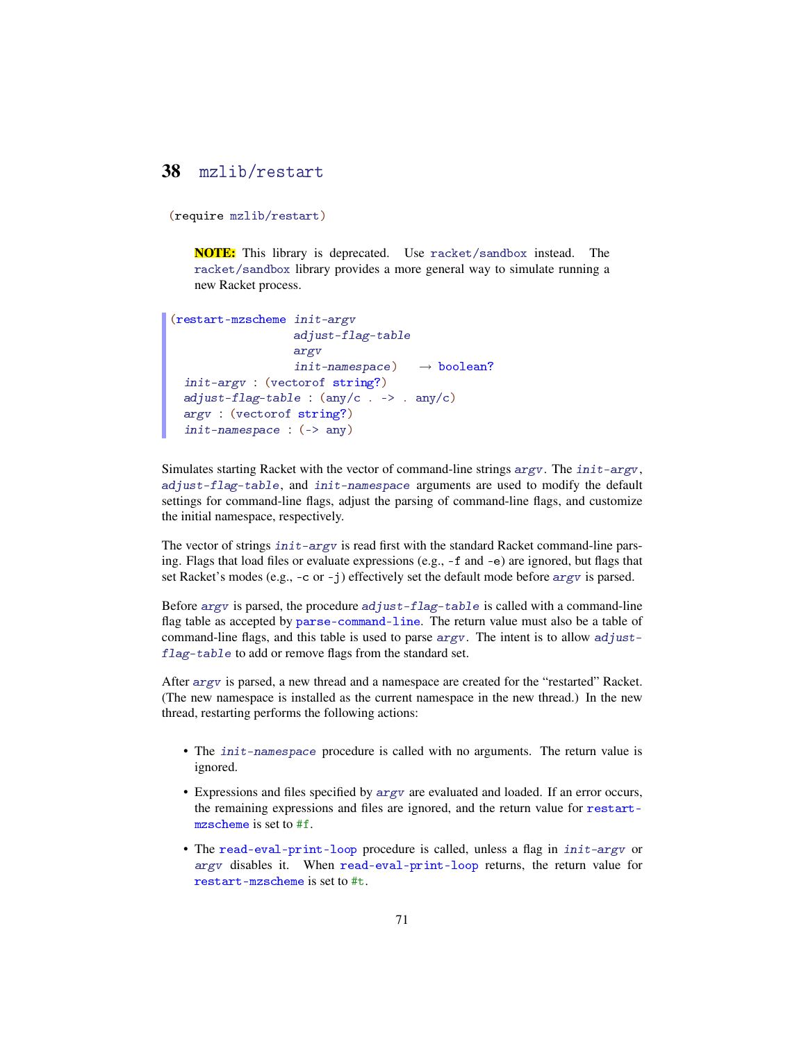# 38 mzlib/restart

```
(require mzlib/restart)
```

> **NOTE:** This library is deprecated. Use `racket/sandbox` instead. The `racket/sandbox` library provides a more general way to simulate running a new Racket process.

```
(restart-mzscheme init-argv
                  adjust-flag-table
                  argv
                  init-namespace)   → boolean?
  init-argv : (vectorof string?)
  adjust-flag-table : (any/c . -> . any/c)
  argv : (vectorof string?)
  init-namespace : (-> any)
```

Simulates starting Racket with the vector of command-line strings *argv*. The *init-argv*, *adjust-flag-table*, and *init-namespace* arguments are used to modify the default settings for command-line flags, adjust the parsing of command-line flags, and customize the initial namespace, respectively.

The vector of strings *init-argv* is read first with the standard Racket command-line parsing. Flags that load files or evaluate expressions (e.g., `-f` and `-e`) are ignored, but flags that set Racket's modes (e.g., `-c` or `-j`) effectively set the default mode before *argv* is parsed.

Before *argv* is parsed, the procedure *adjust-flag-table* is called with a command-line flag table as accepted by `parse-command-line`. The return value must also be a table of command-line flags, and this table is used to parse *argv*. The intent is to allow *adjust-flag-table* to add or remove flags from the standard set.

After *argv* is parsed, a new thread and a namespace are created for the "restarted" Racket. (The new namespace is installed as the current namespace in the new thread.) In the new thread, restarting performs the following actions:

- The *init-namespace* procedure is called with no arguments. The return value is ignored.
- Expressions and files specified by *argv* are evaluated and loaded. If an error occurs, the remaining expressions and files are ignored, and the return value for `restart-mzscheme` is set to `#f`.
- The `read-eval-print-loop` procedure is called, unless a flag in *init-argv* or *argv* disables it. When `read-eval-print-loop` returns, the return value for `restart-mzscheme` is set to `#t`.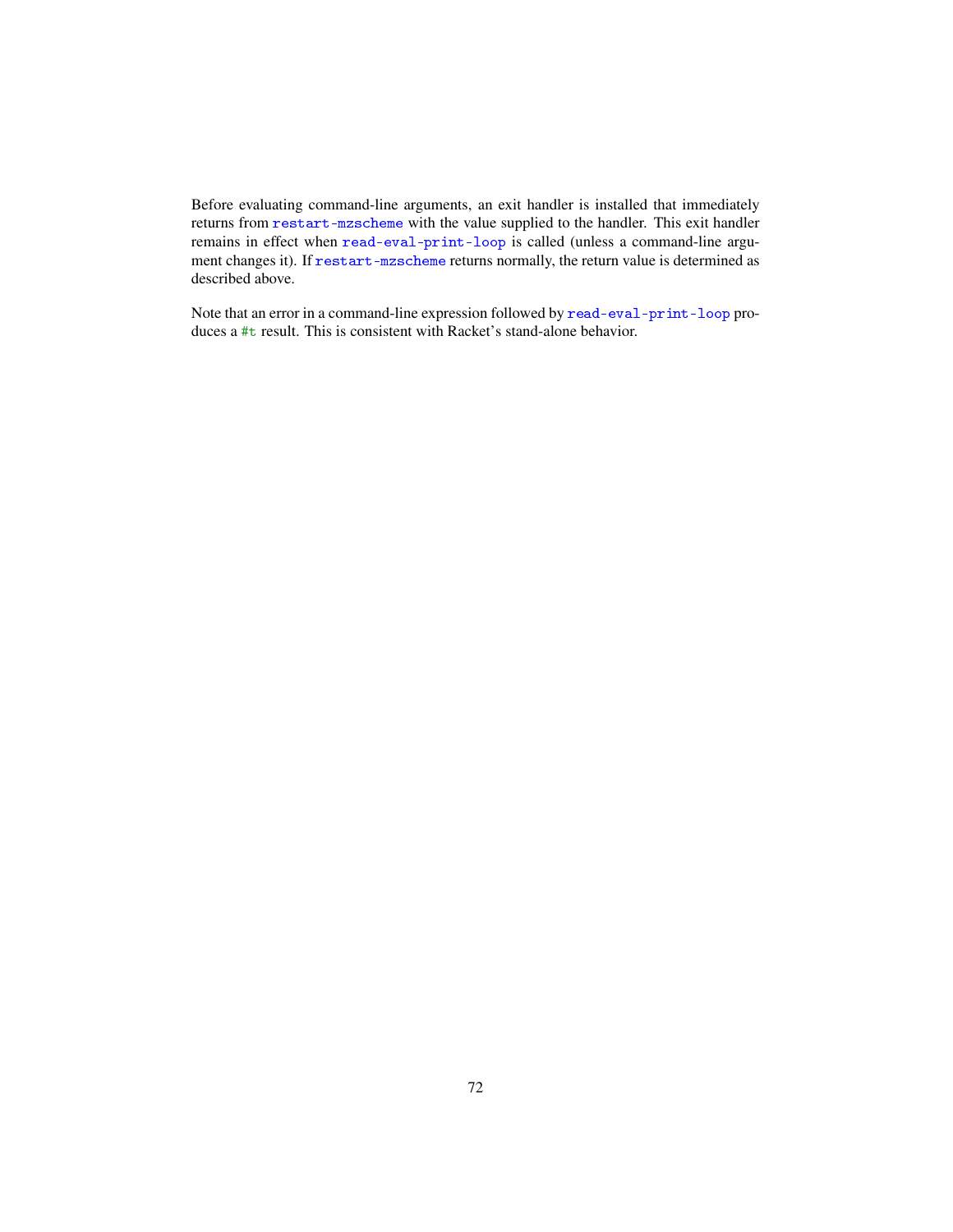Before evaluating command-line arguments, an exit handler is installed that immediately returns from `restart-mzscheme` with the value supplied to the handler. This exit handler remains in effect when `read-eval-print-loop` is called (unless a command-line argument changes it). If `restart-mzscheme` returns normally, the return value is determined as described above.

Note that an error in a command-line expression followed by `read-eval-print-loop` produces a `#t` result. This is consistent with Racket's stand-alone behavior.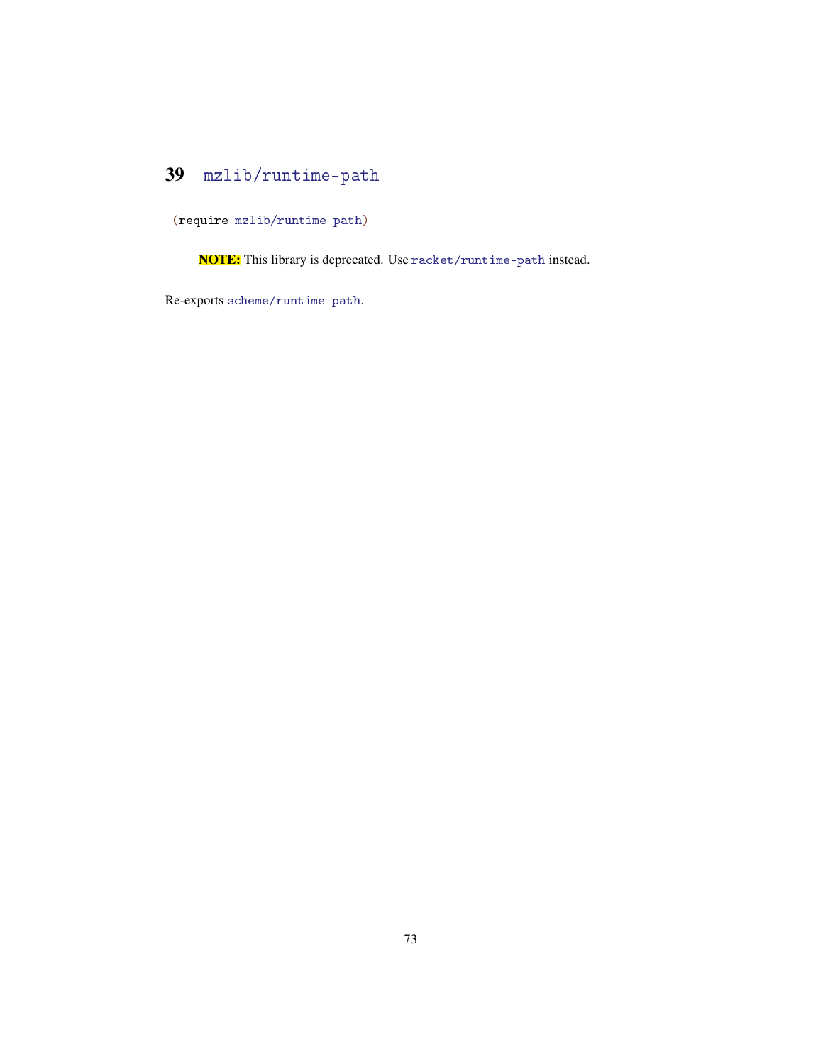# 39 mzlib/runtime-path

```
(require mzlib/runtime-path)
```

**NOTE:** This library is deprecated. Use `racket/runtime-path` instead.

Re-exports `scheme/runtime-path`.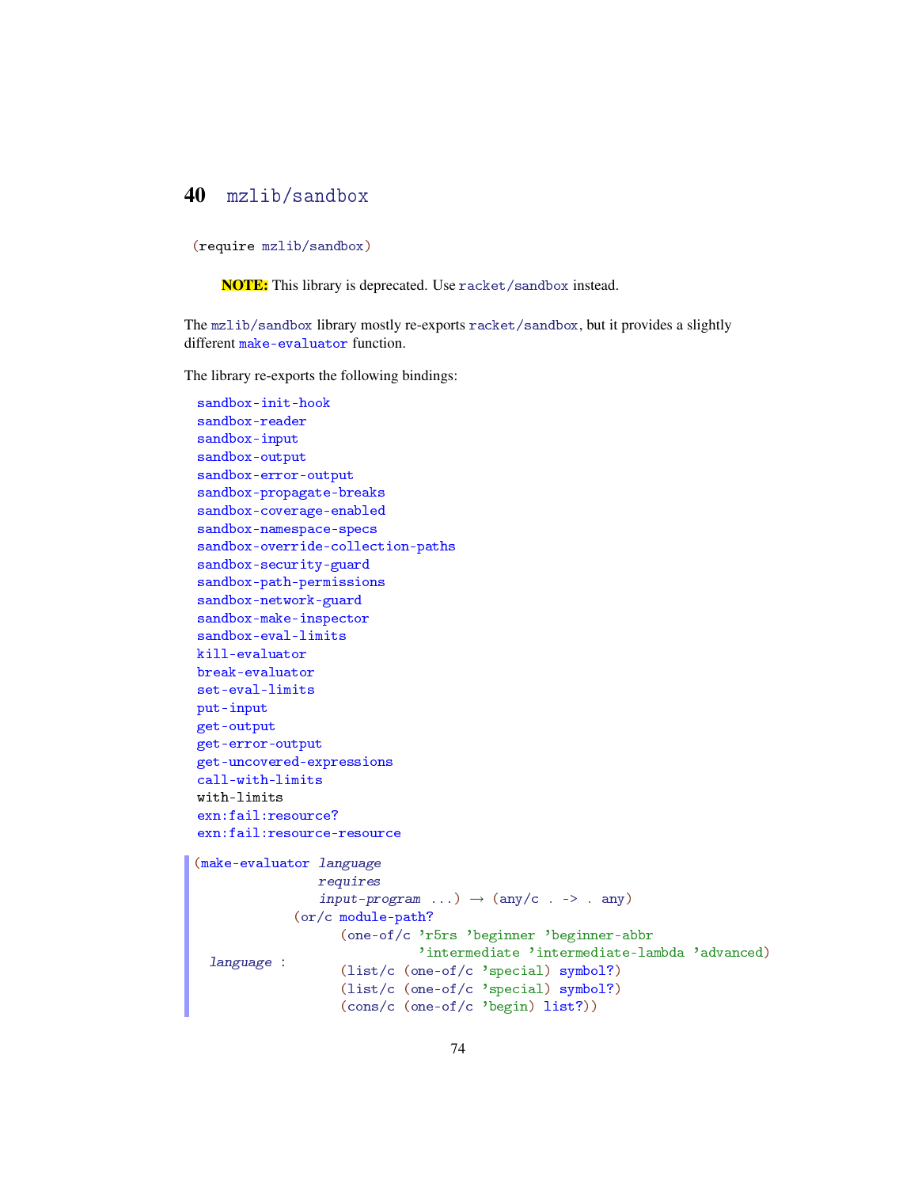# 40 mzlib/sandbox

```
(require mzlib/sandbox)
```

> **NOTE:** This library is deprecated. Use `racket/sandbox` instead.

The `mzlib/sandbox` library mostly re-exports `racket/sandbox`, but it provides a slightly different `make-evaluator` function.

The library re-exports the following bindings:

```
sandbox-init-hook
sandbox-reader
sandbox-input
sandbox-output
sandbox-error-output
sandbox-propagate-breaks
sandbox-coverage-enabled
sandbox-namespace-specs
sandbox-override-collection-paths
sandbox-security-guard
sandbox-path-permissions
sandbox-network-guard
sandbox-make-inspector
sandbox-eval-limits
kill-evaluator
break-evaluator
set-eval-limits
put-input
get-output
get-error-output
get-uncovered-expressions
call-with-limits
with-limits
exn:fail:resource?
exn:fail:resource-resource
```

```
(make-evaluator language
                requires
                input-program ...) → (any/c . -> . any)
  language : (or/c module-path?
                   (one-of/c 'r5rs 'beginner 'beginner-abbr
                             'intermediate 'intermediate-lambda 'advanced)
                   (list/c (one-of/c 'special) symbol?)
                   (list/c (one-of/c 'special) symbol?)
                   (cons/c (one-of/c 'begin) list?))
```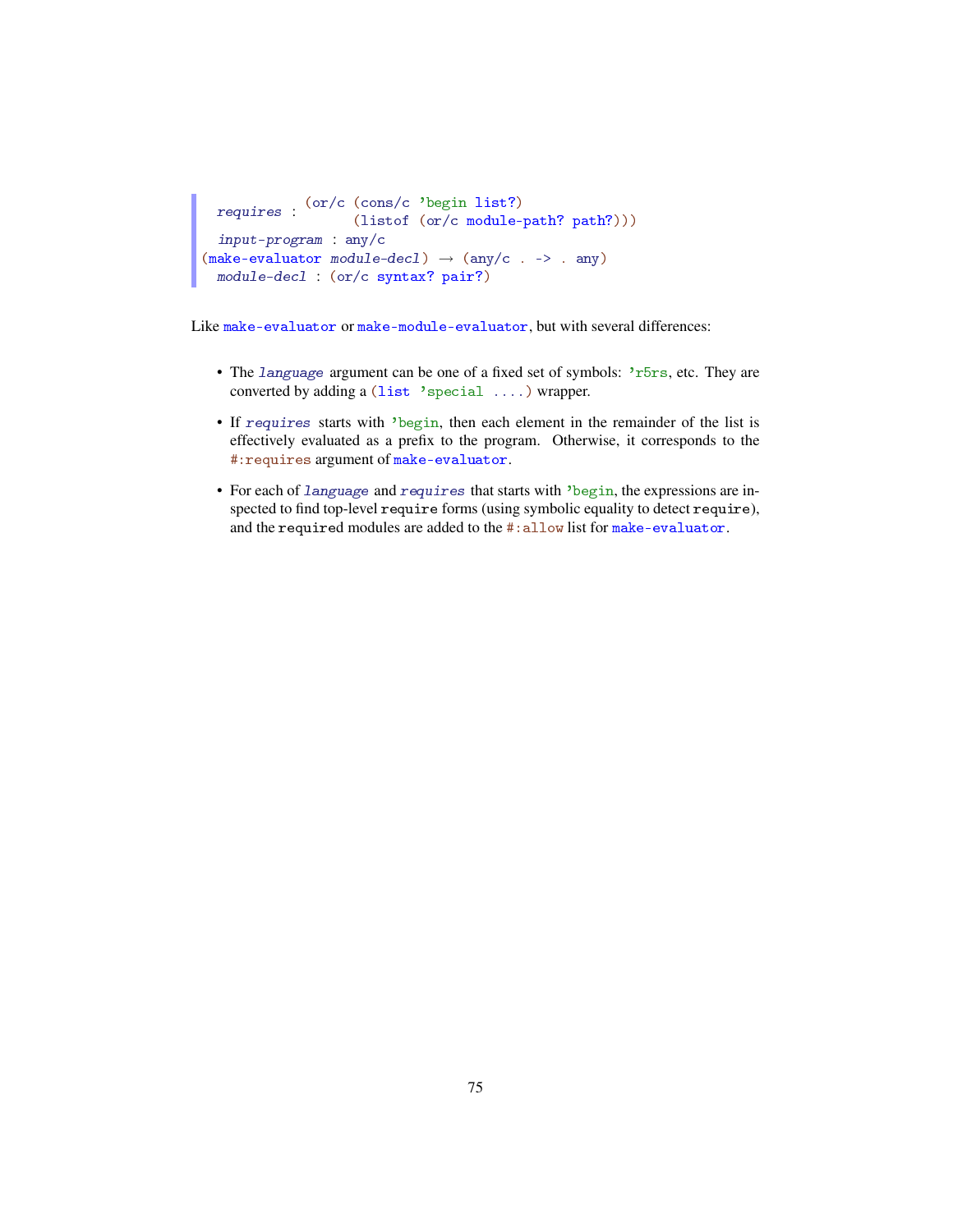```
requires : (or/c (cons/c 'begin list?)
                 (listof (or/c module-path? path?)))
input-program : any/c
(make-evaluator module-decl) → (any/c . -> . any)
module-decl : (or/c syntax? pair?)
```

Like `make-evaluator` or `make-module-evaluator`, but with several differences:

- The *language* argument can be one of a fixed set of symbols: `'r5rs`, etc. They are converted by adding a `(list 'special ....)` wrapper.
- If *requires* starts with `'begin`, then each element in the remainder of the list is effectively evaluated as a prefix to the program. Otherwise, it corresponds to the `#:requires` argument of `make-evaluator`.
- For each of *language* and *requires* that starts with `'begin`, the expressions are inspected to find top-level `require` forms (using symbolic equality to detect `require`), and the `require`d modules are added to the `#:allow` list for `make-evaluator`.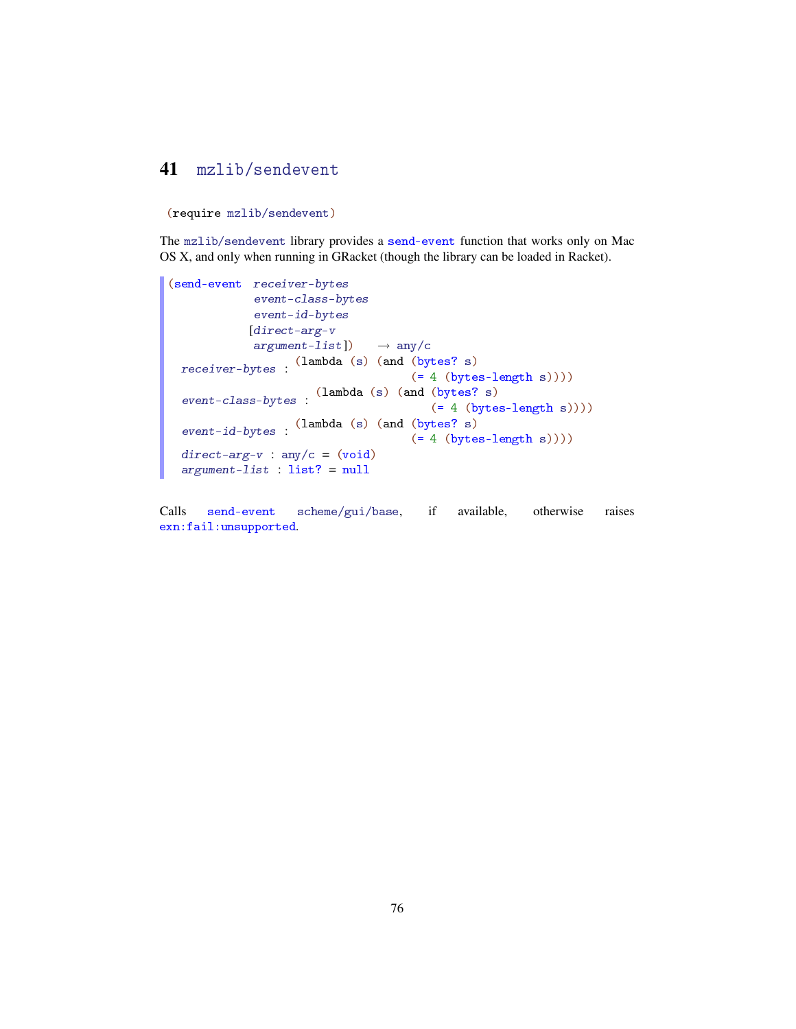# 41 mzlib/sendevent

```
(require mzlib/sendevent)
```

The `mzlib/sendevent` library provides a `send-event` function that works only on Mac OS X, and only when running in GRacket (though the library can be loaded in Racket).

```
(send-event receiver-bytes
            event-class-bytes
            event-id-bytes
           [direct-arg-v
            argument-list])   → any/c
  receiver-bytes : (lambda (s) (and (bytes? s)
                                    (= 4 (bytes-length s))))
  event-class-bytes : (lambda (s) (and (bytes? s)
                                       (= 4 (bytes-length s))))
  event-id-bytes : (lambda (s) (and (bytes? s)
                                    (= 4 (bytes-length s))))
  direct-arg-v : any/c = (void)
  argument-list : list? = null
```

Calls `send-event` `scheme/gui/base`, if available, otherwise raises `exn:fail:unsupported`.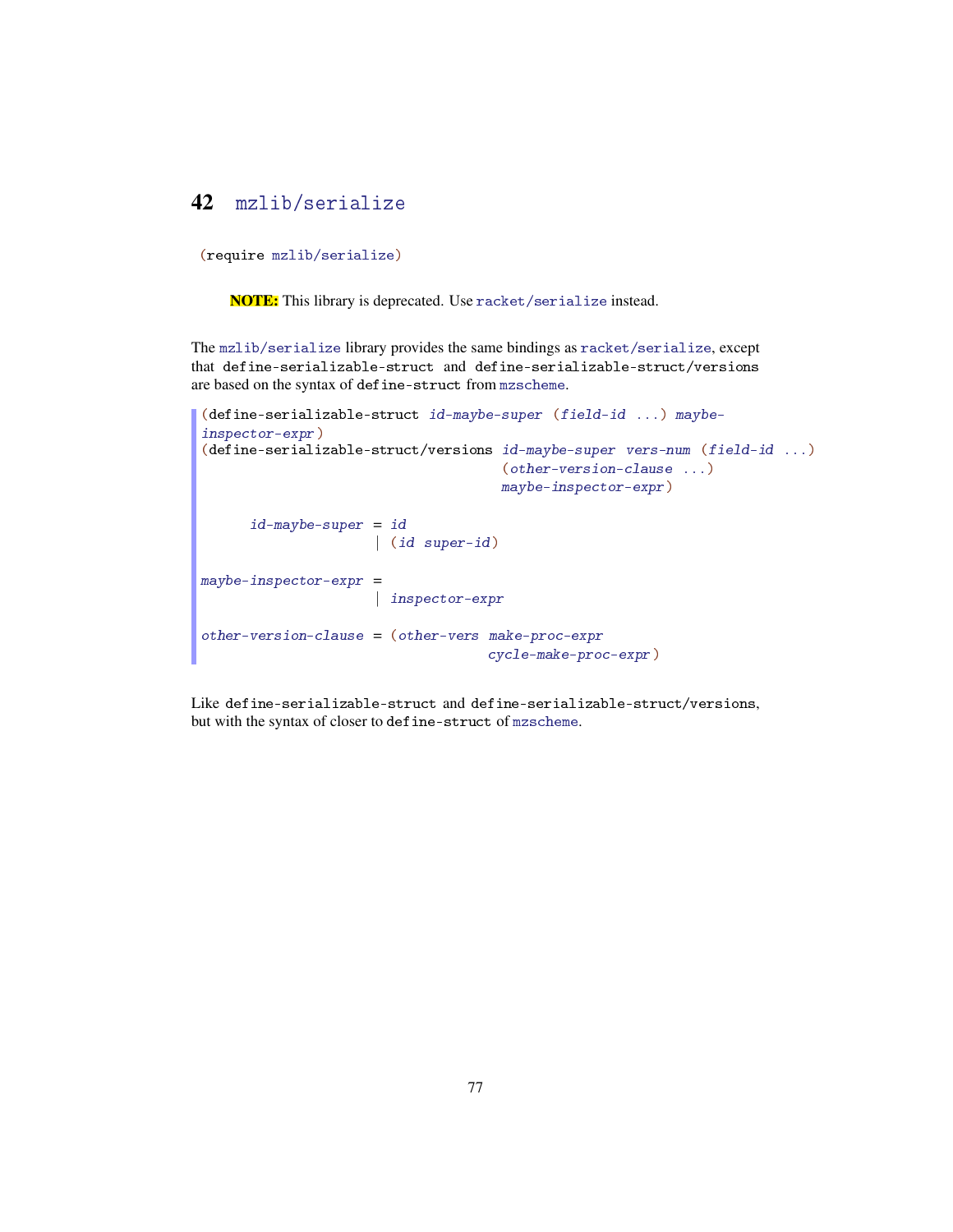# 42 mzlib/serialize

```
(require mzlib/serialize)
```

> **NOTE:** This library is deprecated. Use `racket/serialize` instead.

The `mzlib/serialize` library provides the same bindings as `racket/serialize`, except that `define-serializable-struct` and `define-serializable-struct/versions` are based on the syntax of `define-struct` from `mzscheme`.

```
(define-serializable-struct id-maybe-super (field-id ...) maybe-
inspector-expr)
(define-serializable-struct/versions id-maybe-super vers-num (field-id ...)
                                     (other-version-clause ...)
                                     maybe-inspector-expr)

      id-maybe-super = id
                     | (id super-id)

maybe-inspector-expr =
                     | inspector-expr

other-version-clause = (other-vers make-proc-expr
                                   cycle-make-proc-expr)
```

Like `define-serializable-struct` and `define-serializable-struct/versions`, but with the syntax of closer to `define-struct` of `mzscheme`.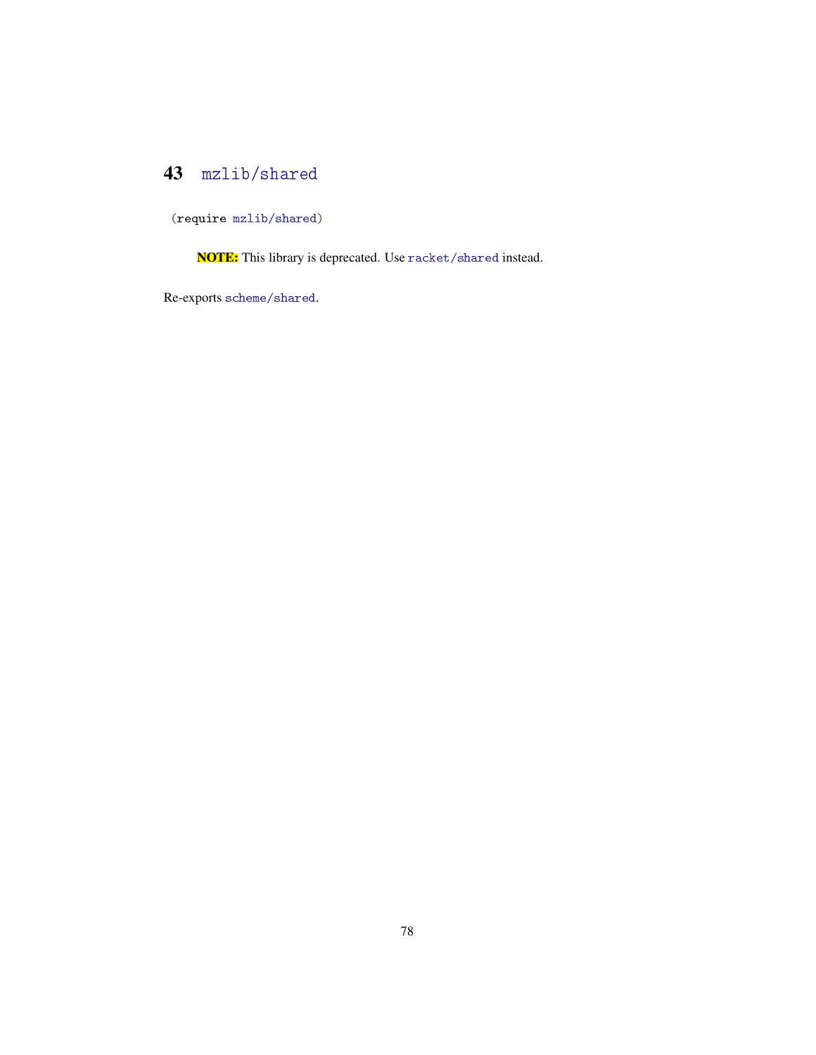# 43 mzlib/shared

```
(require mzlib/shared)
```

> **NOTE:** This library is deprecated. Use `racket/shared` instead.

Re-exports `scheme/shared`.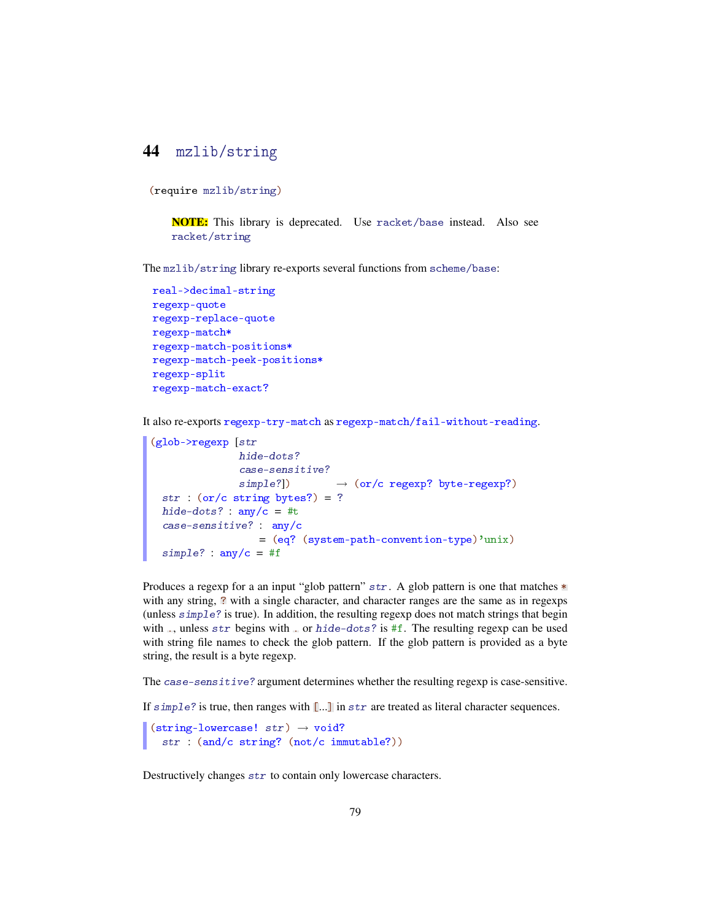# 44 mzlib/string

```
(require mzlib/string)
```

> **NOTE:** This library is deprecated. Use racket/base instead. Also see racket/string

The mzlib/string library re-exports several functions from scheme/base:

```
real->decimal-string
regexp-quote
regexp-replace-quote
regexp-match*
regexp-match-positions*
regexp-match-peek-positions*
regexp-split
regexp-match-exact?
```

It also re-exports regexp-try-match as regexp-match/fail-without-reading.

```
(glob->regexp [str
               hide-dots?
               case-sensitive?
               simple?])        → (or/c regexp? byte-regexp?)
  str : (or/c string bytes?) = ?
  hide-dots? : any/c = #t
  case-sensitive? : any/c
                  = (eq? (system-path-convention-type)'unix)
  simple? : any/c = #f
```

Produces a regexp for a an input "glob pattern" *str*. A glob pattern is one that matches `*` with any string, `?` with a single character, and character ranges are the same as in regexps (unless *simple?* is true). In addition, the resulting regexp does not match strings that begin with `.`, unless *str* begins with `.` or *hide-dots?* is `#f`. The resulting regexp can be used with string file names to check the glob pattern. If the glob pattern is provided as a byte string, the result is a byte regexp.

The *case-sensitive?* argument determines whether the resulting regexp is case-sensitive.

If *simple?* is true, then ranges with `[...]` in *str* are treated as literal character sequences.

```
(string-lowercase! str) → void?
  str : (and/c string? (not/c immutable?))
```

Destructively changes *str* to contain only lowercase characters.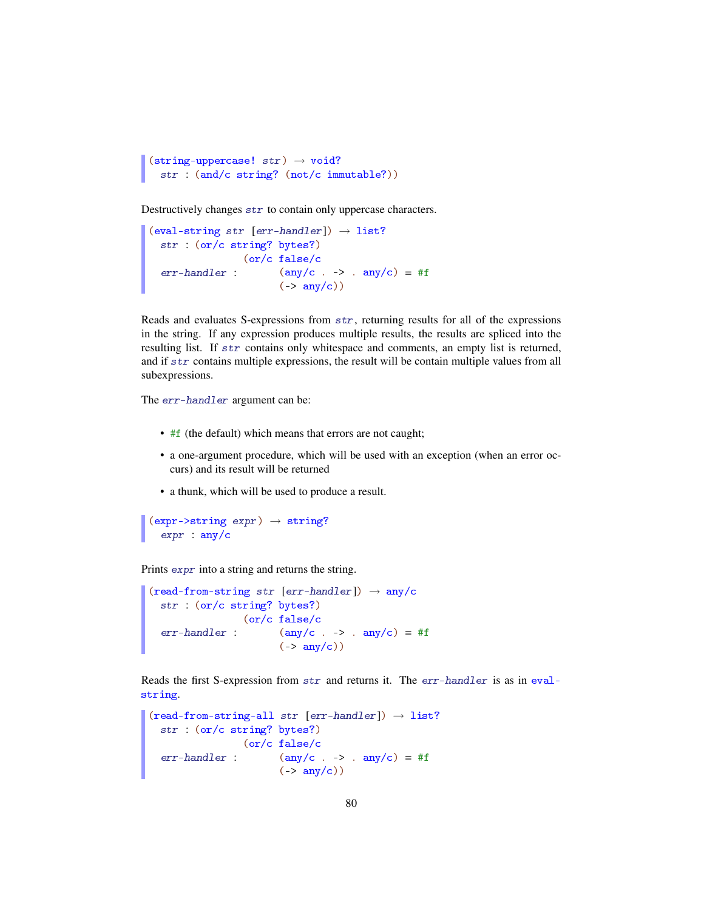```
(string-uppercase! str) → void?
  str : (and/c string? (not/c immutable?))
```

Destructively changes *str* to contain only uppercase characters.

```
(eval-string str [err-handler]) → list?
  str : (or/c string? bytes?)
                (or/c false/c
  err-handler :       (any/c . -> . any/c) = #f
                      (-> any/c))
```

Reads and evaluates S-expressions from *str*, returning results for all of the expressions in the string. If any expression produces multiple results, the results are spliced into the resulting list. If *str* contains only whitespace and comments, an empty list is returned, and if *str* contains multiple expressions, the result will be contain multiple values from all subexpressions.

The *err-handler* argument can be:

- `#f` (the default) which means that errors are not caught;
- a one-argument procedure, which will be used with an exception (when an error occurs) and its result will be returned
- a thunk, which will be used to produce a result.

```
(expr->string expr) → string?
  expr : any/c
```

Prints *expr* into a string and returns the string.

```
(read-from-string str [err-handler]) → any/c
  str : (or/c string? bytes?)
                (or/c false/c
  err-handler :       (any/c . -> . any/c) = #f
                      (-> any/c))
```

Reads the first S-expression from *str* and returns it. The *err-handler* is as in `eval-string`.

```
(read-from-string-all str [err-handler]) → list?
  str : (or/c string? bytes?)
                (or/c false/c
  err-handler :       (any/c . -> . any/c) = #f
                      (-> any/c))
```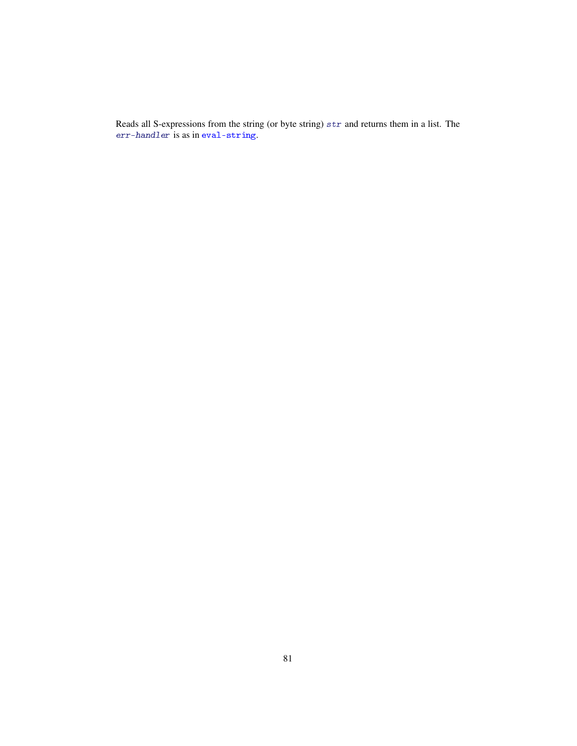Reads all S-expressions from the string (or byte string) *str* and returns them in a list. The *err-handler* is as in `eval-string`.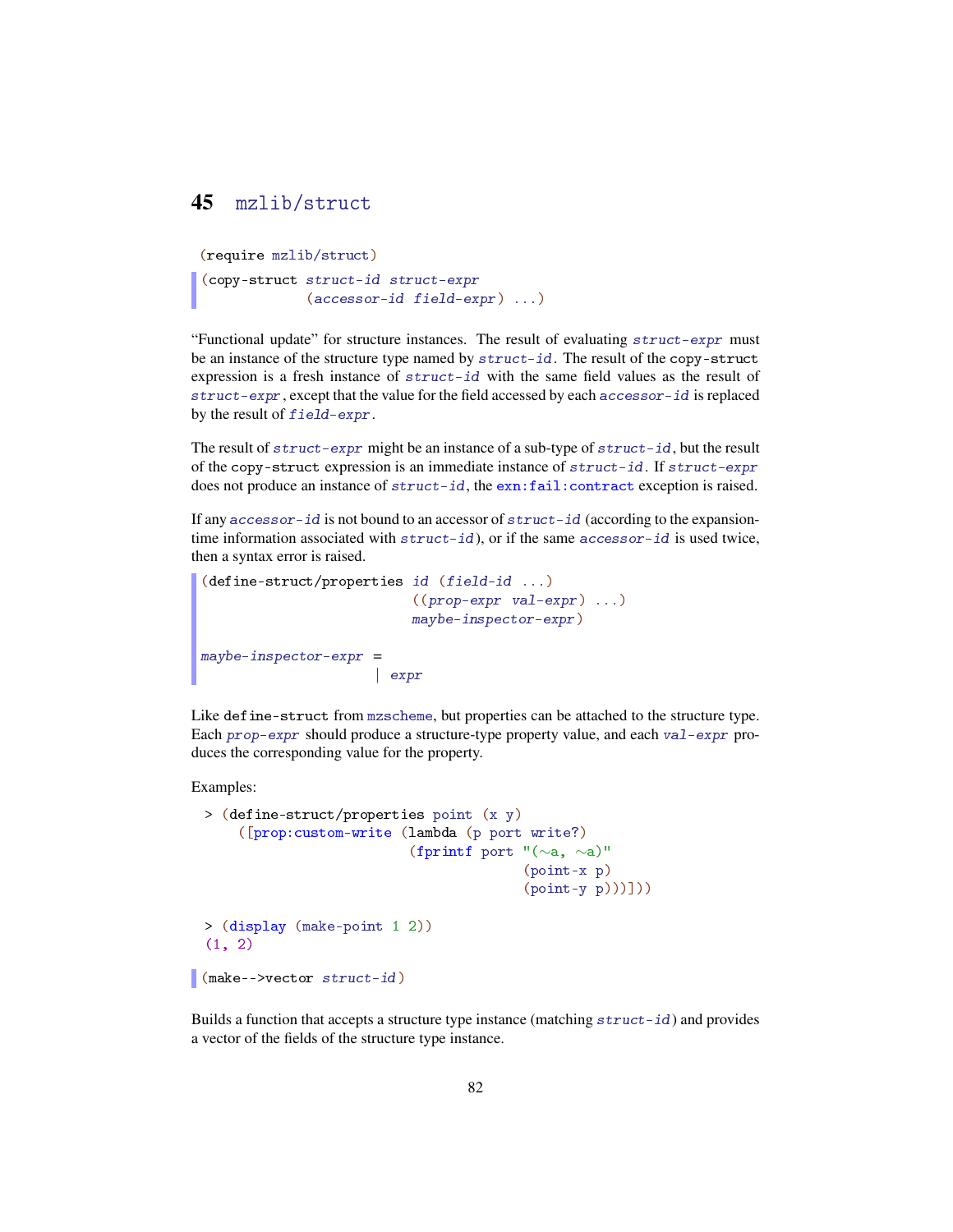# 45 mzlib/struct

```
(require mzlib/struct)
```

```
(copy-struct struct-id struct-expr
             (accessor-id field-expr) ...)
```

"Functional update" for structure instances. The result of evaluating *struct-expr* must be an instance of the structure type named by *struct-id*. The result of the copy-struct expression is a fresh instance of *struct-id* with the same field values as the result of *struct-expr*, except that the value for the field accessed by each *accessor-id* is replaced by the result of *field-expr*.

The result of *struct-expr* might be an instance of a sub-type of *struct-id*, but the result of the copy-struct expression is an immediate instance of *struct-id*. If *struct-expr* does not produce an instance of *struct-id*, the exn:fail:contract exception is raised.

If any *accessor-id* is not bound to an accessor of *struct-id* (according to the expansion-time information associated with *struct-id*), or if the same *accessor-id* is used twice, then a syntax error is raised.

```
(define-struct/properties id (field-id ...)
                         ((prop-expr val-expr) ...)
                         maybe-inspector-expr)

maybe-inspector-expr =
                     | expr
```

Like define-struct from mzscheme, but properties can be attached to the structure type. Each *prop-expr* should produce a structure-type property value, and each *val-expr* produces the corresponding value for the property.

Examples:

```
> (define-struct/properties point (x y)
    ([prop:custom-write (lambda (p port write?)
                          (fprintf port "(~a, ~a)"
                                   (point-x p)
                                   (point-y p)))]))

> (display (make-point 1 2))
(1, 2)
```

```
(make-->vector struct-id)
```

Builds a function that accepts a structure type instance (matching *struct-id*) and provides a vector of the fields of the structure type instance.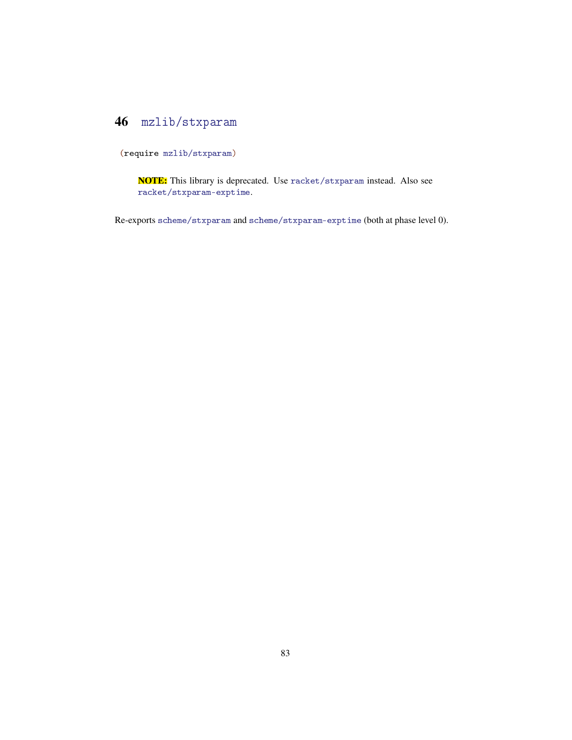# 46 mzlib/stxparam

```
(require mzlib/stxparam)
```

> **NOTE:** This library is deprecated. Use racket/stxparam instead. Also see racket/stxparam-exptime.

Re-exports scheme/stxparam and scheme/stxparam-exptime (both at phase level 0).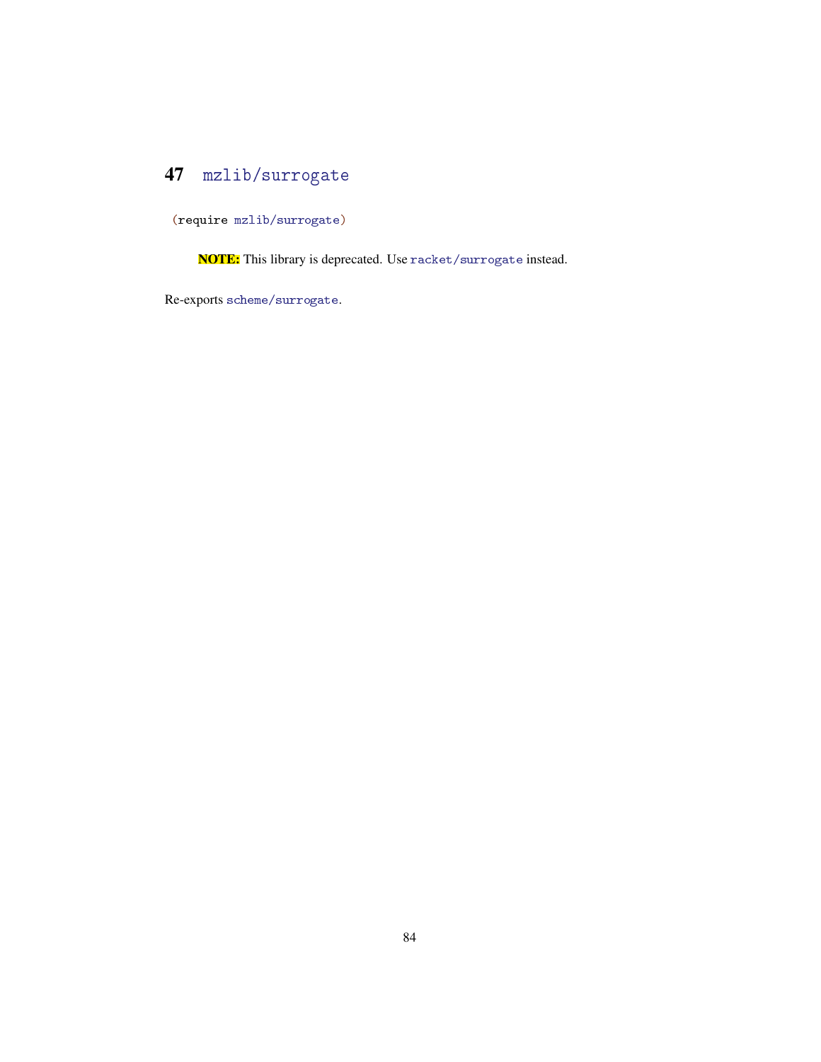# 47 mzlib/surrogate

```
(require mzlib/surrogate)
```

> **NOTE:** This library is deprecated. Use racket/surrogate instead.

Re-exports scheme/surrogate.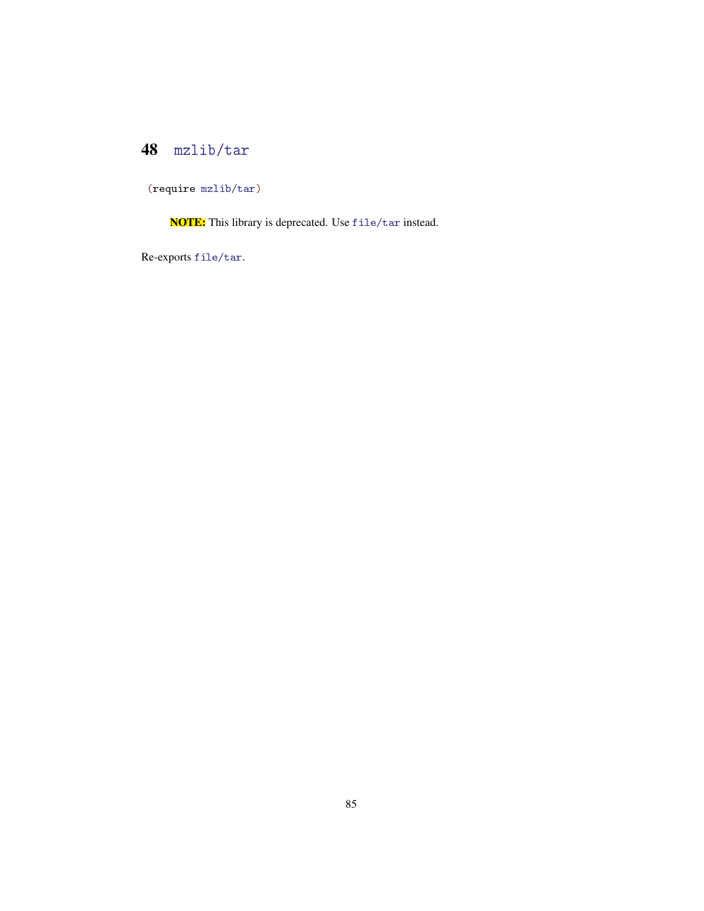# 48 mzlib/tar

```
(require mzlib/tar)
```

**NOTE:** This library is deprecated. Use `file/tar` instead.

Re-exports `file/tar`.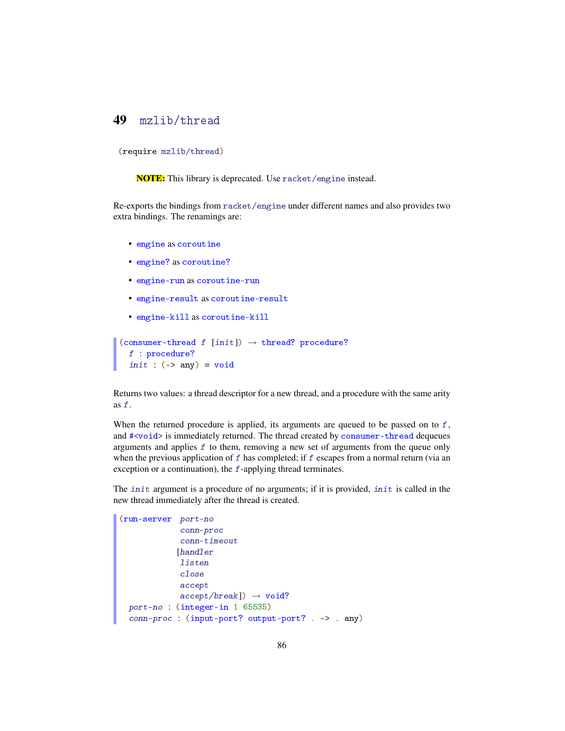# 49 mzlib/thread

```
(require mzlib/thread)
```

> **NOTE:** This library is deprecated. Use racket/engine instead.

Re-exports the bindings from racket/engine under different names and also provides two extra bindings. The renamings are:

- engine as coroutine
- engine? as coroutine?
- engine-run as coroutine-run
- engine-result as coroutine-result
- engine-kill as coroutine-kill

```
(consumer-thread f [init]) → thread? procedure?
  f : procedure?
  init : (-> any) = void
```

Returns two values: a thread descriptor for a new thread, and a procedure with the same arity as *f*.

When the returned procedure is applied, its arguments are queued to be passed on to *f*, and #<void> is immediately returned. The thread created by consumer-thread dequeues arguments and applies *f* to them, removing a new set of arguments from the queue only when the previous application of *f* has completed; if *f* escapes from a normal return (via an exception or a continuation), the *f*-applying thread terminates.

The *init* argument is a procedure of no arguments; if it is provided, *init* is called in the new thread immediately after the thread is created.

```
(run-server  port-no
             conn-proc
             conn-timeout
            [handler
             listen
             close
             accept
             accept/break]) → void?
  port-no : (integer-in 1 65535)
  conn-proc : (input-port? output-port? . -> . any)
```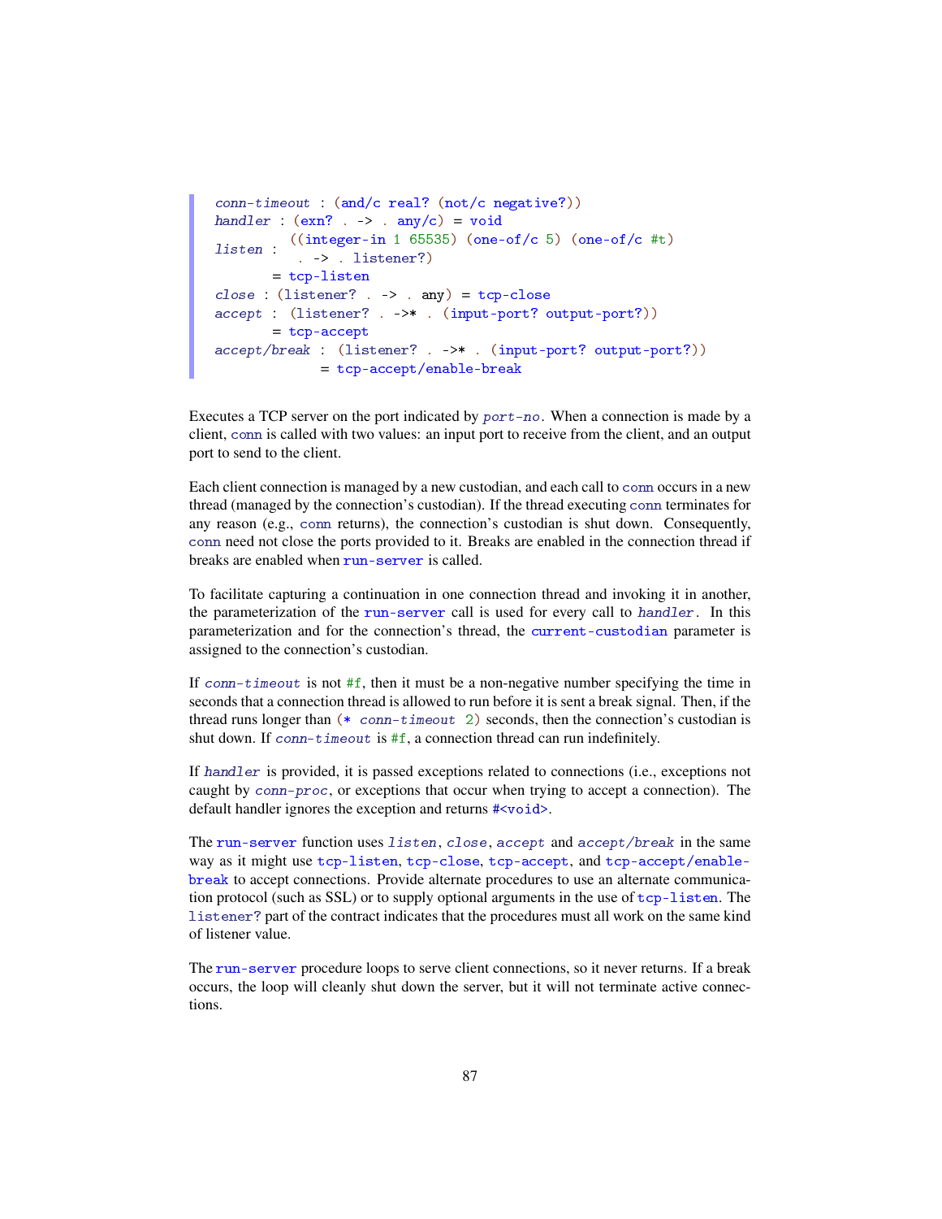```
conn-timeout : (and/c real? (not/c negative?))
handler : (exn? . -> . any/c) = void
listen : ((integer-in 1 65535) (one-of/c 5) (one-of/c #t)
          . -> . listener?)
       = tcp-listen
close : (listener? . -> . any) = tcp-close
accept : (listener? . ->* . (input-port? output-port?))
       = tcp-accept
accept/break : (listener? . ->* . (input-port? output-port?))
             = tcp-accept/enable-break
```

Executes a TCP server on the port indicated by `port-no`. When a connection is made by a client, `conn` is called with two values: an input port to receive from the client, and an output port to send to the client.

Each client connection is managed by a new custodian, and each call to `conn` occurs in a new thread (managed by the connection's custodian). If the thread executing `conn` terminates for any reason (e.g., `conn` returns), the connection's custodian is shut down. Consequently, `conn` need not close the ports provided to it. Breaks are enabled in the connection thread if breaks are enabled when `run-server` is called.

To facilitate capturing a continuation in one connection thread and invoking it in another, the parameterization of the `run-server` call is used for every call to `handler`. In this parameterization and for the connection's thread, the `current-custodian` parameter is assigned to the connection's custodian.

If `conn-timeout` is not `#f`, then it must be a non-negative number specifying the time in seconds that a connection thread is allowed to run before it is sent a break signal. Then, if the thread runs longer than `(* conn-timeout 2)` seconds, then the connection's custodian is shut down. If `conn-timeout` is `#f`, a connection thread can run indefinitely.

If `handler` is provided, it is passed exceptions related to connections (i.e., exceptions not caught by `conn-proc`, or exceptions that occur when trying to accept a connection). The default handler ignores the exception and returns `#<void>`.

The `run-server` function uses `listen`, `close`, `accept` and `accept/break` in the same way as it might use `tcp-listen`, `tcp-close`, `tcp-accept`, and `tcp-accept/enable-break` to accept connections. Provide alternate procedures to use an alternate communication protocol (such as SSL) or to supply optional arguments in the use of `tcp-listen`. The `listener?` part of the contract indicates that the procedures must all work on the same kind of listener value.

The `run-server` procedure loops to serve client connections, so it never returns. If a break occurs, the loop will cleanly shut down the server, but it will not terminate active connections.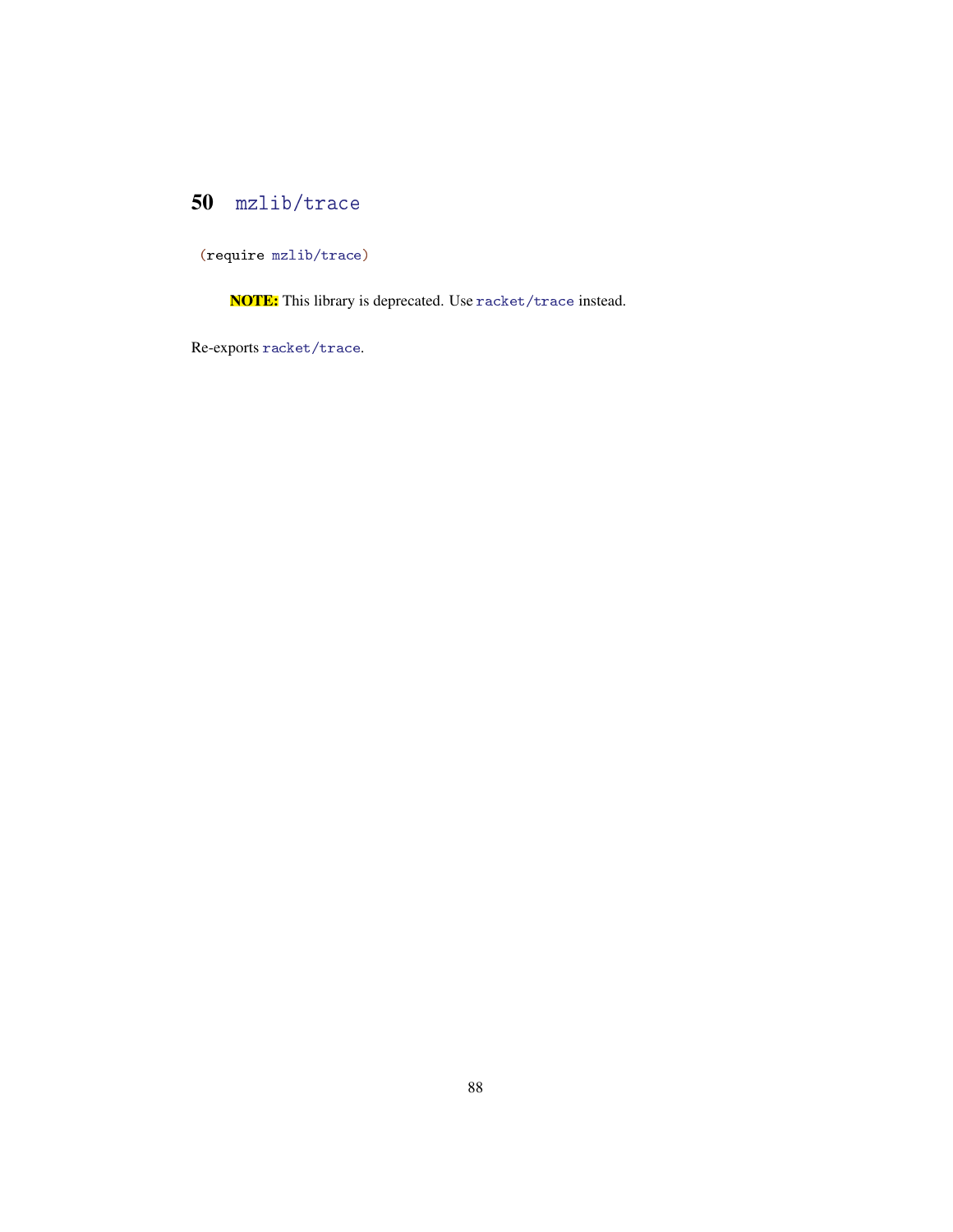# 50 mzlib/trace

```
(require mzlib/trace)
```

> **NOTE:** This library is deprecated. Use `racket/trace` instead.

Re-exports `racket/trace`.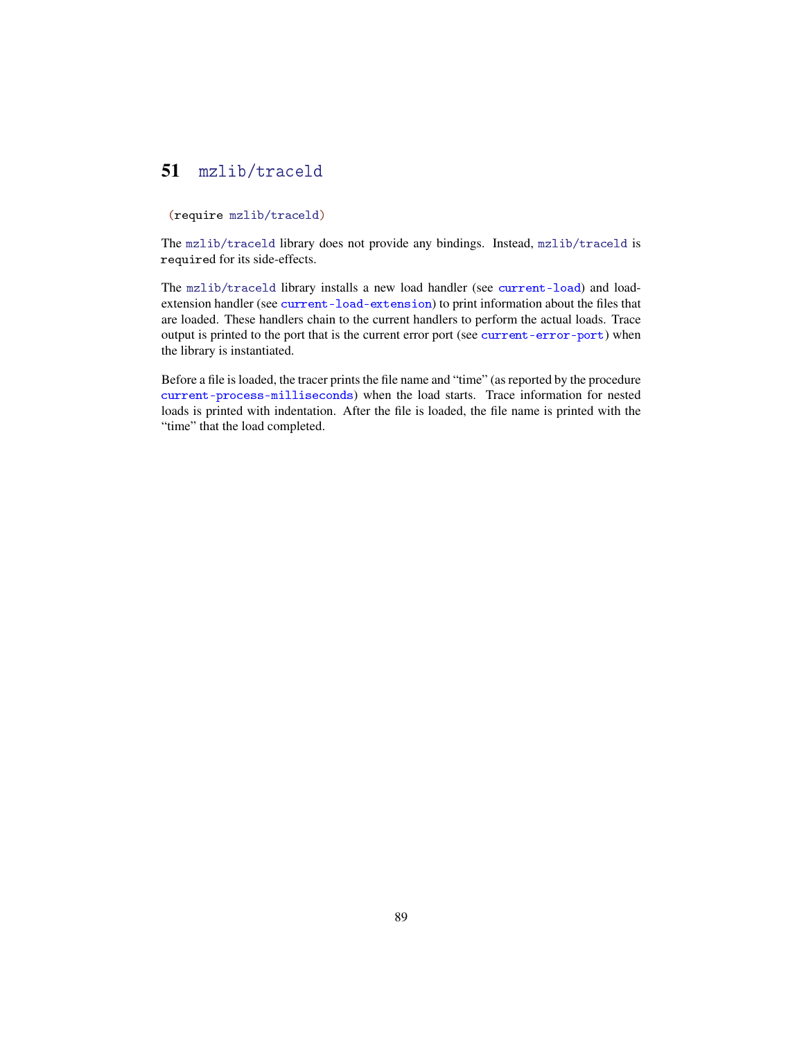# 51 mzlib/traceld

```
(require mzlib/traceld)
```

The mzlib/traceld library does not provide any bindings. Instead, mzlib/traceld is required for its side-effects.

The mzlib/traceld library installs a new load handler (see current-load) and load-extension handler (see current-load-extension) to print information about the files that are loaded. These handlers chain to the current handlers to perform the actual loads. Trace output is printed to the port that is the current error port (see current-error-port) when the library is instantiated.

Before a file is loaded, the tracer prints the file name and "time" (as reported by the procedure current-process-milliseconds) when the load starts. Trace information for nested loads is printed with indentation. After the file is loaded, the file name is printed with the "time" that the load completed.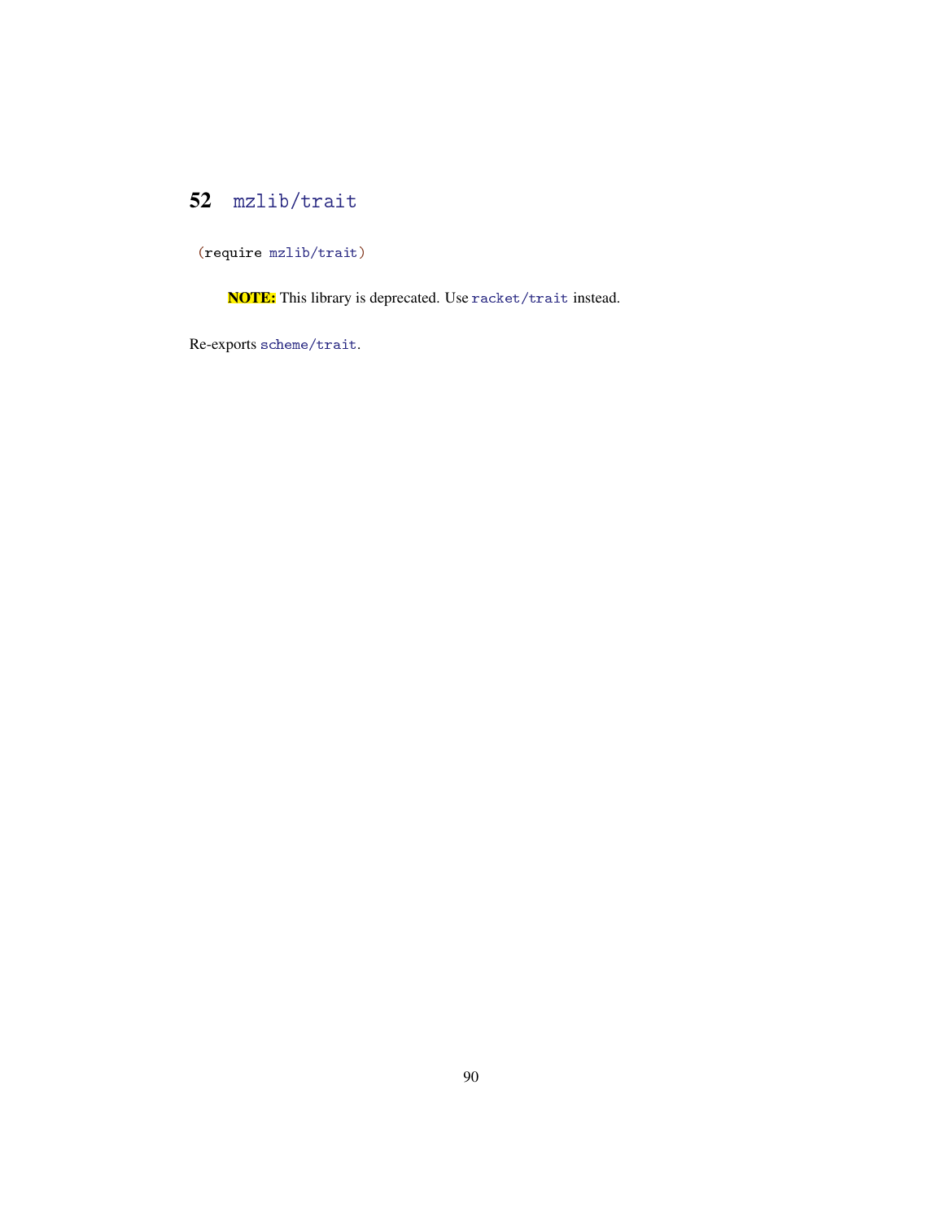# 52 mzlib/trait

```
(require mzlib/trait)
```

> **NOTE:** This library is deprecated. Use `racket/trait` instead.

Re-exports `scheme/trait`.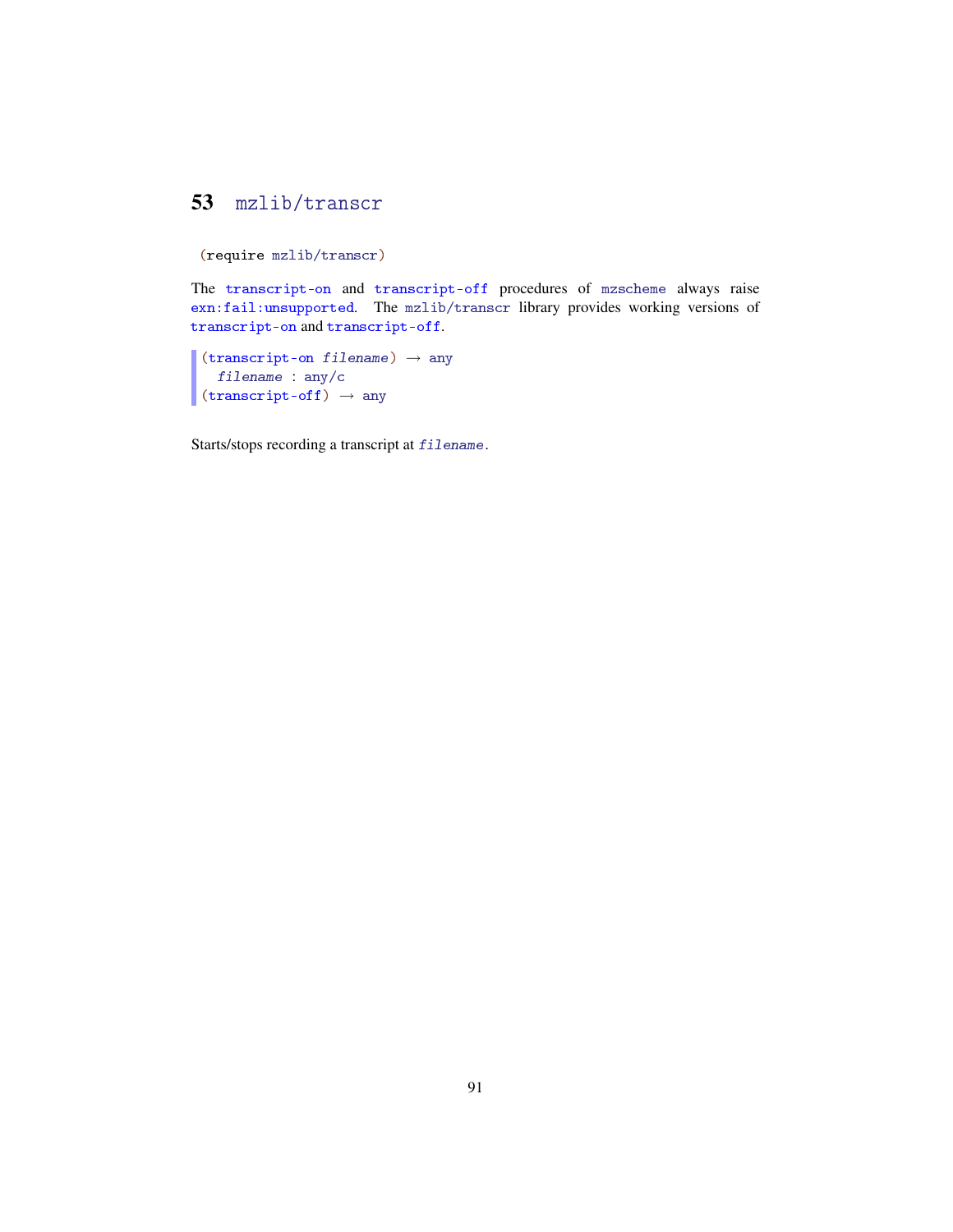# 53 mzlib/transcr

```
(require mzlib/transcr)
```

The `transcript-on` and `transcript-off` procedures of `mzscheme` always raise `exn:fail:unsupported`. The `mzlib/transcr` library provides working versions of `transcript-on` and `transcript-off`.

```
(transcript-on filename) → any
  filename : any/c
(transcript-off) → any
```

Starts/stops recording a transcript at *`filename`*.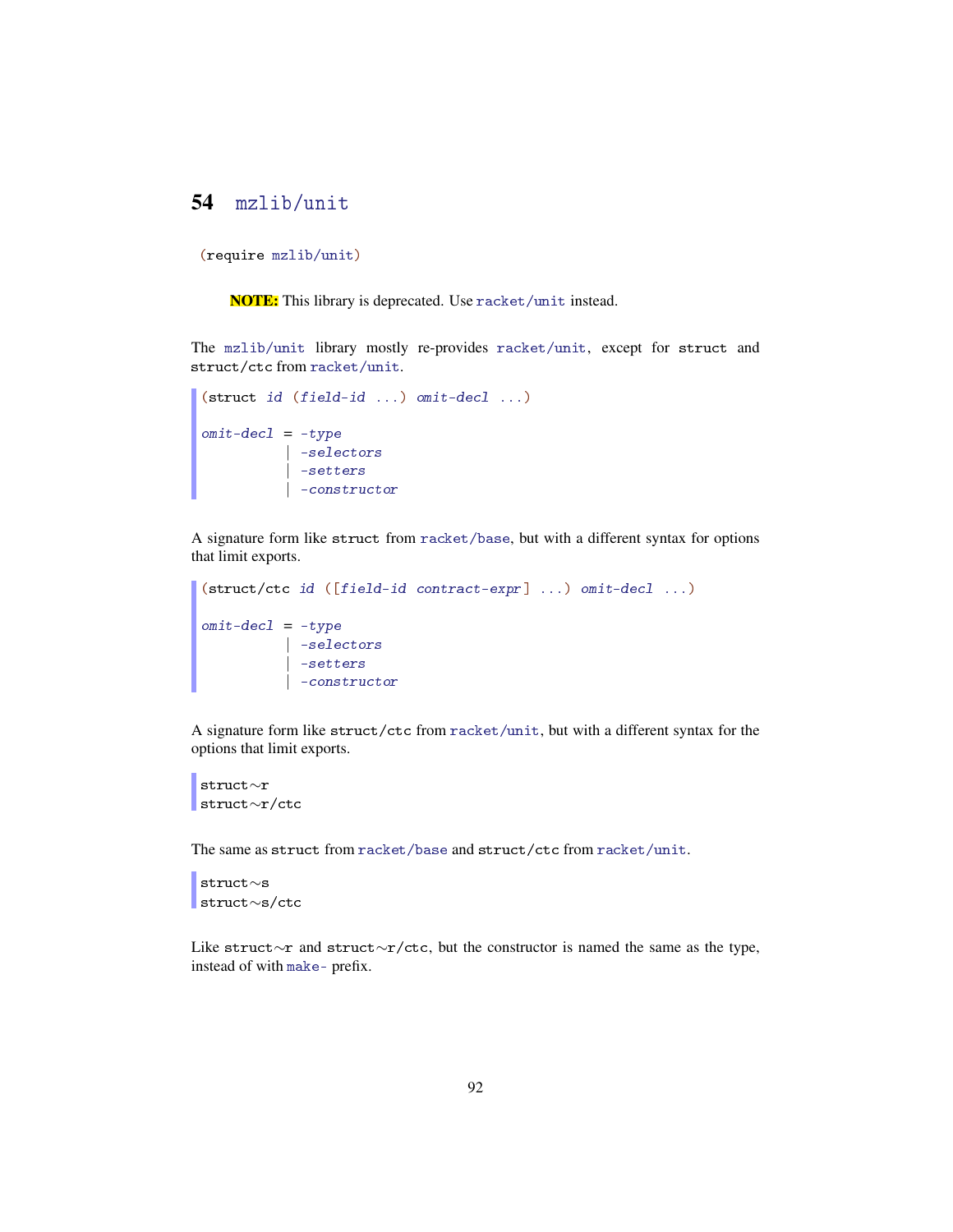# 54 mzlib/unit

```
(require mzlib/unit)
```

**NOTE:** This library is deprecated. Use racket/unit instead.

The mzlib/unit library mostly re-provides racket/unit, except for struct and struct/ctc from racket/unit.

```
(struct id (field-id ...) omit-decl ...)

omit-decl = -type
          | -selectors
          | -setters
          | -constructor
```

A signature form like struct from racket/base, but with a different syntax for options that limit exports.

```
(struct/ctc id ([field-id contract-expr] ...) omit-decl ...)

omit-decl = -type
          | -selectors
          | -setters
          | -constructor
```

A signature form like struct/ctc from racket/unit, but with a different syntax for the options that limit exports.

```
struct~r
struct~r/ctc
```

The same as struct from racket/base and struct/ctc from racket/unit.

```
struct~s
struct~s/ctc
```

Like struct~r and struct~r/ctc, but the constructor is named the same as the type, instead of with make- prefix.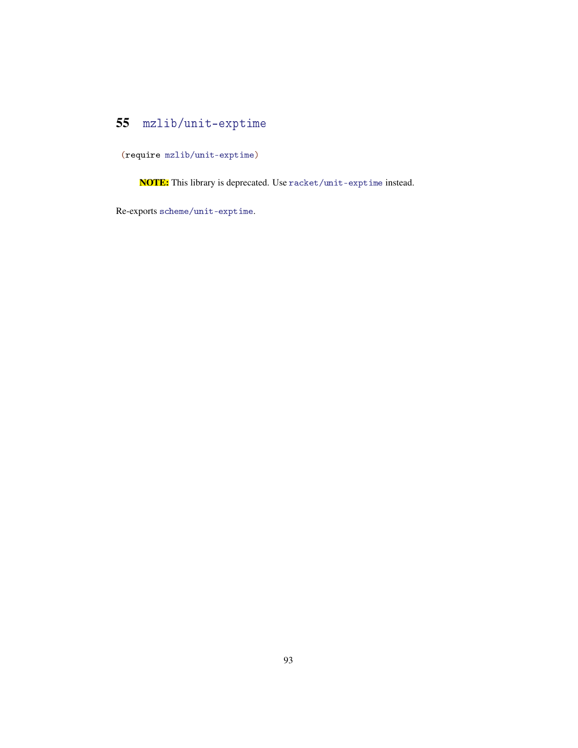# 55 mzlib/unit-exptime

```
(require mzlib/unit-exptime)
```

> **NOTE:** This library is deprecated. Use racket/unit-exptime instead.

Re-exports scheme/unit-exptime.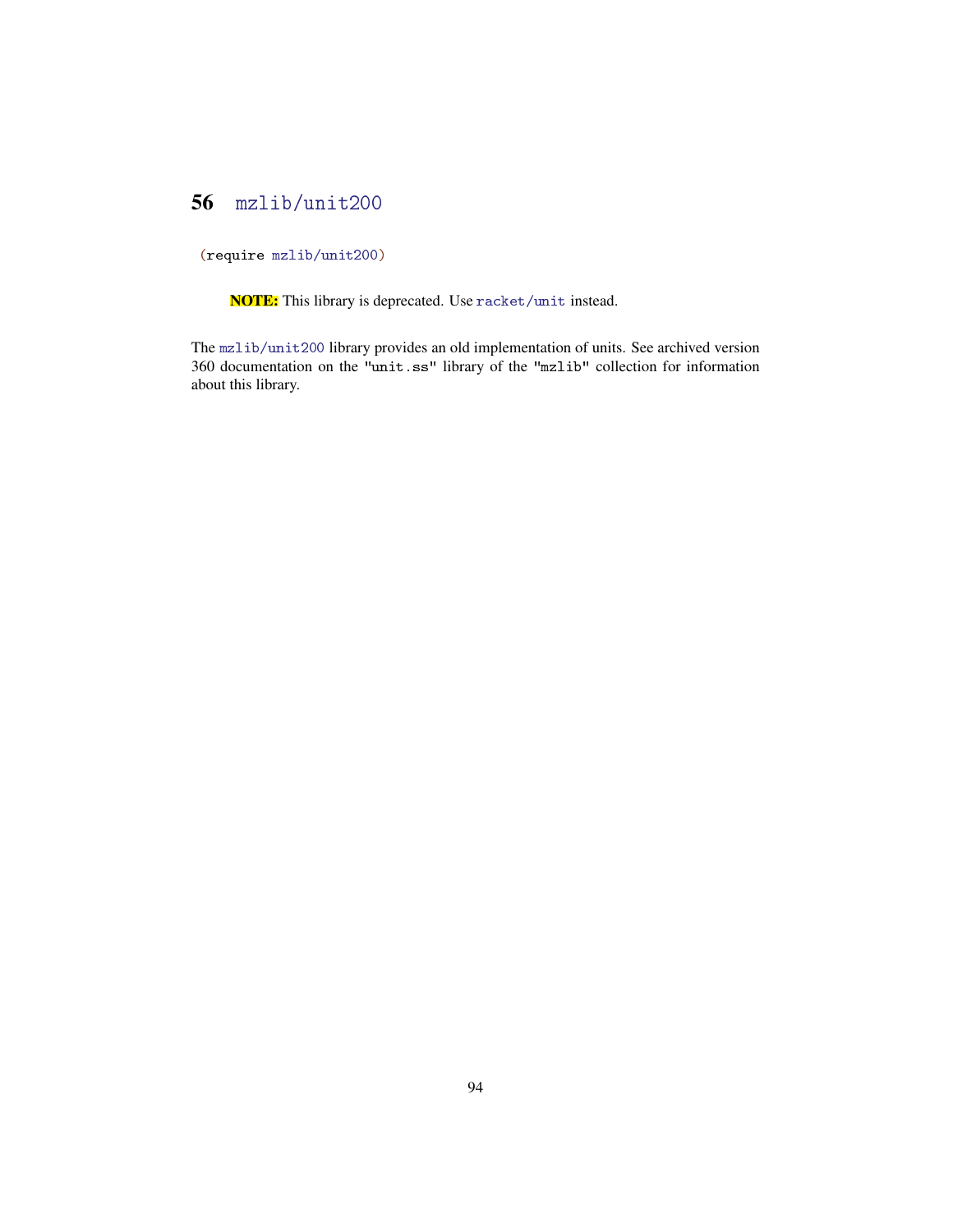# 56 mzlib/unit200

```
(require mzlib/unit200)
```

> **NOTE:** This library is deprecated. Use `racket/unit` instead.

The `mzlib/unit200` library provides an old implementation of units. See archived version 360 documentation on the `"unit.ss"` library of the `"mzlib"` collection for information about this library.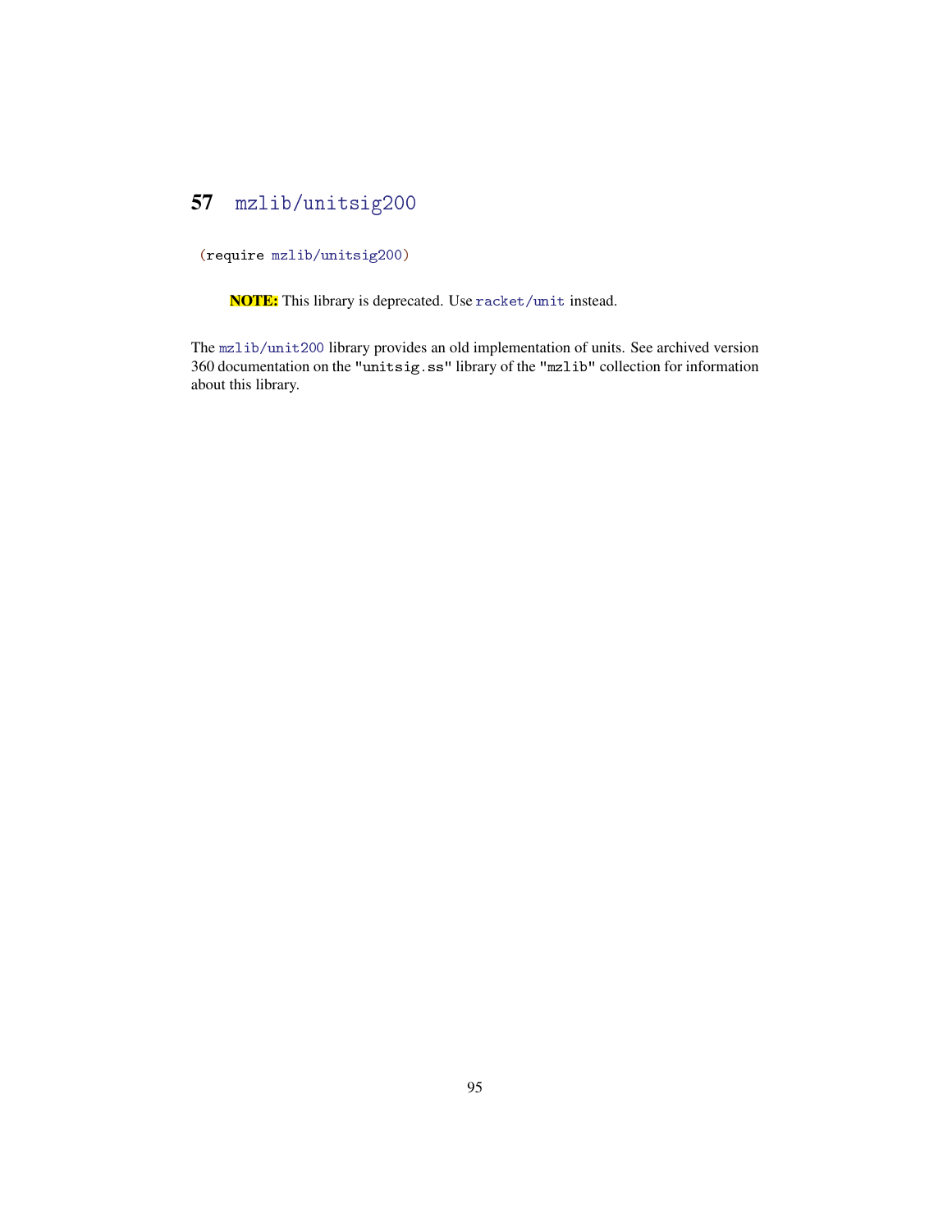# 57 mzlib/unitsig200

```
(require mzlib/unitsig200)
```

> **NOTE:** This library is deprecated. Use racket/unit instead.

The mzlib/unit200 library provides an old implementation of units. See archived version 360 documentation on the "unitsig.ss" library of the "mzlib" collection for information about this library.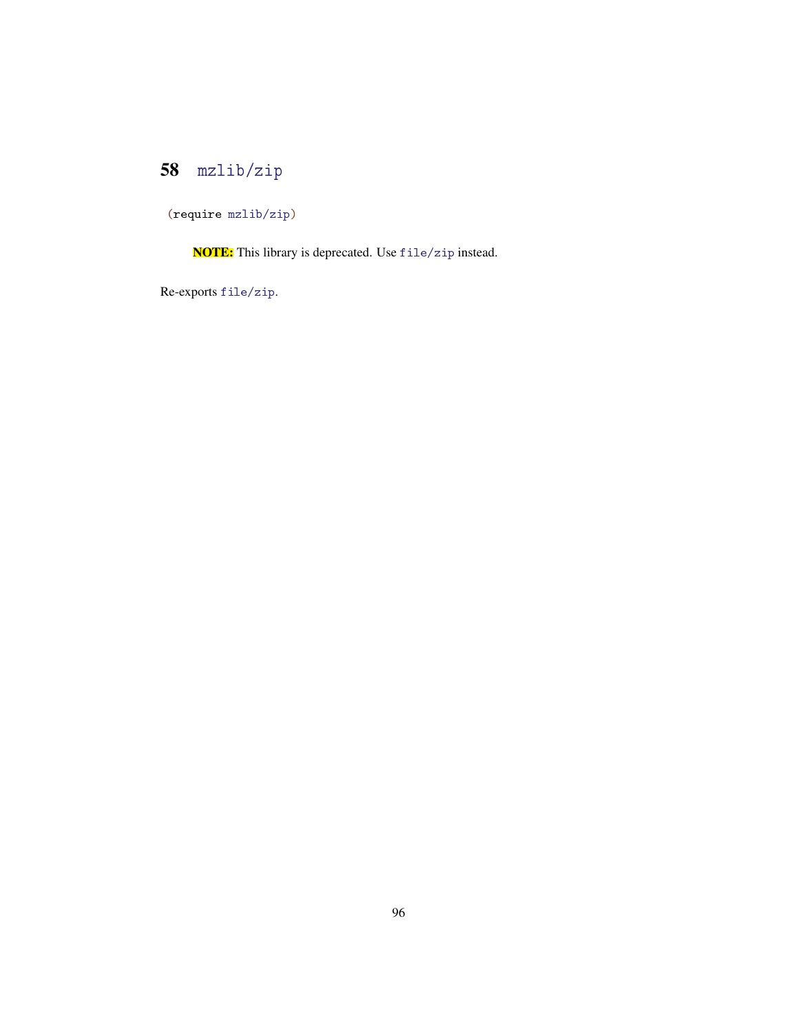# 58 mzlib/zip

```
(require mzlib/zip)
```

> **NOTE:** This library is deprecated. Use `file/zip` instead.

Re-exports `file/zip`.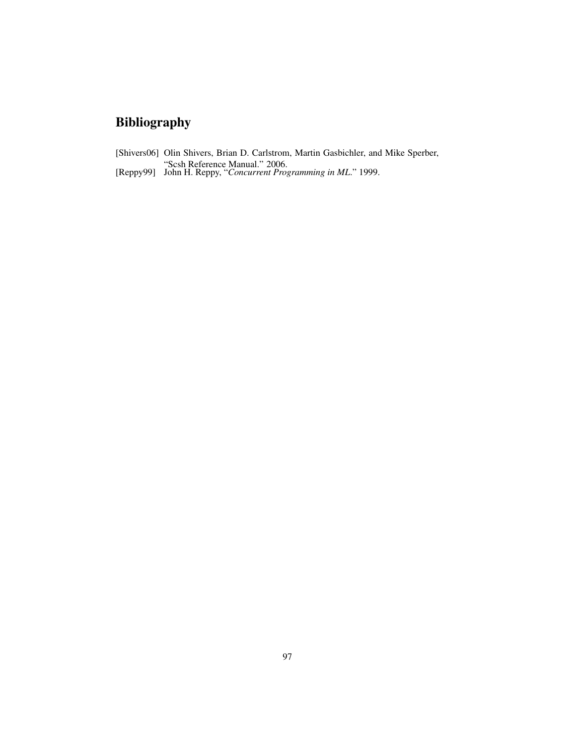# Bibliography

[Shivers06] Olin Shivers, Brian D. Carlstrom, Martin Gasbichler, and Mike Sperber, "Scsh Reference Manual." 2006.

[Reppy99] John H. Reppy, "*Concurrent Programming in ML*." 1999.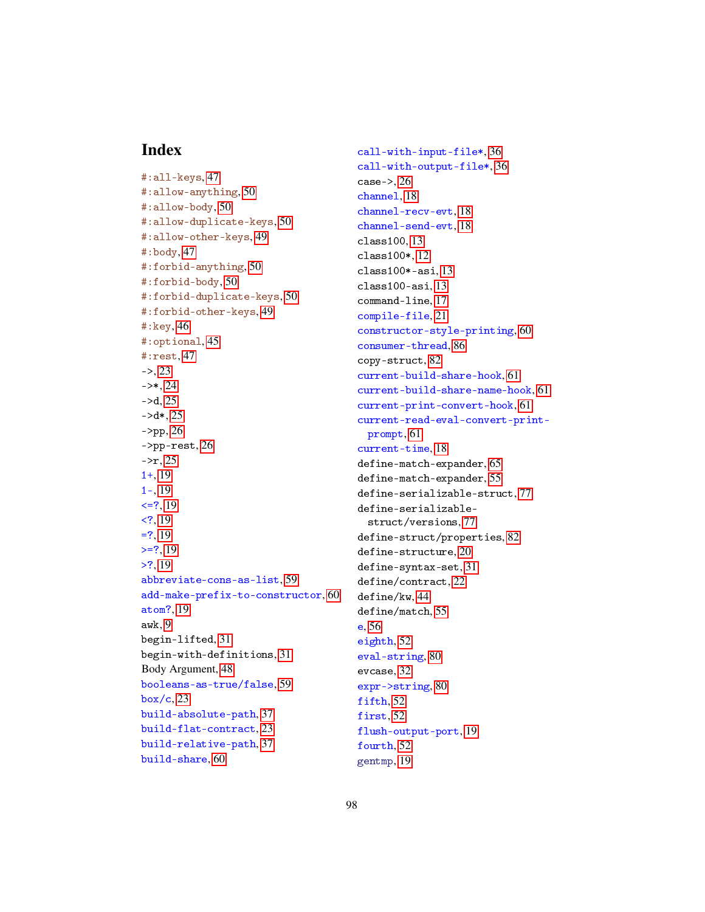# Index

#:all-keys, 47
#:allow-anything, 50
#:allow-body, 50
#:allow-duplicate-keys, 50
#:allow-other-keys, 49
#:body, 47
#:forbid-anything, 50
#:forbid-body, 50
#:forbid-duplicate-keys, 50
#:forbid-other-keys, 49
#:key, 46
#:optional, 45
#:rest, 47
->, 23
->*, 24
->d, 25
->d*, 25
->pp, 26
->pp-rest, 26
->r, 25
1+, 19
1-, 19
<=?, 19
<?, 19
=?, 19
>=?, 19
>?, 19
abbreviate-cons-as-list, 59
add-make-prefix-to-constructor, 60
atom?, 19
awk, 9
begin-lifted, 31
begin-with-definitions, 31
Body Argument, 48
booleans-as-true/false, 59
box/c, 23
build-absolute-path, 37
build-flat-contract, 23
build-relative-path, 37
build-share, 60
call-with-input-file*, 36
call-with-output-file*, 36
case->, 26
channel, 18
channel-recv-evt, 18
channel-send-evt, 18
class100, 13
class100*, 12
class100*-asi, 13
class100-asi, 13
command-line, 17
compile-file, 21
constructor-style-printing, 60
consumer-thread, 86
copy-struct, 82
current-build-share-hook, 61
current-build-share-name-hook, 61
current-print-convert-hook, 61
current-read-eval-convert-print-prompt, 61
current-time, 18
define-match-expander, 65
define-match-expander, 55
define-serializable-struct, 77
define-serializable-struct/versions, 77
define-struct/properties, 82
define-structure, 20
define-syntax-set, 31
define/contract, 22
define/kw, 44
define/match, 55
e, 56
eighth, 52
eval-string, 80
evcase, 32
expr->string, 80
fifth, 52
first, 52
flush-output-port, 19
fourth, 52
gentmp, 19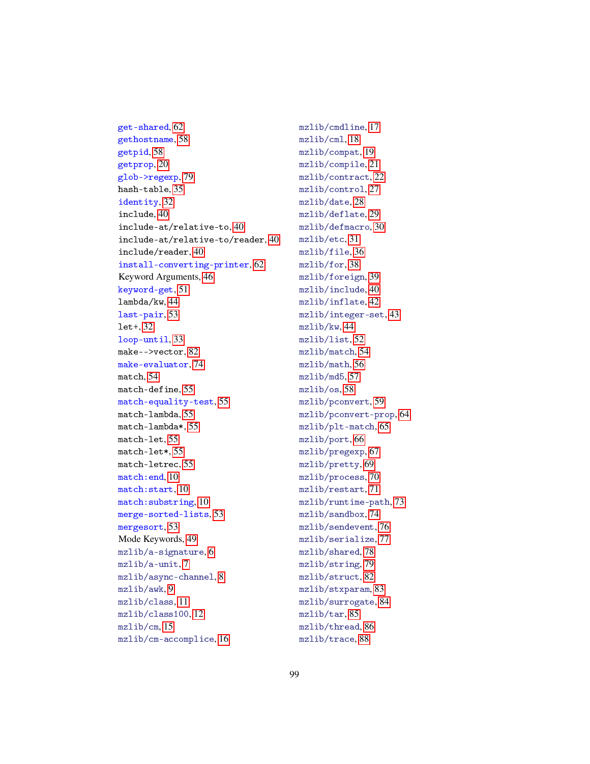get-shared, 62
gethostname, 58
getpid, 58
getprop, 20
glob->regexp, 79
hash-table, 35
identity, 32
include, 40
include-at/relative-to, 40
include-at/relative-to/reader, 40
include/reader, 40
install-converting-printer, 62
Keyword Arguments, 46
keyword-get, 51
lambda/kw, 44
last-pair, 53
let+, 32
loop-until, 33
make-->vector, 82
make-evaluator, 74
match, 54
match-define, 55
match-equality-test, 55
match-lambda, 55
match-lambda*, 55
match-let, 55
match-let*, 55
match-letrec, 55
match:end, 10
match:start, 10
match:substring, 10
merge-sorted-lists, 53
mergesort, 53
Mode Keywords, 49
mzlib/a-signature, 6
mzlib/a-unit, 7
mzlib/async-channel, 8
mzlib/awk, 9
mzlib/class, 11
mzlib/class100, 12
mzlib/cm, 15
mzlib/cm-accomplice, 16
mzlib/cmdline, 17
mzlib/cml, 18
mzlib/compat, 19
mzlib/compile, 21
mzlib/contract, 22
mzlib/control, 27
mzlib/date, 28
mzlib/deflate, 29
mzlib/defmacro, 30
mzlib/etc, 31
mzlib/file, 36
mzlib/for, 38
mzlib/foreign, 39
mzlib/include, 40
mzlib/inflate, 42
mzlib/integer-set, 43
mzlib/kw, 44
mzlib/list, 52
mzlib/match, 54
mzlib/math, 56
mzlib/md5, 57
mzlib/os, 58
mzlib/pconvert, 59
mzlib/pconvert-prop, 64
mzlib/plt-match, 65
mzlib/port, 66
mzlib/pregexp, 67
mzlib/pretty, 69
mzlib/process, 70
mzlib/restart, 71
mzlib/runtime-path, 73
mzlib/sandbox, 74
mzlib/sendevent, 76
mzlib/serialize, 77
mzlib/shared, 78
mzlib/string, 79
mzlib/struct, 82
mzlib/stxparam, 83
mzlib/surrogate, 84
mzlib/tar, 85
mzlib/thread, 86
mzlib/trace, 88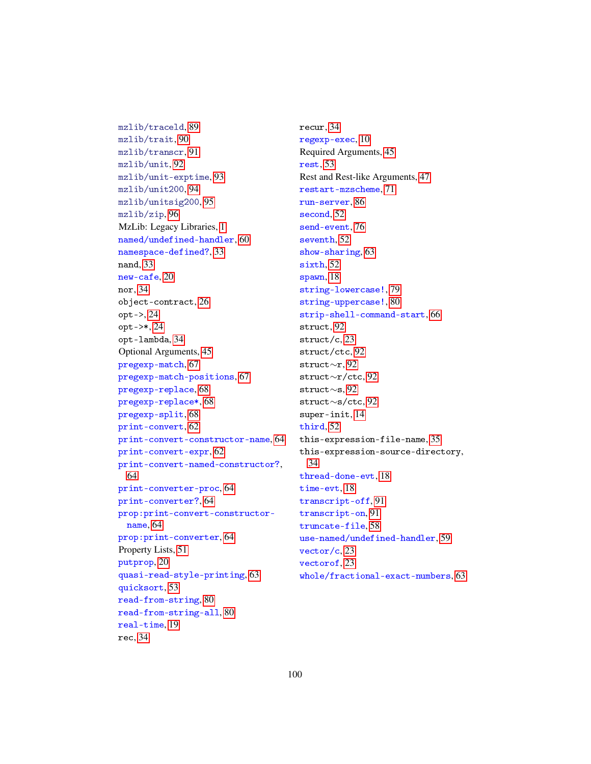mzlib/traceld, 89
mzlib/trait, 90
mzlib/transcr, 91
mzlib/unit, 92
mzlib/unit-exptime, 93
mzlib/unit200, 94
mzlib/unitsig200, 95
mzlib/zip, 96
MzLib: Legacy Libraries, 1
named/undefined-handler, 60
namespace-defined?, 33
nand, 33
new-cafe, 20
nor, 34
object-contract, 26
opt->, 24
opt->*, 24
opt-lambda, 34
Optional Arguments, 45
pregexp-match, 67
pregexp-match-positions, 67
pregexp-replace, 68
pregexp-replace*, 68
pregexp-split, 68
print-convert, 62
print-convert-constructor-name, 64
print-convert-expr, 62
print-convert-named-constructor?, 64
print-converter-proc, 64
print-converter?, 64
prop:print-convert-constructor-name, 64
prop:print-converter, 64
Property Lists, 51
putprop, 20
quasi-read-style-printing, 63
quicksort, 53
read-from-string, 80
read-from-string-all, 80
real-time, 19
rec, 34
recur, 34
regexp-exec, 10
Required Arguments, 45
rest, 53
Rest and Rest-like Arguments, 47
restart-mzscheme, 71
run-server, 86
second, 52
send-event, 76
seventh, 52
show-sharing, 63
sixth, 52
spawn, 18
string-lowercase!, 79
string-uppercase!, 80
strip-shell-command-start, 66
struct, 92
struct/c, 23
struct/ctc, 92
struct~r, 92
struct~r/ctc, 92
struct~s, 92
struct~s/ctc, 92
super-init, 14
third, 52
this-expression-file-name, 35
this-expression-source-directory, 34
thread-done-evt, 18
time-evt, 18
transcript-off, 91
transcript-on, 91
truncate-file, 58
use-named/undefined-handler, 59
vector/c, 23
vectorof, 23
whole/fractional-exact-numbers, 63